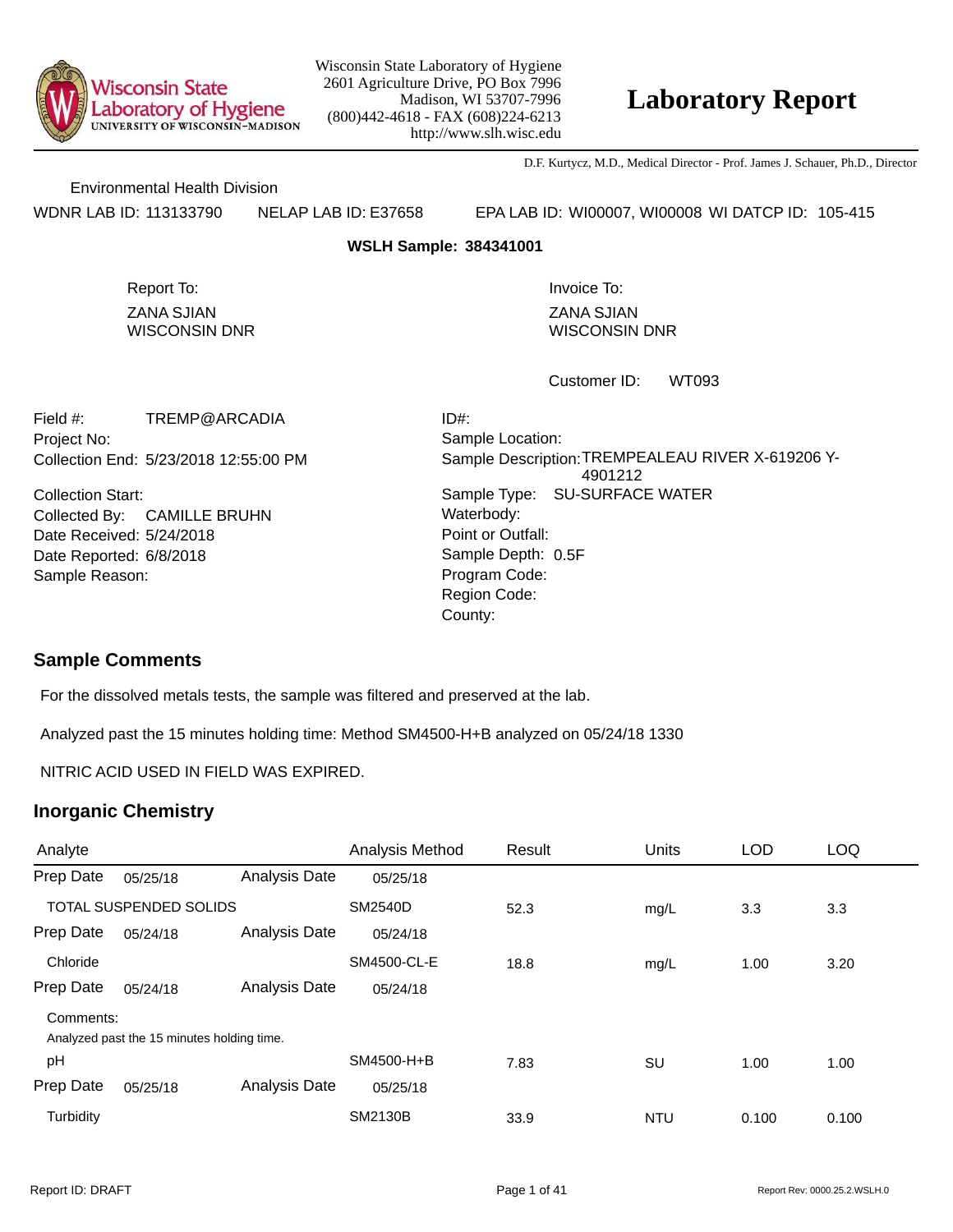Wisconsin State Laboratory of Hygiene
2601 Agriculture Drive, PO Box 7996
Madison, WI 53707-7996
(800)442-4618 - FAX (608)224-6213
http://www.slh.wisc.edu

# Laboratory Report

D.F. Kurtycz, M.D., Medical Director - Prof. James J. Schauer, Ph.D., Director

Environmental Health Division

WDNR LAB ID: 113133790 NELAP LAB ID: E37658 EPA LAB ID: WI00007, WI00008 WI DATCP ID: 105-415

**WSLH Sample: 384341001**

Report To:
ZANA SJIAN
WISCONSIN DNR

Invoice To:
ZANA SJIAN
WISCONSIN DNR

Customer ID: WT093

Field #: TREMP@ARCADIA
Project No:
Collection End: 5/23/2018 12:55:00 PM
Collection Start:
Collected By: CAMILLE BRUHN
Date Received: 5/24/2018
Date Reported: 6/8/2018
Sample Reason:

ID#:
Sample Location:
Sample Description: TREMPEALEAU RIVER X-619206 Y-4901212
Sample Type: SU-SURFACE WATER
Waterbody:
Point or Outfall:
Sample Depth: 0.5F
Program Code:
Region Code:
County:

## Sample Comments

For the dissolved metals tests, the sample was filtered and preserved at the lab.

Analyzed past the 15 minutes holding time: Method SM4500-H+B analyzed on 05/24/18 1330

NITRIC ACID USED IN FIELD WAS EXPIRED.

## Inorganic Chemistry

| Analyte | Prep Date | Analysis Date | Analysis Method | Result | Units | LOD | LOQ |
|---|---|---|---|---|---|---|---|
| TOTAL SUSPENDED SOLIDS | 05/25/18 | 05/25/18 | SM2540D | 52.3 | mg/L | 3.3 | 3.3 |
| Chloride | 05/24/18 | 05/24/18 | SM4500-CL-E | 18.8 | mg/L | 1.00 | 3.20 |
| pH (Comments: Analyzed past the 15 minutes holding time.) | 05/24/18 | 05/24/18 | SM4500-H+B | 7.83 | SU | 1.00 | 1.00 |
| Turbidity | 05/25/18 | 05/25/18 | SM2130B | 33.9 | NTU | 0.100 | 0.100 |

Report ID: DRAFT

Report Rev: 0000.25.2.WSLH.0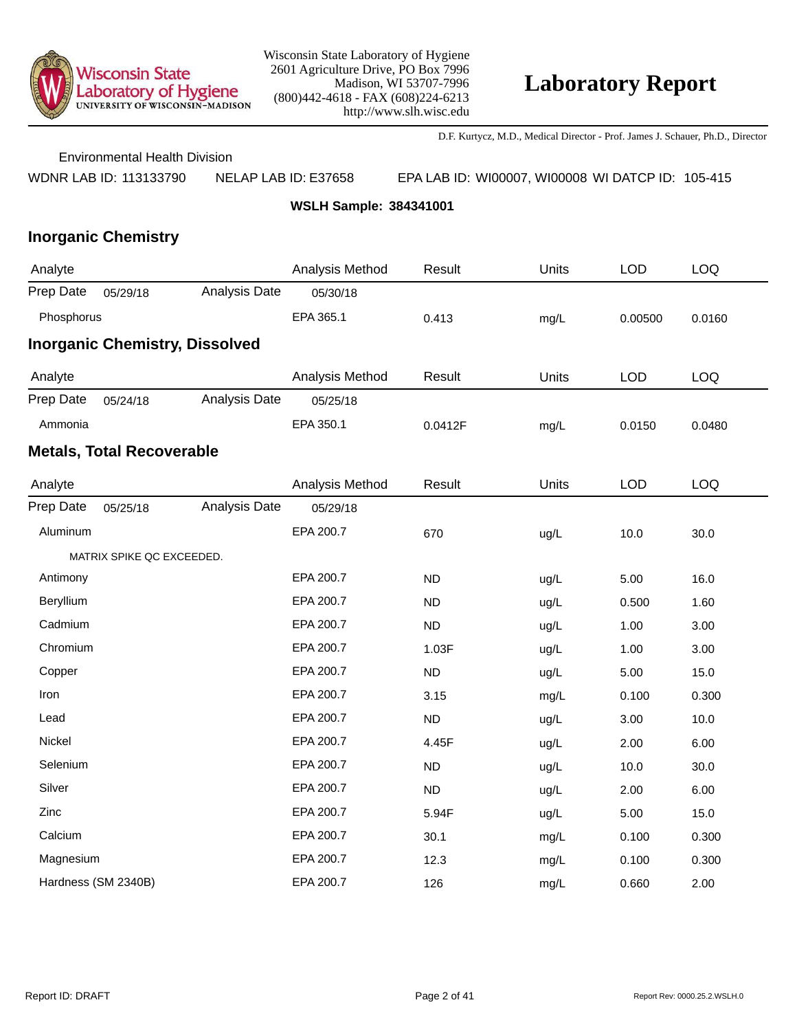Wisconsin State Laboratory of Hygiene
2601 Agriculture Drive, PO Box 7996
Madison, WI 53707-7996
(800)442-4618 - FAX (608)224-6213
http://www.slh.wisc.edu

# Laboratory Report

D.F. Kurtycz, M.D., Medical Director - Prof. James J. Schauer, Ph.D., Director

Environmental Health Division

WDNR LAB ID: 113133790 NELAP LAB ID: E37658 EPA LAB ID: WI00007, WI00008 WI DATCP ID: 105-415

**WSLH Sample: 384341001**

## Inorganic Chemistry

| Analyte | | | Analysis Method | Result | Units | LOD | LOQ |
|---|---|---|---|---|---|---|---|
| Prep Date | 05/29/18 | Analysis Date | 05/30/18 | | | | |
| Phosphorus | | | EPA 365.1 | 0.413 | mg/L | 0.00500 | 0.0160 |

## Inorganic Chemistry, Dissolved

| Analyte | | | Analysis Method | Result | Units | LOD | LOQ |
|---|---|---|---|---|---|---|---|
| Prep Date | 05/24/18 | Analysis Date | 05/25/18 | | | | |
| Ammonia | | | EPA 350.1 | 0.0412F | mg/L | 0.0150 | 0.0480 |

## Metals, Total Recoverable

| Analyte | | | Analysis Method | Result | Units | LOD | LOQ |
|---|---|---|---|---|---|---|---|
| Prep Date | 05/25/18 | Analysis Date | 05/29/18 | | | | |
| Aluminum | | | EPA 200.7 | 670 | ug/L | 10.0 | 30.0 |
| MATRIX SPIKE QC EXCEEDED. | | | | | | | |
| Antimony | | | EPA 200.7 | ND | ug/L | 5.00 | 16.0 |
| Beryllium | | | EPA 200.7 | ND | ug/L | 0.500 | 1.60 |
| Cadmium | | | EPA 200.7 | ND | ug/L | 1.00 | 3.00 |
| Chromium | | | EPA 200.7 | 1.03F | ug/L | 1.00 | 3.00 |
| Copper | | | EPA 200.7 | ND | ug/L | 5.00 | 15.0 |
| Iron | | | EPA 200.7 | 3.15 | mg/L | 0.100 | 0.300 |
| Lead | | | EPA 200.7 | ND | ug/L | 3.00 | 10.0 |
| Nickel | | | EPA 200.7 | 4.45F | ug/L | 2.00 | 6.00 |
| Selenium | | | EPA 200.7 | ND | ug/L | 10.0 | 30.0 |
| Silver | | | EPA 200.7 | ND | ug/L | 2.00 | 6.00 |
| Zinc | | | EPA 200.7 | 5.94F | ug/L | 5.00 | 15.0 |
| Calcium | | | EPA 200.7 | 30.1 | mg/L | 0.100 | 0.300 |
| Magnesium | | | EPA 200.7 | 12.3 | mg/L | 0.100 | 0.300 |
| Hardness (SM 2340B) | | | EPA 200.7 | 126 | mg/L | 0.660 | 2.00 |

Report ID: DRAFT Report Rev: 0000.25.2.WSLH.0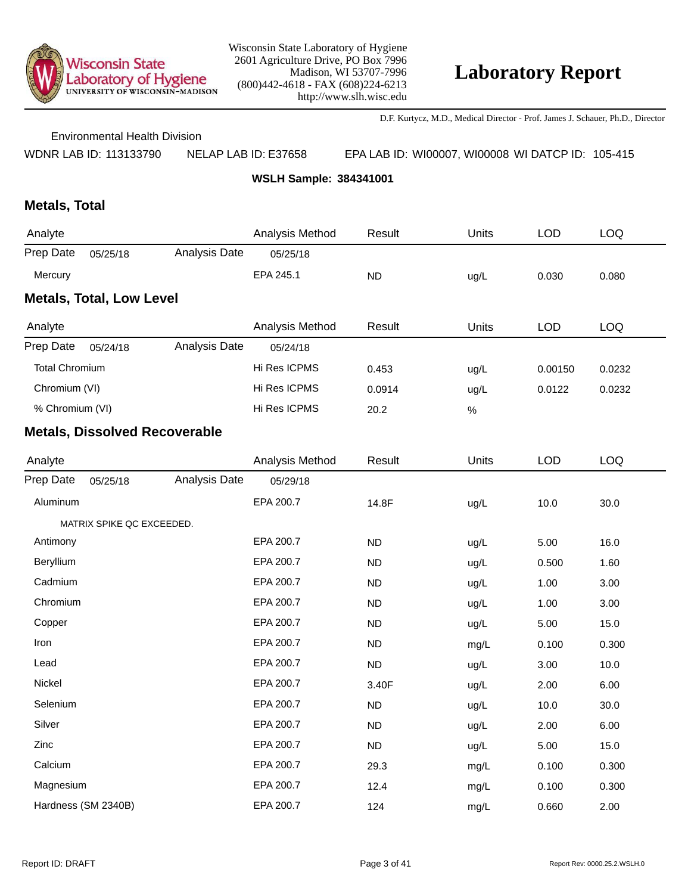Wisconsin State Laboratory of Hygiene
2601 Agriculture Drive, PO Box 7996
Madison, WI 53707-7996
(800)442-4618 - FAX (608)224-6213
http://www.slh.wisc.edu

# Laboratory Report

D.F. Kurtycz, M.D., Medical Director - Prof. James J. Schauer, Ph.D., Director

Environmental Health Division

WDNR LAB ID: 113133790 NELAP LAB ID: E37658 EPA LAB ID: WI00007, WI00008 WI DATCP ID: 105-415

**WSLH Sample: 384341001**

## Metals, Total

| Analyte | | | Analysis Method | Result | Units | LOD | LOQ |
|---|---|---|---|---|---|---|---|
| Prep Date | 05/25/18 | Analysis Date | 05/25/18 | | | | |
| Mercury | | | EPA 245.1 | ND | ug/L | 0.030 | 0.080 |

## Metals, Total, Low Level

| Analyte | | | Analysis Method | Result | Units | LOD | LOQ |
|---|---|---|---|---|---|---|---|
| Prep Date | 05/24/18 | Analysis Date | 05/24/18 | | | | |
| Total Chromium | | | Hi Res ICPMS | 0.453 | ug/L | 0.00150 | 0.0232 |
| Chromium (VI) | | | Hi Res ICPMS | 0.0914 | ug/L | 0.0122 | 0.0232 |
| % Chromium (VI) | | | Hi Res ICPMS | 20.2 | % | | |

## Metals, Dissolved Recoverable

| Analyte | | | Analysis Method | Result | Units | LOD | LOQ |
|---|---|---|---|---|---|---|---|
| Prep Date | 05/25/18 | Analysis Date | 05/29/18 | | | | |
| Aluminum | | | EPA 200.7 | 14.8F | ug/L | 10.0 | 30.0 |
| MATRIX SPIKE QC EXCEEDED. | | | | | | | |
| Antimony | | | EPA 200.7 | ND | ug/L | 5.00 | 16.0 |
| Beryllium | | | EPA 200.7 | ND | ug/L | 0.500 | 1.60 |
| Cadmium | | | EPA 200.7 | ND | ug/L | 1.00 | 3.00 |
| Chromium | | | EPA 200.7 | ND | ug/L | 1.00 | 3.00 |
| Copper | | | EPA 200.7 | ND | ug/L | 5.00 | 15.0 |
| Iron | | | EPA 200.7 | ND | mg/L | 0.100 | 0.300 |
| Lead | | | EPA 200.7 | ND | ug/L | 3.00 | 10.0 |
| Nickel | | | EPA 200.7 | 3.40F | ug/L | 2.00 | 6.00 |
| Selenium | | | EPA 200.7 | ND | ug/L | 10.0 | 30.0 |
| Silver | | | EPA 200.7 | ND | ug/L | 2.00 | 6.00 |
| Zinc | | | EPA 200.7 | ND | ug/L | 5.00 | 15.0 |
| Calcium | | | EPA 200.7 | 29.3 | mg/L | 0.100 | 0.300 |
| Magnesium | | | EPA 200.7 | 12.4 | mg/L | 0.100 | 0.300 |
| Hardness (SM 2340B) | | | EPA 200.7 | 124 | mg/L | 0.660 | 2.00 |

Report ID: DRAFT

Report Rev: 0000.25.2.WSLH.0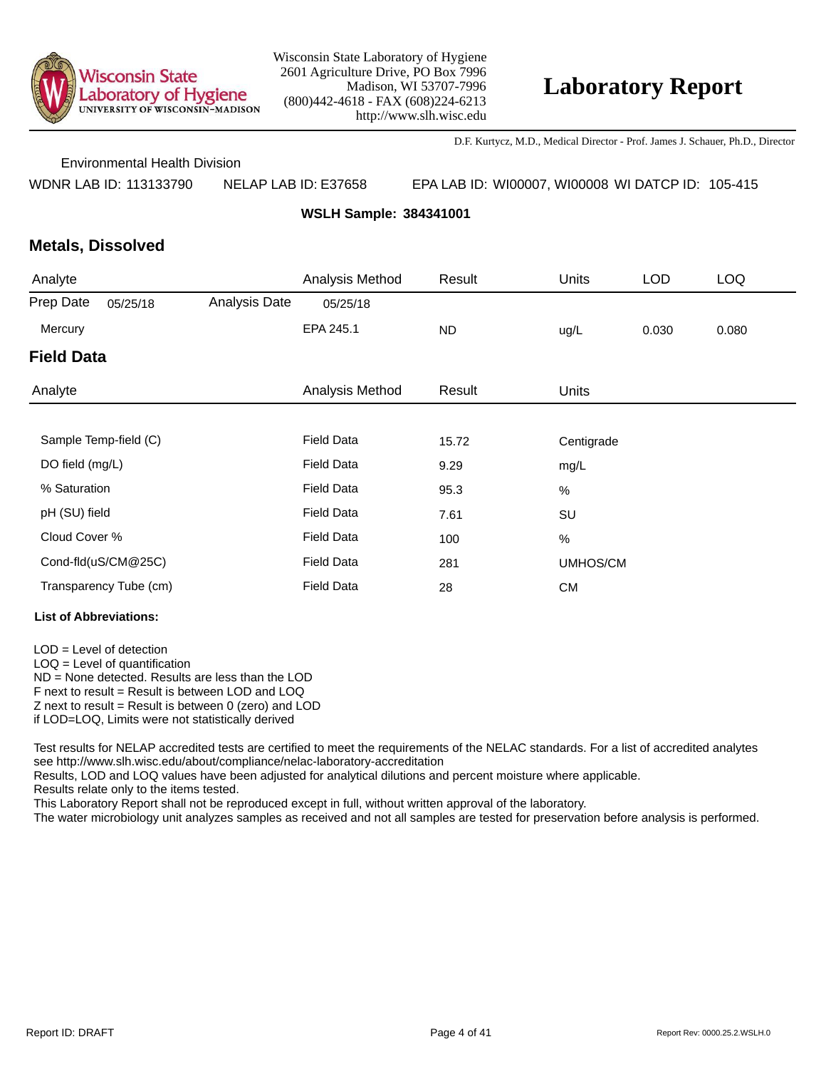Wisconsin State Laboratory of Hygiene
UNIVERSITY OF WISCONSIN–MADISON

Wisconsin State Laboratory of Hygiene
2601 Agriculture Drive, PO Box 7996
Madison, WI 53707-7996
(800)442-4618 - FAX (608)224-6213
http://www.slh.wisc.edu

# Laboratory Report

D.F. Kurtycz, M.D., Medical Director - Prof. James J. Schauer, Ph.D., Director

Environmental Health Division

WDNR LAB ID: 113133790 NELAP LAB ID: E37658 EPA LAB ID: WI00007, WI00008 WI DATCP ID: 105-415

**WSLH Sample: 384341001**

## Metals, Dissolved

| Analyte | | Analysis Method | Result | Units | LOD | LOQ |
|---|---|---|---|---|---|---|
| Prep Date 05/25/18 | Analysis Date | 05/25/18 | | | | |
| Mercury | | EPA 245.1 | ND | ug/L | 0.030 | 0.080 |

## Field Data

| Analyte | Analysis Method | Result | Units |
|---|---|---|---|
| Sample Temp-field (C) | Field Data | 15.72 | Centigrade |
| DO field (mg/L) | Field Data | 9.29 | mg/L |
| % Saturation | Field Data | 95.3 | % |
| pH (SU) field | Field Data | 7.61 | SU |
| Cloud Cover % | Field Data | 100 | % |
| Cond-fld(uS/CM@25C) | Field Data | 281 | UMHOS/CM |
| Transparency Tube (cm) | Field Data | 28 | CM |

**List of Abbreviations:**

LOD = Level of detection
LOQ = Level of quantification
ND = None detected. Results are less than the LOD
F next to result = Result is between LOD and LOQ
Z next to result = Result is between 0 (zero) and LOD
if LOD=LOQ, Limits were not statistically derived

Test results for NELAP accredited tests are certified to meet the requirements of the NELAC standards. For a list of accredited analytes see http://www.slh.wisc.edu/about/compliance/nelac-laboratory-accreditation
Results, LOD and LOQ values have been adjusted for analytical dilutions and percent moisture where applicable.
Results relate only to the items tested.
This Laboratory Report shall not be reproduced except in full, without written approval of the laboratory.
The water microbiology unit analyzes samples as received and not all samples are tested for preservation before analysis is performed.

Report ID: DRAFT

Report Rev: 0000.25.2.WSLH.0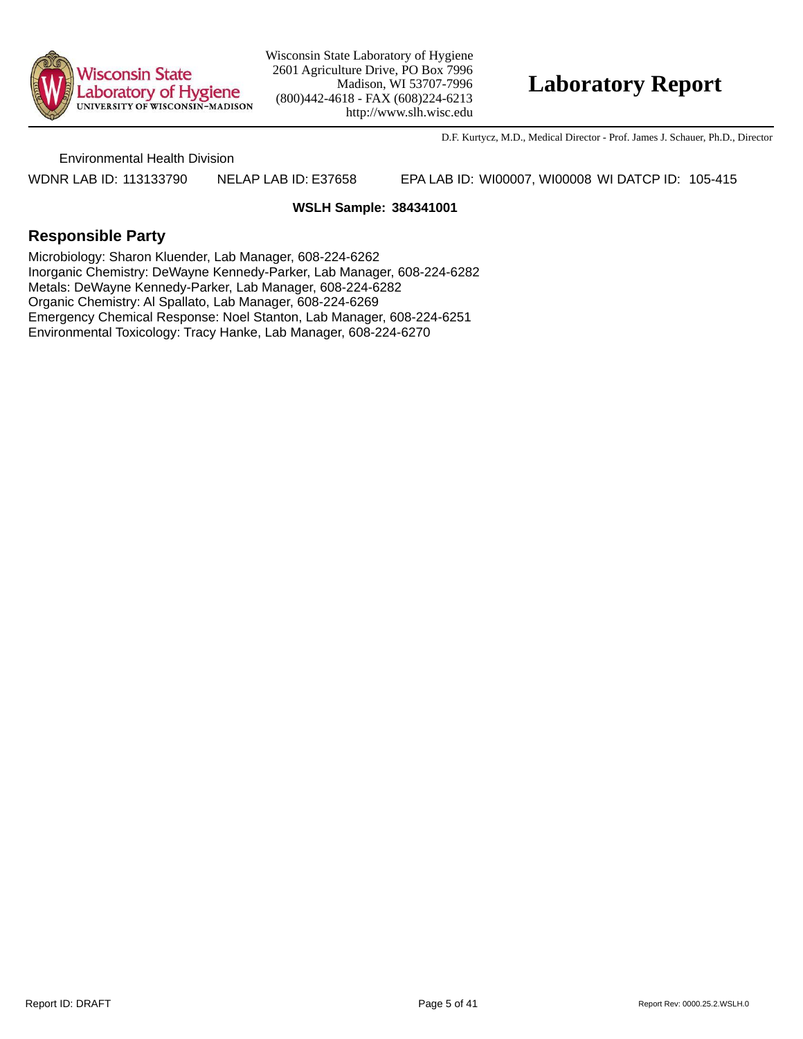Environmental Health Division

WDNR LAB ID: 113133790    NELAP LAB ID: E37658    EPA LAB ID: WI00007, WI00008  WI DATCP ID: 105-415

**WSLH Sample: 384341001**

## Responsible Party

Microbiology: Sharon Kluender, Lab Manager, 608-224-6262
Inorganic Chemistry: DeWayne Kennedy-Parker, Lab Manager, 608-224-6282
Metals: DeWayne Kennedy-Parker, Lab Manager, 608-224-6282
Organic Chemistry: Al Spallato, Lab Manager, 608-224-6269
Emergency Chemical Response: Noel Stanton, Lab Manager, 608-224-6251
Environmental Toxicology: Tracy Hanke, Lab Manager, 608-224-6270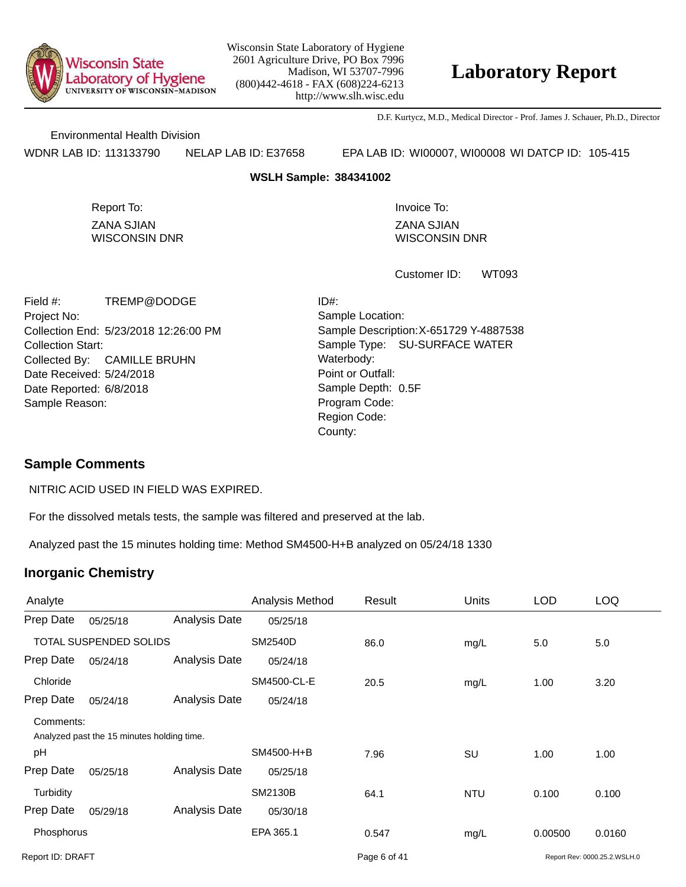Wisconsin State Laboratory of Hygiene
UNIVERSITY OF WISCONSIN–MADISON

Wisconsin State Laboratory of Hygiene
2601 Agriculture Drive, PO Box 7996
Madison, WI 53707-7996
(800)442-4618 - FAX (608)224-6213
http://www.slh.wisc.edu

# Laboratory Report

D.F. Kurtycz, M.D., Medical Director - Prof. James J. Schauer, Ph.D., Director

Environmental Health Division

WDNR LAB ID: 113133790 NELAP LAB ID: E37658 EPA LAB ID: WI00007, WI00008 WI DATCP ID: 105-415

**WSLH Sample: 384341002**

Report To:
ZANA SJIAN
WISCONSIN DNR

Invoice To:
ZANA SJIAN
WISCONSIN DNR

Customer ID: WT093

Field #: TREMP@DODGE
Project No:
Collection End: 5/23/2018 12:26:00 PM
Collection Start:
Collected By: CAMILLE BRUHN
Date Received: 5/24/2018
Date Reported: 6/8/2018
Sample Reason:

ID#:
Sample Location:
Sample Description: X-651729 Y-4887538
Sample Type: SU-SURFACE WATER
Waterbody:
Point or Outfall:
Sample Depth: 0.5F
Program Code:
Region Code:
County:

## Sample Comments

NITRIC ACID USED IN FIELD WAS EXPIRED.

For the dissolved metals tests, the sample was filtered and preserved at the lab.

Analyzed past the 15 minutes holding time: Method SM4500-H+B analyzed on 05/24/18 1330

## Inorganic Chemistry

| Analyte | Analysis Method | Result | Units | LOD | LOQ |
|---|---|---|---|---|---|
| Prep Date 05/25/18 Analysis Date 05/25/18 | | | | | |
| TOTAL SUSPENDED SOLIDS | SM2540D | 86.0 | mg/L | 5.0 | 5.0 |
| Prep Date 05/24/18 Analysis Date 05/24/18 | | | | | |
| Chloride | SM4500-CL-E | 20.5 | mg/L | 1.00 | 3.20 |
| Prep Date 05/24/18 Analysis Date 05/24/18 | | | | | |
| Comments: Analyzed past the 15 minutes holding time. | | | | | |
| pH | SM4500-H+B | 7.96 | SU | 1.00 | 1.00 |
| Prep Date 05/25/18 Analysis Date 05/25/18 | | | | | |
| Turbidity | SM2130B | 64.1 | NTU | 0.100 | 0.100 |
| Prep Date 05/29/18 Analysis Date 05/30/18 | | | | | |
| Phosphorus | EPA 365.1 | 0.547 | mg/L | 0.00500 | 0.0160 |

Report ID: DRAFT

Report Rev: 0000.25.2.WSLH.0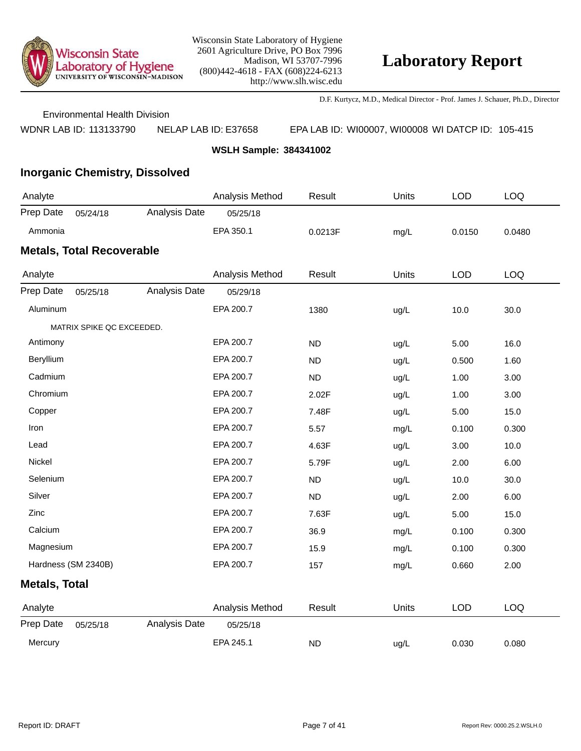Wisconsin State Laboratory of Hygiene
2601 Agriculture Drive, PO Box 7996
Madison, WI 53707-7996
(800)442-4618 - FAX (608)224-6213
http://www.slh.wisc.edu

# Laboratory Report

D.F. Kurtycz, M.D., Medical Director - Prof. James J. Schauer, Ph.D., Director

Environmental Health Division

WDNR LAB ID: 113133790 NELAP LAB ID: E37658 EPA LAB ID: WI00007, WI00008 WI DATCP ID: 105-415

**WSLH Sample: 384341002**

## Inorganic Chemistry, Dissolved

| Analyte | | | Analysis Method | Result | Units | LOD | LOQ |
|---|---|---|---|---|---|---|---|
| Prep Date | 05/24/18 | Analysis Date | 05/25/18 | | | | |
| Ammonia | | | EPA 350.1 | 0.0213F | mg/L | 0.0150 | 0.0480 |

## Metals, Total Recoverable

| Analyte | | | Analysis Method | Result | Units | LOD | LOQ |
|---|---|---|---|---|---|---|---|
| Prep Date | 05/25/18 | Analysis Date | 05/29/18 | | | | |
| Aluminum | | | EPA 200.7 | 1380 | ug/L | 10.0 | 30.0 |
| MATRIX SPIKE QC EXCEEDED. | | | | | | | |
| Antimony | | | EPA 200.7 | ND | ug/L | 5.00 | 16.0 |
| Beryllium | | | EPA 200.7 | ND | ug/L | 0.500 | 1.60 |
| Cadmium | | | EPA 200.7 | ND | ug/L | 1.00 | 3.00 |
| Chromium | | | EPA 200.7 | 2.02F | ug/L | 1.00 | 3.00 |
| Copper | | | EPA 200.7 | 7.48F | ug/L | 5.00 | 15.0 |
| Iron | | | EPA 200.7 | 5.57 | mg/L | 0.100 | 0.300 |
| Lead | | | EPA 200.7 | 4.63F | ug/L | 3.00 | 10.0 |
| Nickel | | | EPA 200.7 | 5.79F | ug/L | 2.00 | 6.00 |
| Selenium | | | EPA 200.7 | ND | ug/L | 10.0 | 30.0 |
| Silver | | | EPA 200.7 | ND | ug/L | 2.00 | 6.00 |
| Zinc | | | EPA 200.7 | 7.63F | ug/L | 5.00 | 15.0 |
| Calcium | | | EPA 200.7 | 36.9 | mg/L | 0.100 | 0.300 |
| Magnesium | | | EPA 200.7 | 15.9 | mg/L | 0.100 | 0.300 |
| Hardness (SM 2340B) | | | EPA 200.7 | 157 | mg/L | 0.660 | 2.00 |

## Metals, Total

| Analyte | | | Analysis Method | Result | Units | LOD | LOQ |
|---|---|---|---|---|---|---|---|
| Prep Date | 05/25/18 | Analysis Date | 05/25/18 | | | | |
| Mercury | | | EPA 245.1 | ND | ug/L | 0.030 | 0.080 |

Report ID: DRAFT

Report Rev: 0000.25.2.WSLH.0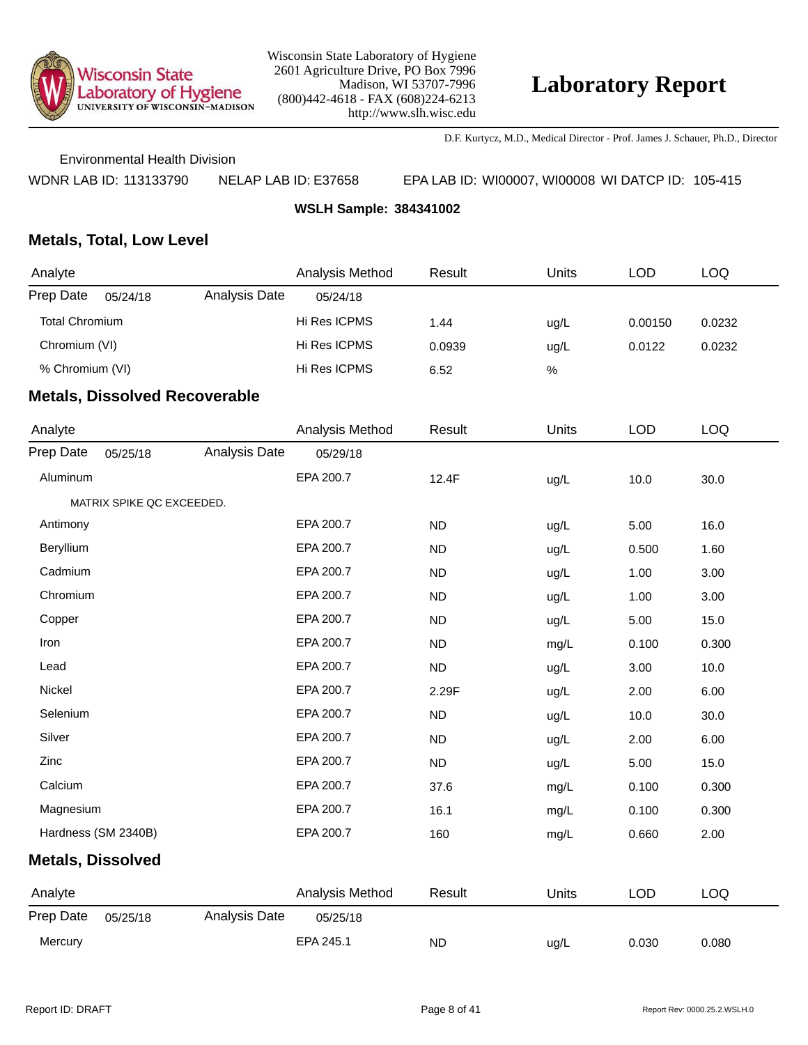Wisconsin State Laboratory of Hygiene
2601 Agriculture Drive, PO Box 7996
Madison, WI 53707-7996
(800)442-4618 - FAX (608)224-6213
http://www.slh.wisc.edu

# Laboratory Report

D.F. Kurtycz, M.D., Medical Director - Prof. James J. Schauer, Ph.D., Director

Environmental Health Division

WDNR LAB ID: 113133790 NELAP LAB ID: E37658 EPA LAB ID: WI00007, WI00008 WI DATCP ID: 105-415

**WSLH Sample: 384341002**

## Metals, Total, Low Level

| Analyte | | Analysis Method | Result | Units | LOD | LOQ |
|---|---|---|---|---|---|---|
| Prep Date 05/24/18 | Analysis Date | 05/24/18 | | | | |
| Total Chromium | | Hi Res ICPMS | 1.44 | ug/L | 0.00150 | 0.0232 |
| Chromium (VI) | | Hi Res ICPMS | 0.0939 | ug/L | 0.0122 | 0.0232 |
| % Chromium (VI) | | Hi Res ICPMS | 6.52 | % | | |

## Metals, Dissolved Recoverable

| Analyte | | Analysis Method | Result | Units | LOD | LOQ |
|---|---|---|---|---|---|---|
| Prep Date 05/25/18 | Analysis Date | 05/29/18 | | | | |
| Aluminum | | EPA 200.7 | 12.4F | ug/L | 10.0 | 30.0 |
| MATRIX SPIKE QC EXCEEDED. | | | | | | |
| Antimony | | EPA 200.7 | ND | ug/L | 5.00 | 16.0 |
| Beryllium | | EPA 200.7 | ND | ug/L | 0.500 | 1.60 |
| Cadmium | | EPA 200.7 | ND | ug/L | 1.00 | 3.00 |
| Chromium | | EPA 200.7 | ND | ug/L | 1.00 | 3.00 |
| Copper | | EPA 200.7 | ND | ug/L | 5.00 | 15.0 |
| Iron | | EPA 200.7 | ND | mg/L | 0.100 | 0.300 |
| Lead | | EPA 200.7 | ND | ug/L | 3.00 | 10.0 |
| Nickel | | EPA 200.7 | 2.29F | ug/L | 2.00 | 6.00 |
| Selenium | | EPA 200.7 | ND | ug/L | 10.0 | 30.0 |
| Silver | | EPA 200.7 | ND | ug/L | 2.00 | 6.00 |
| Zinc | | EPA 200.7 | ND | ug/L | 5.00 | 15.0 |
| Calcium | | EPA 200.7 | 37.6 | mg/L | 0.100 | 0.300 |
| Magnesium | | EPA 200.7 | 16.1 | mg/L | 0.100 | 0.300 |
| Hardness (SM 2340B) | | EPA 200.7 | 160 | mg/L | 0.660 | 2.00 |

## Metals, Dissolved

| Analyte | | Analysis Method | Result | Units | LOD | LOQ |
|---|---|---|---|---|---|---|
| Prep Date 05/25/18 | Analysis Date | 05/25/18 | | | | |
| Mercury | | EPA 245.1 | ND | ug/L | 0.030 | 0.080 |

Report ID: DRAFT

Report Rev: 0000.25.2.WSLH.0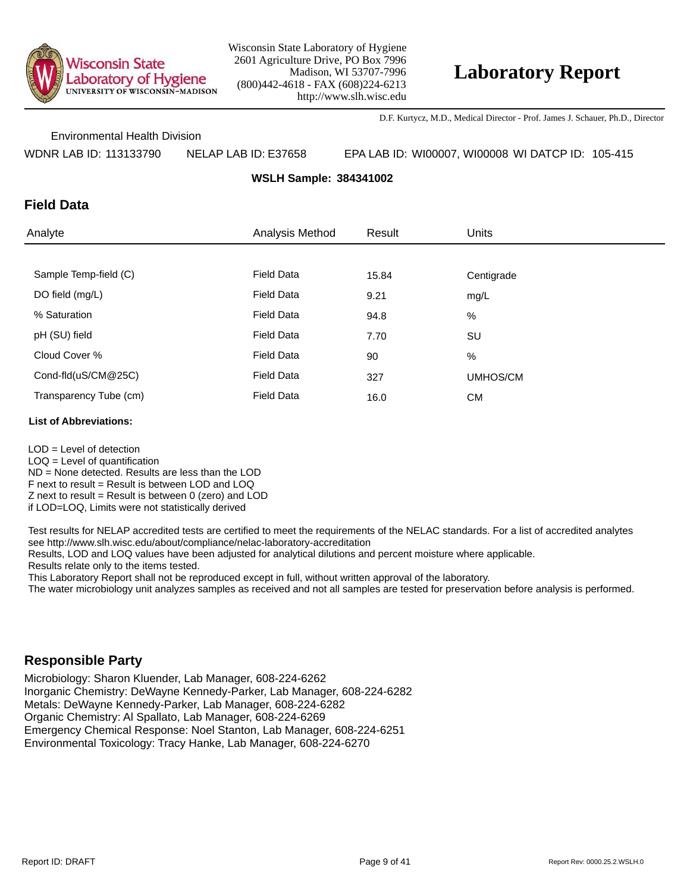Wisconsin State Laboratory of Hygiene
2601 Agriculture Drive, PO Box 7996
Madison, WI 53707-7996
(800)442-4618 - FAX (608)224-6213
http://www.slh.wisc.edu

# Laboratory Report

D.F. Kurtycz, M.D., Medical Director - Prof. James J. Schauer, Ph.D., Director

Environmental Health Division

WDNR LAB ID: 113133790 NELAP LAB ID: E37658 EPA LAB ID: WI00007, WI00008 WI DATCP ID: 105-415

**WSLH Sample: 384341002**

## Field Data

| Analyte | Analysis Method | Result | Units |
|---|---|---|---|
| Sample Temp-field (C) | Field Data | 15.84 | Centigrade |
| DO field (mg/L) | Field Data | 9.21 | mg/L |
| % Saturation | Field Data | 94.8 | % |
| pH (SU) field | Field Data | 7.70 | SU |
| Cloud Cover % | Field Data | 90 | % |
| Cond-fld(uS/CM@25C) | Field Data | 327 | UMHOS/CM |
| Transparency Tube (cm) | Field Data | 16.0 | CM |

**List of Abbreviations:**

LOD = Level of detection
LOQ = Level of quantification
ND = None detected. Results are less than the LOD
F next to result = Result is between LOD and LOQ
Z next to result = Result is between 0 (zero) and LOD
if LOD=LOQ, Limits were not statistically derived

Test results for NELAP accredited tests are certified to meet the requirements of the NELAC standards. For a list of accredited analytes see http://www.slh.wisc.edu/about/compliance/nelac-laboratory-accreditation
Results, LOD and LOQ values have been adjusted for analytical dilutions and percent moisture where applicable.
Results relate only to the items tested.
This Laboratory Report shall not be reproduced except in full, without written approval of the laboratory.
The water microbiology unit analyzes samples as received and not all samples are tested for preservation before analysis is performed.

## Responsible Party

Microbiology: Sharon Kluender, Lab Manager, 608-224-6262
Inorganic Chemistry: DeWayne Kennedy-Parker, Lab Manager, 608-224-6282
Metals: DeWayne Kennedy-Parker, Lab Manager, 608-224-6282
Organic Chemistry: Al Spallato, Lab Manager, 608-224-6269
Emergency Chemical Response: Noel Stanton, Lab Manager, 608-224-6251
Environmental Toxicology: Tracy Hanke, Lab Manager, 608-224-6270

Report ID: DRAFT Report Rev: 0000.25.2.WSLH.0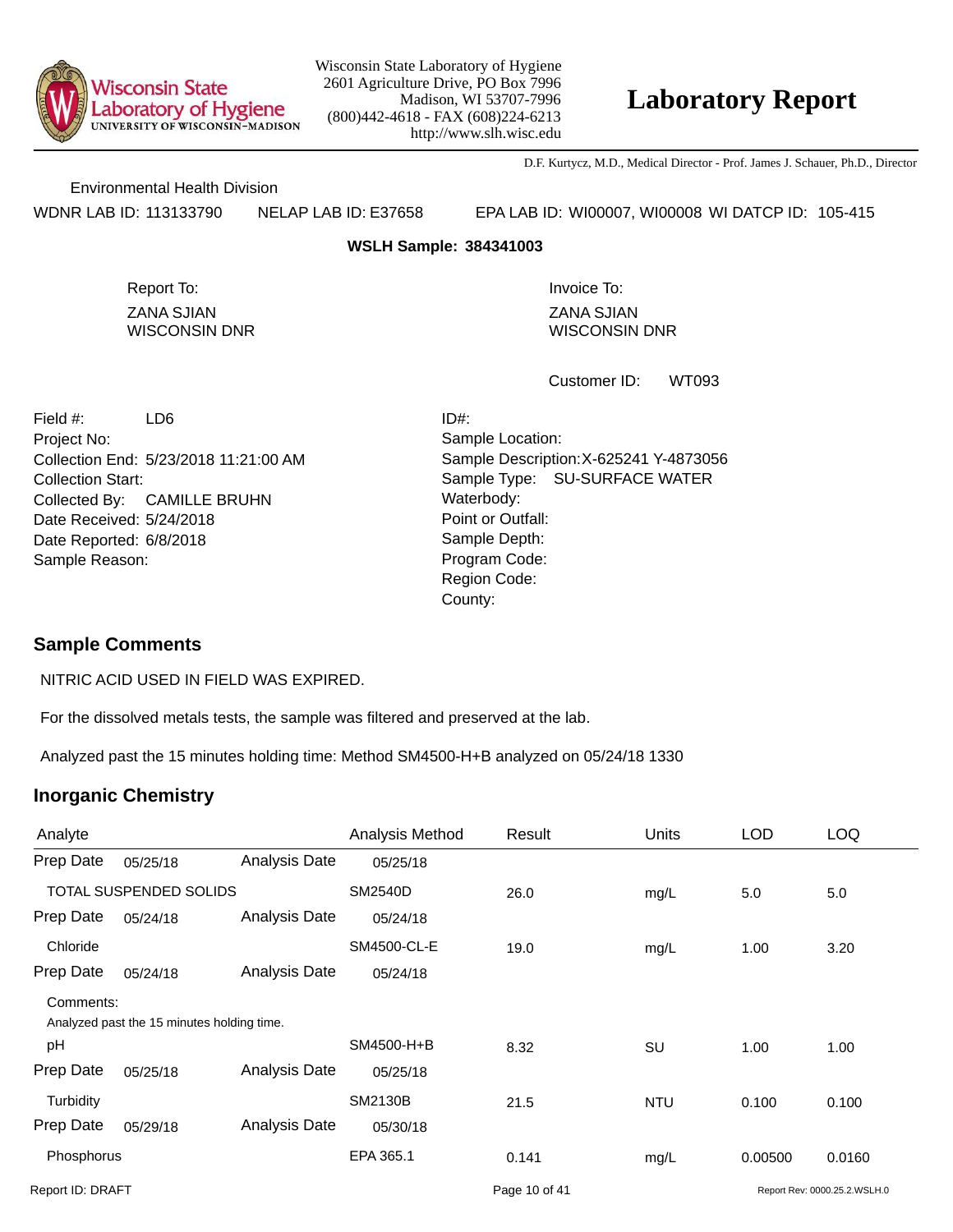Wisconsin State Laboratory of Hygiene
2601 Agriculture Drive, PO Box 7996
Madison, WI 53707-7996
(800)442-4618 - FAX (608)224-6213
http://www.slh.wisc.edu

# Laboratory Report

D.F. Kurtycz, M.D., Medical Director - Prof. James J. Schauer, Ph.D., Director

Environmental Health Division

WDNR LAB ID: 113133790 NELAP LAB ID: E37658 EPA LAB ID: WI00007, WI00008 WI DATCP ID: 105-415

**WSLH Sample: 384341003**

Report To:
ZANA SJIAN
WISCONSIN DNR

Invoice To:
ZANA SJIAN
WISCONSIN DNR

Customer ID: WT093

Field #: LD6
Project No:
Collection End: 5/23/2018 11:21:00 AM
Collection Start:
Collected By: CAMILLE BRUHN
Date Received: 5/24/2018
Date Reported: 6/8/2018
Sample Reason:

ID#:
Sample Location:
Sample Description: X-625241 Y-4873056
Sample Type: SU-SURFACE WATER
Waterbody:
Point or Outfall:
Sample Depth:
Program Code:
Region Code:
County:

## Sample Comments

NITRIC ACID USED IN FIELD WAS EXPIRED.

For the dissolved metals tests, the sample was filtered and preserved at the lab.

Analyzed past the 15 minutes holding time: Method SM4500-H+B analyzed on 05/24/18 1330

## Inorganic Chemistry

| Analyte | | | Analysis Method | Result | Units | LOD | LOQ |
|---|---|---|---|---|---|---|---|
| Prep Date | 05/25/18 | Analysis Date | 05/25/18 | | | | |
| TOTAL SUSPENDED SOLIDS | | | SM2540D | 26.0 | mg/L | 5.0 | 5.0 |
| Prep Date | 05/24/18 | Analysis Date | 05/24/18 | | | | |
| Chloride | | | SM4500-CL-E | 19.0 | mg/L | 1.00 | 3.20 |
| Prep Date | 05/24/18 | Analysis Date | 05/24/18 | | | | |
| Comments: Analyzed past the 15 minutes holding time. | | | | | | | |
| pH | | | SM4500-H+B | 8.32 | SU | 1.00 | 1.00 |
| Prep Date | 05/25/18 | Analysis Date | 05/25/18 | | | | |
| Turbidity | | | SM2130B | 21.5 | NTU | 0.100 | 0.100 |
| Prep Date | 05/29/18 | Analysis Date | 05/30/18 | | | | |
| Phosphorus | | | EPA 365.1 | 0.141 | mg/L | 0.00500 | 0.0160 |

Report ID: DRAFT

Report Rev: 0000.25.2.WSLH.0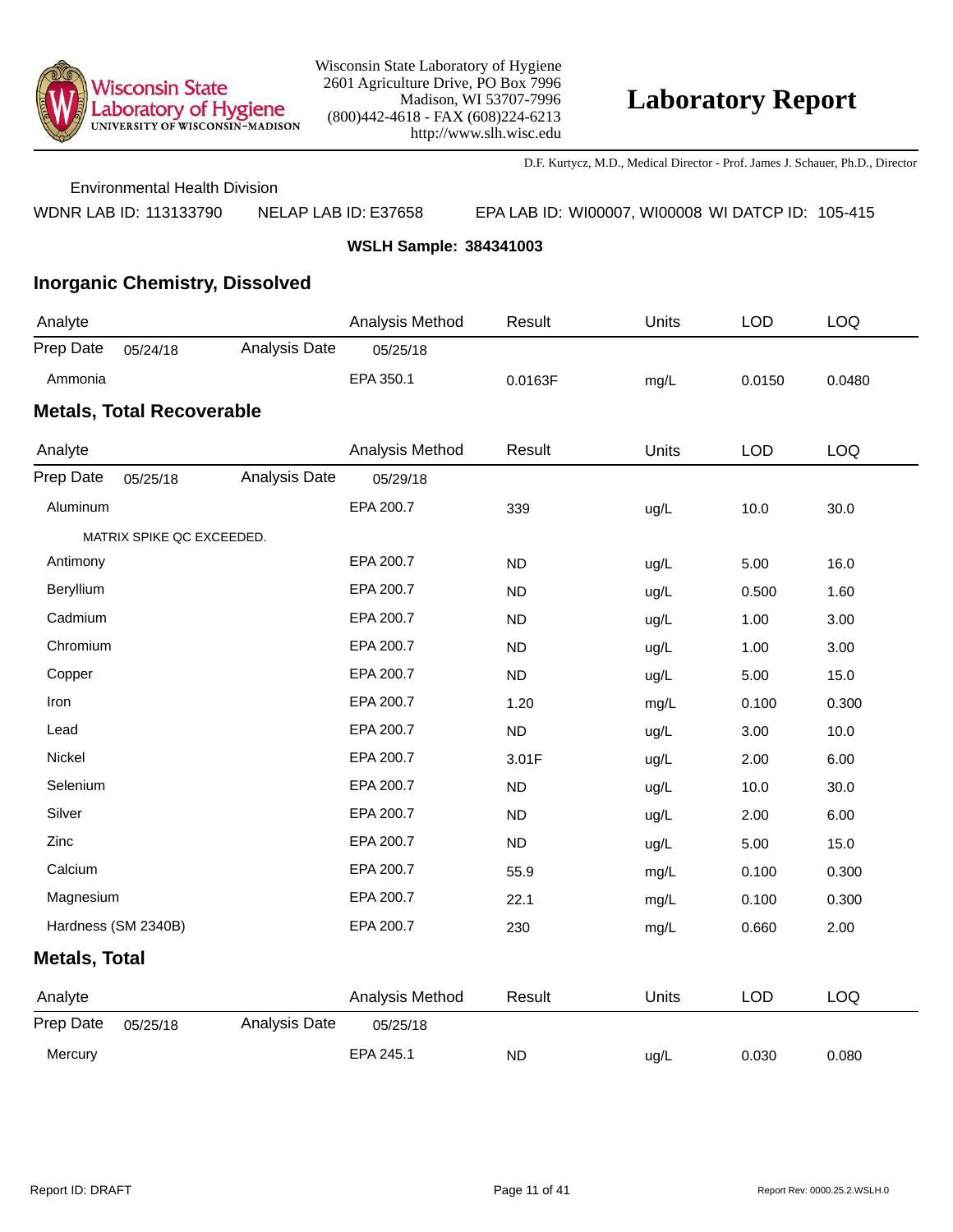Wisconsin State Laboratory of Hygiene
2601 Agriculture Drive, PO Box 7996
Madison, WI 53707-7996
(800)442-4618 - FAX (608)224-6213
http://www.slh.wisc.edu

# Laboratory Report

D.F. Kurtycz, M.D., Medical Director - Prof. James J. Schauer, Ph.D., Director

Environmental Health Division

WDNR LAB ID: 113133790 NELAP LAB ID: E37658 EPA LAB ID: WI00007, WI00008 WI DATCP ID: 105-415

**WSLH Sample: 384341003**

## Inorganic Chemistry, Dissolved

| Analyte | Analysis Method | Result | Units | LOD | LOQ |
|---|---|---|---|---|---|
| Prep Date 05/24/18 Analysis Date | 05/25/18 | | | | |
| Ammonia | EPA 350.1 | 0.0163F | mg/L | 0.0150 | 0.0480 |

## Metals, Total Recoverable

| Analyte | Analysis Method | Result | Units | LOD | LOQ |
|---|---|---|---|---|---|
| Prep Date 05/25/18 Analysis Date | 05/29/18 | | | | |
| Aluminum | EPA 200.7 | 339 | ug/L | 10.0 | 30.0 |
| MATRIX SPIKE QC EXCEEDED. | | | | | |
| Antimony | EPA 200.7 | ND | ug/L | 5.00 | 16.0 |
| Beryllium | EPA 200.7 | ND | ug/L | 0.500 | 1.60 |
| Cadmium | EPA 200.7 | ND | ug/L | 1.00 | 3.00 |
| Chromium | EPA 200.7 | ND | ug/L | 1.00 | 3.00 |
| Copper | EPA 200.7 | ND | ug/L | 5.00 | 15.0 |
| Iron | EPA 200.7 | 1.20 | mg/L | 0.100 | 0.300 |
| Lead | EPA 200.7 | ND | ug/L | 3.00 | 10.0 |
| Nickel | EPA 200.7 | 3.01F | ug/L | 2.00 | 6.00 |
| Selenium | EPA 200.7 | ND | ug/L | 10.0 | 30.0 |
| Silver | EPA 200.7 | ND | ug/L | 2.00 | 6.00 |
| Zinc | EPA 200.7 | ND | ug/L | 5.00 | 15.0 |
| Calcium | EPA 200.7 | 55.9 | mg/L | 0.100 | 0.300 |
| Magnesium | EPA 200.7 | 22.1 | mg/L | 0.100 | 0.300 |
| Hardness (SM 2340B) | EPA 200.7 | 230 | mg/L | 0.660 | 2.00 |

## Metals, Total

| Analyte | Analysis Method | Result | Units | LOD | LOQ |
|---|---|---|---|---|---|
| Prep Date 05/25/18 Analysis Date | 05/25/18 | | | | |
| Mercury | EPA 245.1 | ND | ug/L | 0.030 | 0.080 |

Report ID: DRAFT Report Rev: 0000.25.2.WSLH.0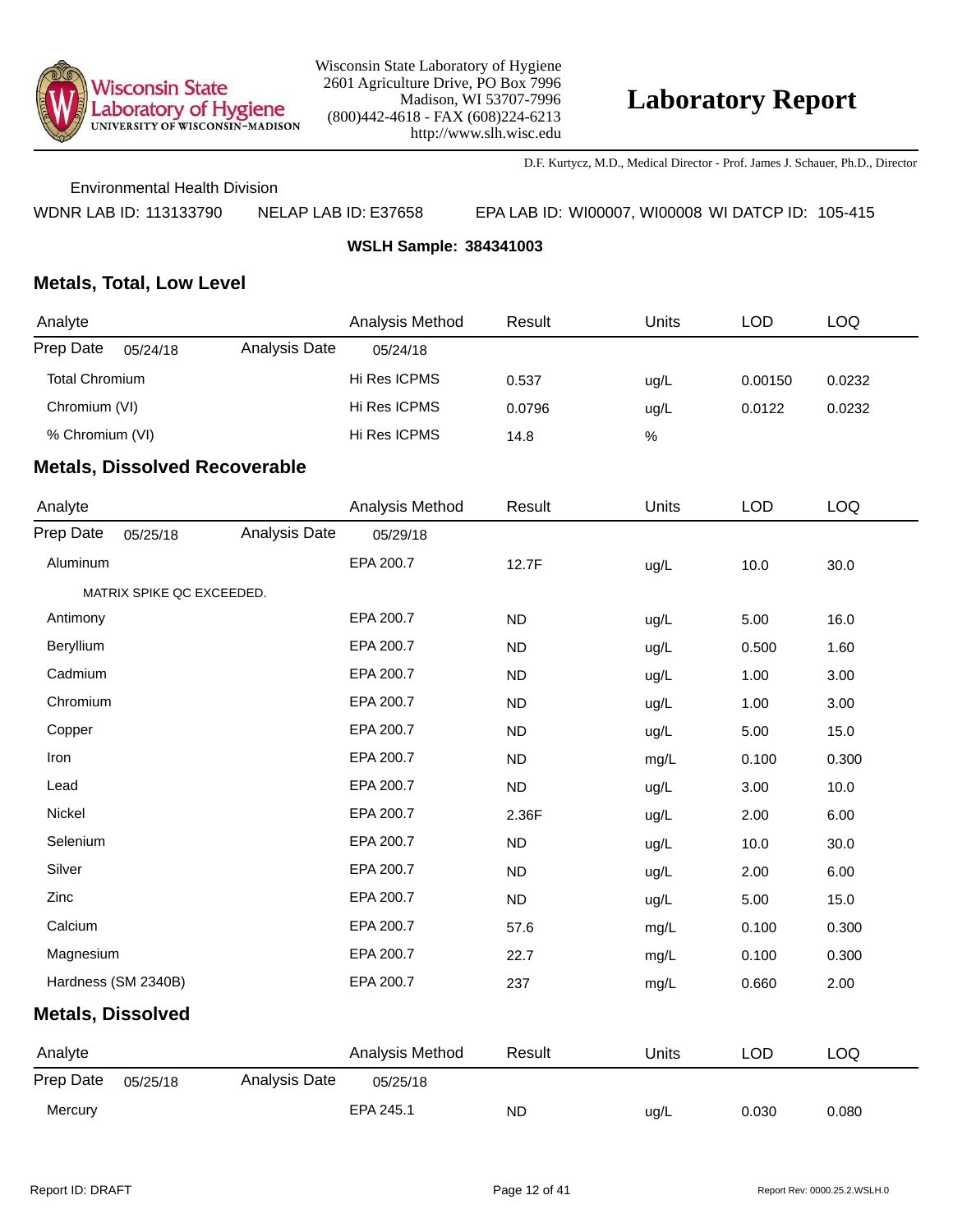Wisconsin State Laboratory of Hygiene
2601 Agriculture Drive, PO Box 7996
Madison, WI 53707-7996
(800)442-4618 - FAX (608)224-6213
http://www.slh.wisc.edu

# Laboratory Report

D.F. Kurtycz, M.D., Medical Director - Prof. James J. Schauer, Ph.D., Director

Environmental Health Division

WDNR LAB ID: 113133790 NELAP LAB ID: E37658 EPA LAB ID: WI00007, WI00008 WI DATCP ID: 105-415

**WSLH Sample: 384341003**

## Metals, Total, Low Level

| Analyte | | Analysis Method | Result | Units | LOD | LOQ |
|---|---|---|---|---|---|---|
| Prep Date 05/24/18 | Analysis Date | 05/24/18 | | | | |
| Total Chromium | | Hi Res ICPMS | 0.537 | ug/L | 0.00150 | 0.0232 |
| Chromium (VI) | | Hi Res ICPMS | 0.0796 | ug/L | 0.0122 | 0.0232 |
| % Chromium (VI) | | Hi Res ICPMS | 14.8 | % | | |

## Metals, Dissolved Recoverable

| Analyte | | Analysis Method | Result | Units | LOD | LOQ |
|---|---|---|---|---|---|---|
| Prep Date 05/25/18 | Analysis Date | 05/29/18 | | | | |
| Aluminum | | EPA 200.7 | 12.7F | ug/L | 10.0 | 30.0 |
| MATRIX SPIKE QC EXCEEDED. | | | | | | |
| Antimony | | EPA 200.7 | ND | ug/L | 5.00 | 16.0 |
| Beryllium | | EPA 200.7 | ND | ug/L | 0.500 | 1.60 |
| Cadmium | | EPA 200.7 | ND | ug/L | 1.00 | 3.00 |
| Chromium | | EPA 200.7 | ND | ug/L | 1.00 | 3.00 |
| Copper | | EPA 200.7 | ND | ug/L | 5.00 | 15.0 |
| Iron | | EPA 200.7 | ND | mg/L | 0.100 | 0.300 |
| Lead | | EPA 200.7 | ND | ug/L | 3.00 | 10.0 |
| Nickel | | EPA 200.7 | 2.36F | ug/L | 2.00 | 6.00 |
| Selenium | | EPA 200.7 | ND | ug/L | 10.0 | 30.0 |
| Silver | | EPA 200.7 | ND | ug/L | 2.00 | 6.00 |
| Zinc | | EPA 200.7 | ND | ug/L | 5.00 | 15.0 |
| Calcium | | EPA 200.7 | 57.6 | mg/L | 0.100 | 0.300 |
| Magnesium | | EPA 200.7 | 22.7 | mg/L | 0.100 | 0.300 |
| Hardness (SM 2340B) | | EPA 200.7 | 237 | mg/L | 0.660 | 2.00 |

## Metals, Dissolved

| Analyte | | Analysis Method | Result | Units | LOD | LOQ |
|---|---|---|---|---|---|---|
| Prep Date 05/25/18 | Analysis Date | 05/25/18 | | | | |
| Mercury | | EPA 245.1 | ND | ug/L | 0.030 | 0.080 |

Report ID: DRAFT

Report Rev: 0000.25.2.WSLH.0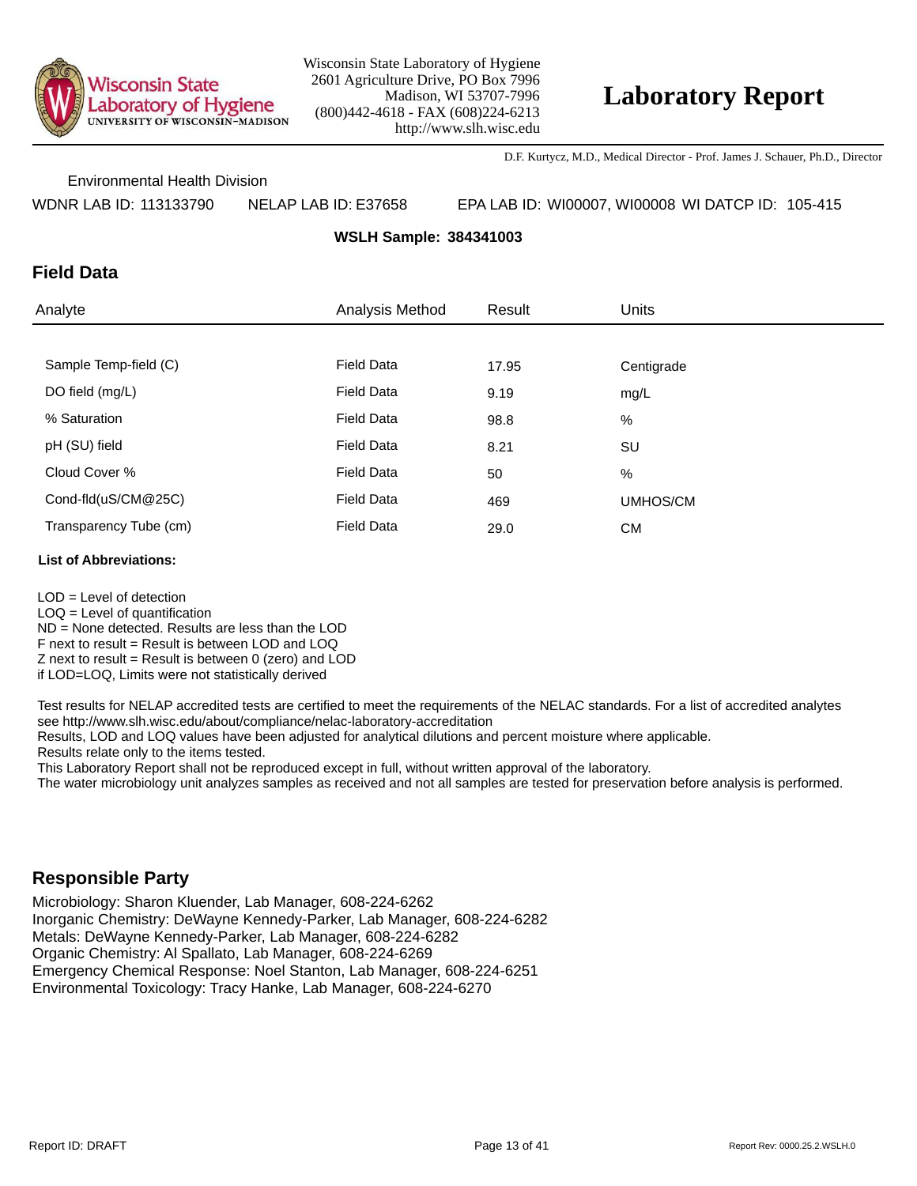Wisconsin State Laboratory of Hygiene
2601 Agriculture Drive, PO Box 7996
Madison, WI 53707-7996
(800)442-4618 - FAX (608)224-6213
http://www.slh.wisc.edu

# Laboratory Report

D.F. Kurtycz, M.D., Medical Director - Prof. James J. Schauer, Ph.D., Director

Environmental Health Division

WDNR LAB ID: 113133790 NELAP LAB ID: E37658 EPA LAB ID: WI00007, WI00008 WI DATCP ID: 105-415

**WSLH Sample: 384341003**

## Field Data

| Analyte | Analysis Method | Result | Units |
|---|---|---|---|
| Sample Temp-field (C) | Field Data | 17.95 | Centigrade |
| DO field (mg/L) | Field Data | 9.19 | mg/L |
| % Saturation | Field Data | 98.8 | % |
| pH (SU) field | Field Data | 8.21 | SU |
| Cloud Cover % | Field Data | 50 | % |
| Cond-fld(uS/CM@25C) | Field Data | 469 | UMHOS/CM |
| Transparency Tube (cm) | Field Data | 29.0 | CM |

**List of Abbreviations:**

LOD = Level of detection
LOQ = Level of quantification
ND = None detected. Results are less than the LOD
F next to result = Result is between LOD and LOQ
Z next to result = Result is between 0 (zero) and LOD
if LOD=LOQ, Limits were not statistically derived

Test results for NELAP accredited tests are certified to meet the requirements of the NELAC standards. For a list of accredited analytes see http://www.slh.wisc.edu/about/compliance/nelac-laboratory-accreditation
Results, LOD and LOQ values have been adjusted for analytical dilutions and percent moisture where applicable.
Results relate only to the items tested.
This Laboratory Report shall not be reproduced except in full, without written approval of the laboratory.
The water microbiology unit analyzes samples as received and not all samples are tested for preservation before analysis is performed.

## Responsible Party

Microbiology: Sharon Kluender, Lab Manager, 608-224-6262
Inorganic Chemistry: DeWayne Kennedy-Parker, Lab Manager, 608-224-6282
Metals: DeWayne Kennedy-Parker, Lab Manager, 608-224-6282
Organic Chemistry: Al Spallato, Lab Manager, 608-224-6269
Emergency Chemical Response: Noel Stanton, Lab Manager, 608-224-6251
Environmental Toxicology: Tracy Hanke, Lab Manager, 608-224-6270

Report ID: DRAFT

Report Rev: 0000.25.2.WSLH.0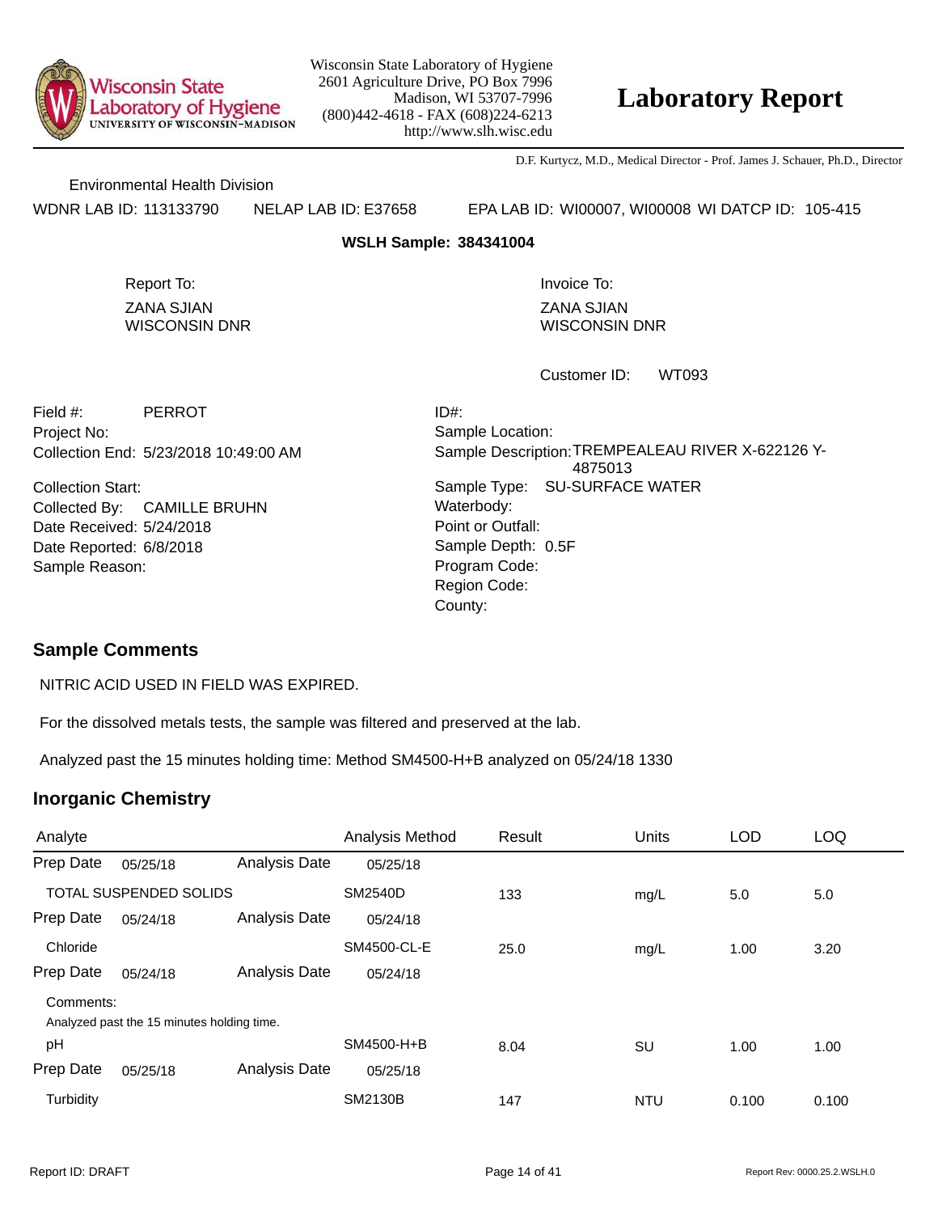Wisconsin State Laboratory of Hygiene
2601 Agriculture Drive, PO Box 7996
Madison, WI 53707-7996
(800)442-4618 - FAX (608)224-6213
http://www.slh.wisc.edu

# Laboratory Report

D.F. Kurtycz, M.D., Medical Director - Prof. James J. Schauer, Ph.D., Director

Environmental Health Division

WDNR LAB ID: 113133790 NELAP LAB ID: E37658 EPA LAB ID: WI00007, WI00008 WI DATCP ID: 105-415

**WSLH Sample: 384341004**

Report To:
ZANA SJIAN
WISCONSIN DNR

Invoice To:
ZANA SJIAN
WISCONSIN DNR

Customer ID: WT093

Field #: PERROT
Project No:
Collection End: 5/23/2018 10:49:00 AM

Collection Start:
Collected By: CAMILLE BRUHN
Date Received: 5/24/2018
Date Reported: 6/8/2018
Sample Reason:

ID#:
Sample Location:
Sample Description: TREMPEALEAU RIVER X-622126 Y-4875013
Sample Type: SU-SURFACE WATER
Waterbody:
Point or Outfall:
Sample Depth: 0.5F
Program Code:
Region Code:
County:

## Sample Comments

NITRIC ACID USED IN FIELD WAS EXPIRED.

For the dissolved metals tests, the sample was filtered and preserved at the lab.

Analyzed past the 15 minutes holding time: Method SM4500-H+B analyzed on 05/24/18 1330

## Inorganic Chemistry

| Analyte | | | Analysis Method | Result | Units | LOD | LOQ |
|---|---|---|---|---|---|---|---|
| Prep Date | 05/25/18 | Analysis Date | 05/25/18 | | | | |
| TOTAL SUSPENDED SOLIDS | | | SM2540D | 133 | mg/L | 5.0 | 5.0 |
| Prep Date | 05/24/18 | Analysis Date | 05/24/18 | | | | |
| Chloride | | | SM4500-CL-E | 25.0 | mg/L | 1.00 | 3.20 |
| Prep Date | 05/24/18 | Analysis Date | 05/24/18 | | | | |
| Comments: Analyzed past the 15 minutes holding time. | | | | | | | |
| pH | | | SM4500-H+B | 8.04 | SU | 1.00 | 1.00 |
| Prep Date | 05/25/18 | Analysis Date | 05/25/18 | | | | |
| Turbidity | | | SM2130B | 147 | NTU | 0.100 | 0.100 |

Report ID: DRAFT

Report Rev: 0000.25.2.WSLH.0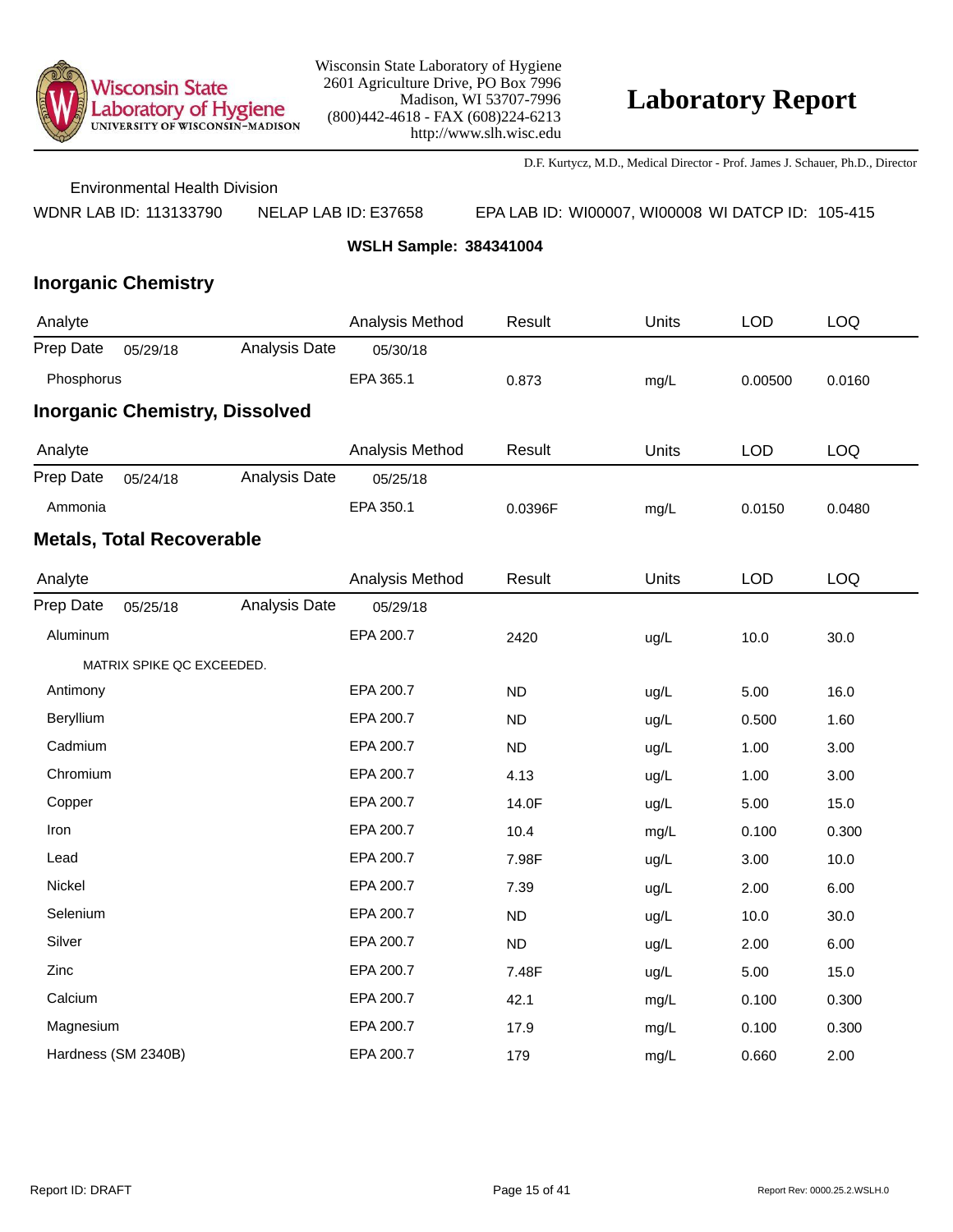Wisconsin State Laboratory of Hygiene
2601 Agriculture Drive, PO Box 7996
Madison, WI 53707-7996
(800)442-4618 - FAX (608)224-6213
http://www.slh.wisc.edu

# Laboratory Report

D.F. Kurtycz, M.D., Medical Director - Prof. James J. Schauer, Ph.D., Director

Environmental Health Division

WDNR LAB ID: 113133790 NELAP LAB ID: E37658 EPA LAB ID: WI00007, WI00008 WI DATCP ID: 105-415

**WSLH Sample: 384341004**

## Inorganic Chemistry

| Analyte | | | Analysis Method | Result | Units | LOD | LOQ |
|---|---|---|---|---|---|---|---|
| Prep Date | 05/29/18 | Analysis Date | 05/30/18 | | | | |
| Phosphorus | | | EPA 365.1 | 0.873 | mg/L | 0.00500 | 0.0160 |

## Inorganic Chemistry, Dissolved

| Analyte | | | Analysis Method | Result | Units | LOD | LOQ |
|---|---|---|---|---|---|---|---|
| Prep Date | 05/24/18 | Analysis Date | 05/25/18 | | | | |
| Ammonia | | | EPA 350.1 | 0.0396F | mg/L | 0.0150 | 0.0480 |

## Metals, Total Recoverable

| Analyte | | | Analysis Method | Result | Units | LOD | LOQ |
|---|---|---|---|---|---|---|---|
| Prep Date | 05/25/18 | Analysis Date | 05/29/18 | | | | |
| Aluminum | | | EPA 200.7 | 2420 | ug/L | 10.0 | 30.0 |
| MATRIX SPIKE QC EXCEEDED. | | | | | | | |
| Antimony | | | EPA 200.7 | ND | ug/L | 5.00 | 16.0 |
| Beryllium | | | EPA 200.7 | ND | ug/L | 0.500 | 1.60 |
| Cadmium | | | EPA 200.7 | ND | ug/L | 1.00 | 3.00 |
| Chromium | | | EPA 200.7 | 4.13 | ug/L | 1.00 | 3.00 |
| Copper | | | EPA 200.7 | 14.0F | ug/L | 5.00 | 15.0 |
| Iron | | | EPA 200.7 | 10.4 | mg/L | 0.100 | 0.300 |
| Lead | | | EPA 200.7 | 7.98F | ug/L | 3.00 | 10.0 |
| Nickel | | | EPA 200.7 | 7.39 | ug/L | 2.00 | 6.00 |
| Selenium | | | EPA 200.7 | ND | ug/L | 10.0 | 30.0 |
| Silver | | | EPA 200.7 | ND | ug/L | 2.00 | 6.00 |
| Zinc | | | EPA 200.7 | 7.48F | ug/L | 5.00 | 15.0 |
| Calcium | | | EPA 200.7 | 42.1 | mg/L | 0.100 | 0.300 |
| Magnesium | | | EPA 200.7 | 17.9 | mg/L | 0.100 | 0.300 |
| Hardness (SM 2340B) | | | EPA 200.7 | 179 | mg/L | 0.660 | 2.00 |

Report ID: DRAFT Report Rev: 0000.25.2.WSLH.0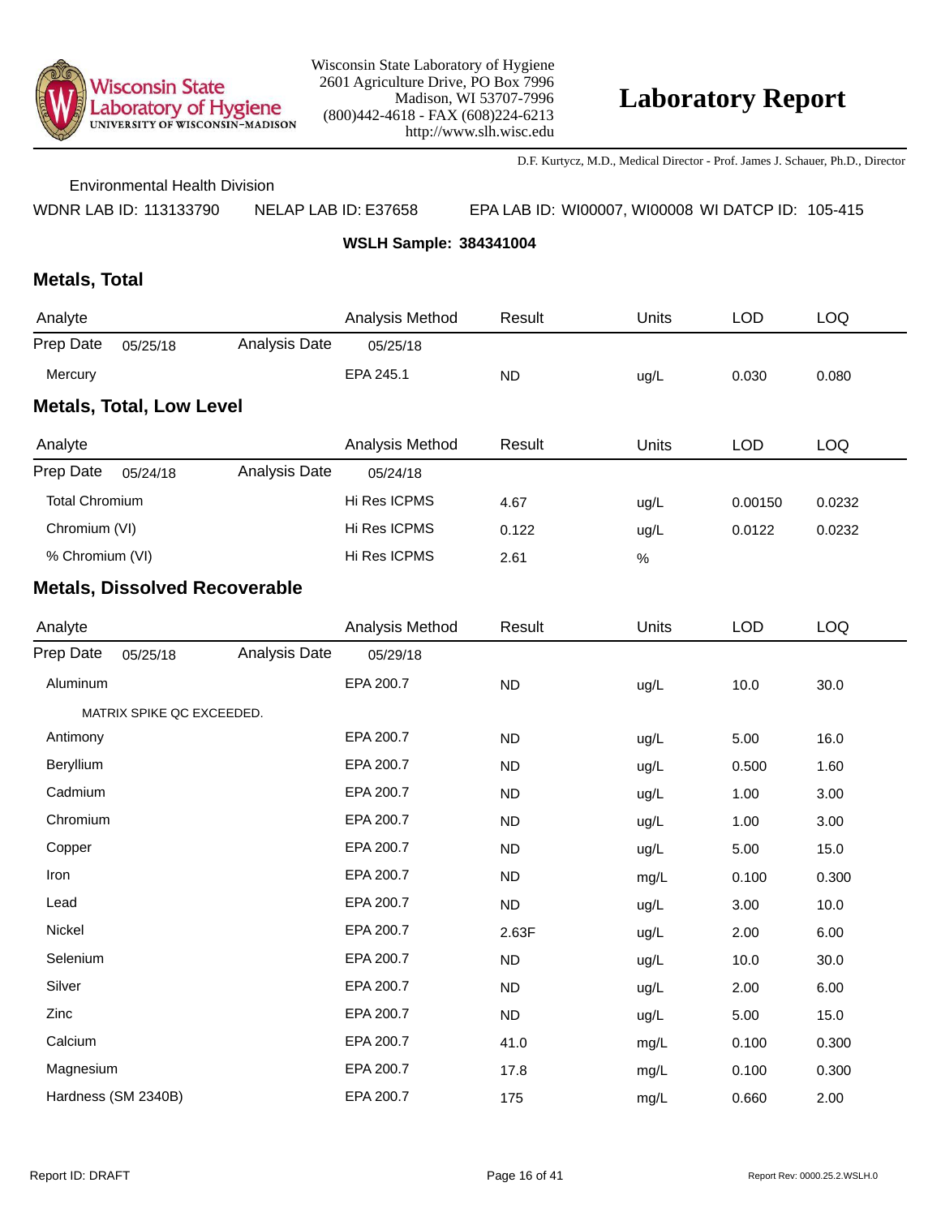Wisconsin State Laboratory of Hygiene
2601 Agriculture Drive, PO Box 7996
Madison, WI 53707-7996
(800)442-4618 - FAX (608)224-6213
http://www.slh.wisc.edu

# Laboratory Report

D.F. Kurtycz, M.D., Medical Director - Prof. James J. Schauer, Ph.D., Director

Environmental Health Division

WDNR LAB ID: 113133790 NELAP LAB ID: E37658 EPA LAB ID: WI00007, WI00008 WI DATCP ID: 105-415

**WSLH Sample: 384341004**

## Metals, Total

| Analyte | | Analysis Method | Result | Units | LOD | LOQ |
|---|---|---|---|---|---|---|
| Prep Date 05/25/18 | Analysis Date | 05/25/18 | | | | |
| Mercury | | EPA 245.1 | ND | ug/L | 0.030 | 0.080 |

## Metals, Total, Low Level

| Analyte | | Analysis Method | Result | Units | LOD | LOQ |
|---|---|---|---|---|---|---|
| Prep Date 05/24/18 | Analysis Date | 05/24/18 | | | | |
| Total Chromium | | Hi Res ICPMS | 4.67 | ug/L | 0.00150 | 0.0232 |
| Chromium (VI) | | Hi Res ICPMS | 0.122 | ug/L | 0.0122 | 0.0232 |
| % Chromium (VI) | | Hi Res ICPMS | 2.61 | % | | |

## Metals, Dissolved Recoverable

| Analyte | | Analysis Method | Result | Units | LOD | LOQ |
|---|---|---|---|---|---|---|
| Prep Date 05/25/18 | Analysis Date | 05/29/18 | | | | |
| Aluminum | | EPA 200.7 | ND | ug/L | 10.0 | 30.0 |
| MATRIX SPIKE QC EXCEEDED. | | | | | | |
| Antimony | | EPA 200.7 | ND | ug/L | 5.00 | 16.0 |
| Beryllium | | EPA 200.7 | ND | ug/L | 0.500 | 1.60 |
| Cadmium | | EPA 200.7 | ND | ug/L | 1.00 | 3.00 |
| Chromium | | EPA 200.7 | ND | ug/L | 1.00 | 3.00 |
| Copper | | EPA 200.7 | ND | ug/L | 5.00 | 15.0 |
| Iron | | EPA 200.7 | ND | mg/L | 0.100 | 0.300 |
| Lead | | EPA 200.7 | ND | ug/L | 3.00 | 10.0 |
| Nickel | | EPA 200.7 | 2.63F | ug/L | 2.00 | 6.00 |
| Selenium | | EPA 200.7 | ND | ug/L | 10.0 | 30.0 |
| Silver | | EPA 200.7 | ND | ug/L | 2.00 | 6.00 |
| Zinc | | EPA 200.7 | ND | ug/L | 5.00 | 15.0 |
| Calcium | | EPA 200.7 | 41.0 | mg/L | 0.100 | 0.300 |
| Magnesium | | EPA 200.7 | 17.8 | mg/L | 0.100 | 0.300 |
| Hardness (SM 2340B) | | EPA 200.7 | 175 | mg/L | 0.660 | 2.00 |

Report ID: DRAFT

Report Rev: 0000.25.2.WSLH.0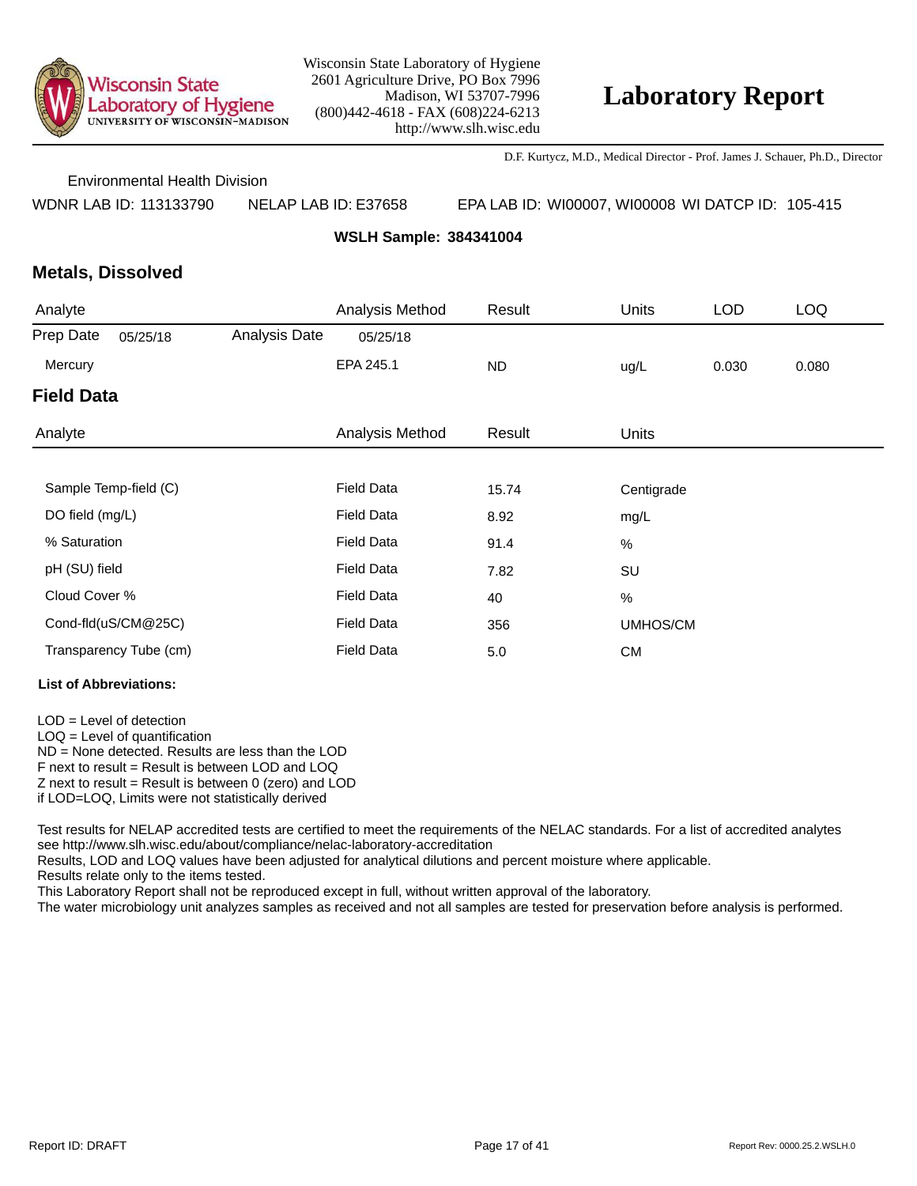Wisconsin State Laboratory of Hygiene
2601 Agriculture Drive, PO Box 7996
Madison, WI 53707-7996
(800)442-4618 - FAX (608)224-6213
http://www.slh.wisc.edu

# Laboratory Report

D.F. Kurtycz, M.D., Medical Director - Prof. James J. Schauer, Ph.D., Director

Environmental Health Division

WDNR LAB ID: 113133790 NELAP LAB ID: E37658 EPA LAB ID: WI00007, WI00008 WI DATCP ID: 105-415

**WSLH Sample: 384341004**

## Metals, Dissolved

| Analyte | | Analysis Method | Result | Units | LOD | LOQ |
|---|---|---|---|---|---|---|
| Prep Date 05/25/18 | Analysis Date | 05/25/18 | | | | |
| Mercury | | EPA 245.1 | ND | ug/L | 0.030 | 0.080 |

## Field Data

| Analyte | Analysis Method | Result | Units |
|---|---|---|---|
| Sample Temp-field (C) | Field Data | 15.74 | Centigrade |
| DO field (mg/L) | Field Data | 8.92 | mg/L |
| % Saturation | Field Data | 91.4 | % |
| pH (SU) field | Field Data | 7.82 | SU |
| Cloud Cover % | Field Data | 40 | % |
| Cond-fld(uS/CM@25C) | Field Data | 356 | UMHOS/CM |
| Transparency Tube (cm) | Field Data | 5.0 | CM |

**List of Abbreviations:**

LOD = Level of detection
LOQ = Level of quantification
ND = None detected. Results are less than the LOD
F next to result = Result is between LOD and LOQ
Z next to result = Result is between 0 (zero) and LOD
if LOD=LOQ, Limits were not statistically derived

Test results for NELAP accredited tests are certified to meet the requirements of the NELAC standards. For a list of accredited analytes see http://www.slh.wisc.edu/about/compliance/nelac-laboratory-accreditation
Results, LOD and LOQ values have been adjusted for analytical dilutions and percent moisture where applicable.
Results relate only to the items tested.
This Laboratory Report shall not be reproduced except in full, without written approval of the laboratory.
The water microbiology unit analyzes samples as received and not all samples are tested for preservation before analysis is performed.

Report ID: DRAFT

Report Rev: 0000.25.2.WSLH.0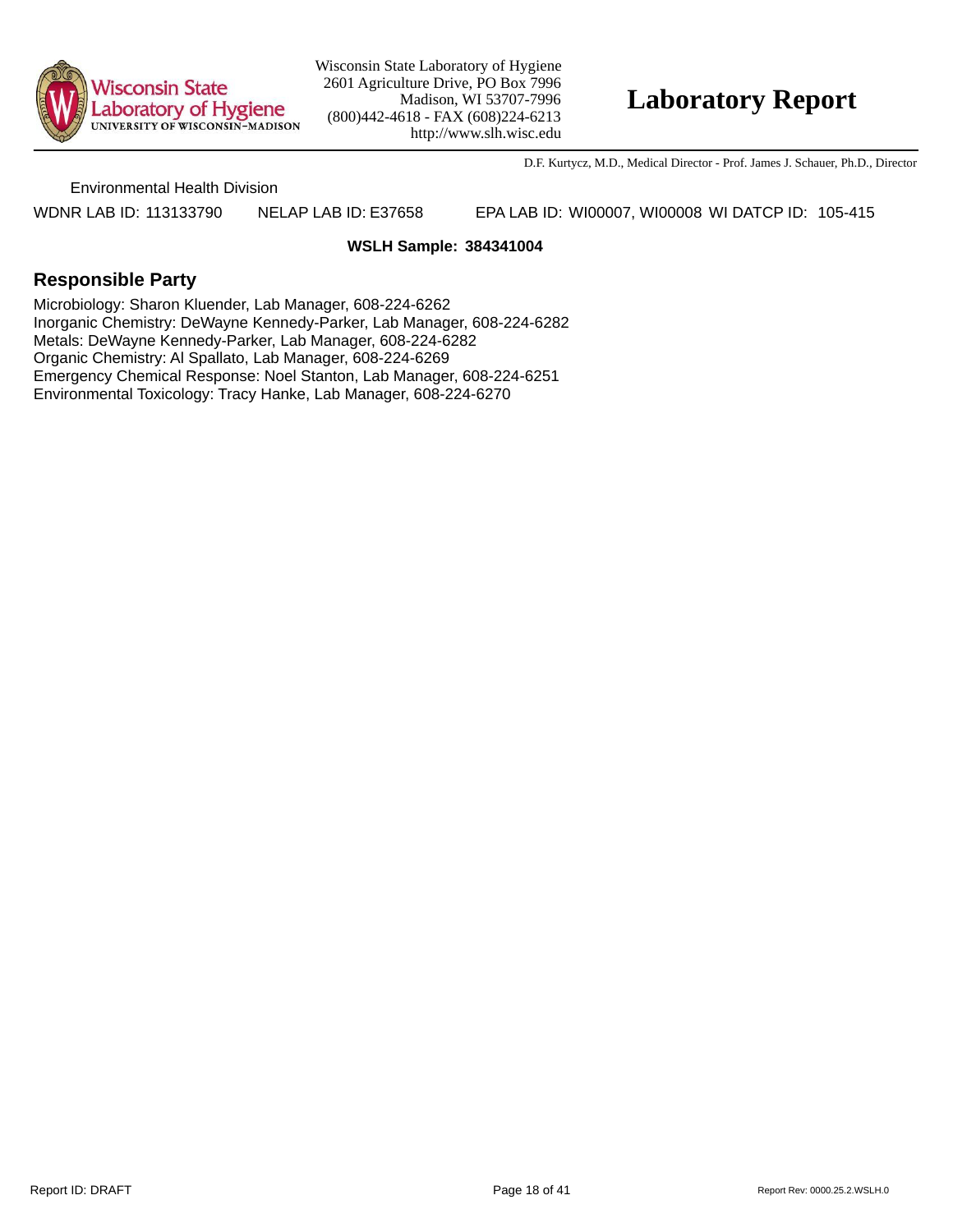Wisconsin State Laboratory of Hygiene
2601 Agriculture Drive, PO Box 7996
Madison, WI 53707-7996
(800)442-4618 - FAX (608)224-6213
http://www.slh.wisc.edu

# Laboratory Report

D.F. Kurtycz, M.D., Medical Director - Prof. James J. Schauer, Ph.D., Director

Environmental Health Division

WDNR LAB ID: 113133790 NELAP LAB ID: E37658 EPA LAB ID: WI00007, WI00008 WI DATCP ID: 105-415

**WSLH Sample: 384341004**

## Responsible Party

Microbiology: Sharon Kluender, Lab Manager, 608-224-6262
Inorganic Chemistry: DeWayne Kennedy-Parker, Lab Manager, 608-224-6282
Metals: DeWayne Kennedy-Parker, Lab Manager, 608-224-6282
Organic Chemistry: Al Spallato, Lab Manager, 608-224-6269
Emergency Chemical Response: Noel Stanton, Lab Manager, 608-224-6251
Environmental Toxicology: Tracy Hanke, Lab Manager, 608-224-6270

Report ID: DRAFT

Report Rev: 0000.25.2.WSLH.0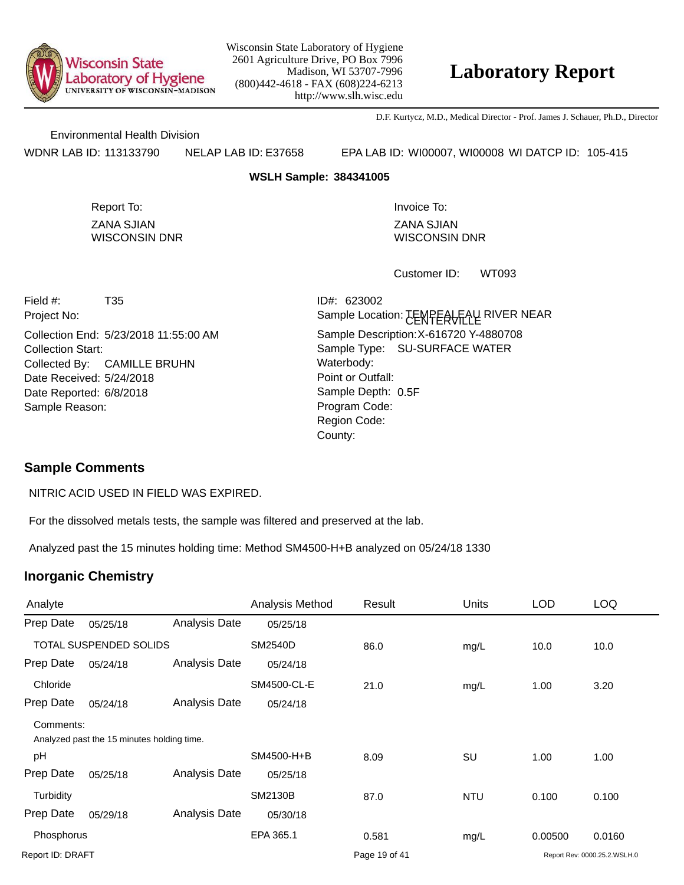Wisconsin State Laboratory of Hygiene
2601 Agriculture Drive, PO Box 7996
Madison, WI 53707-7996
(800)442-4618 - FAX (608)224-6213
http://www.slh.wisc.edu

# Laboratory Report

D.F. Kurtycz, M.D., Medical Director - Prof. James J. Schauer, Ph.D., Director

Environmental Health Division

WDNR LAB ID: 113133790 NELAP LAB ID: E37658 EPA LAB ID: WI00007, WI00008 WI DATCP ID: 105-415

**WSLH Sample: 384341005**

Report To:
ZANA SJIAN
WISCONSIN DNR

Invoice To:
ZANA SJIAN
WISCONSIN DNR

Customer ID: WT093

Field #: T35
Project No:
Collection End: 5/23/2018 11:55:00 AM
Collection Start:
Collected By: CAMILLE BRUHN
Date Received: 5/24/2018
Date Reported: 6/8/2018
Sample Reason:

ID#: 623002
Sample Location: TEMPEALEAU RIVER NEAR CENTERVILLE
Sample Description: X-616720 Y-4880708
Sample Type: SU-SURFACE WATER
Waterbody:
Point or Outfall:
Sample Depth: 0.5F
Program Code:
Region Code:
County:

## Sample Comments

NITRIC ACID USED IN FIELD WAS EXPIRED.

For the dissolved metals tests, the sample was filtered and preserved at the lab.

Analyzed past the 15 minutes holding time: Method SM4500-H+B analyzed on 05/24/18 1330

## Inorganic Chemistry

| Analyte | | | Analysis Method | Result | Units | LOD | LOQ |
|---|---|---|---|---|---|---|---|
| Prep Date | 05/25/18 | Analysis Date | 05/25/18 | | | | |
| TOTAL SUSPENDED SOLIDS | | | SM2540D | 86.0 | mg/L | 10.0 | 10.0 |
| Prep Date | 05/24/18 | Analysis Date | 05/24/18 | | | | |
| Chloride | | | SM4500-CL-E | 21.0 | mg/L | 1.00 | 3.20 |
| Prep Date | 05/24/18 | Analysis Date | 05/24/18 | | | | |
| Comments: Analyzed past the 15 minutes holding time. | | | | | | | |
| pH | | | SM4500-H+B | 8.09 | SU | 1.00 | 1.00 |
| Prep Date | 05/25/18 | Analysis Date | 05/25/18 | | | | |
| Turbidity | | | SM2130B | 87.0 | NTU | 0.100 | 0.100 |
| Prep Date | 05/29/18 | Analysis Date | 05/30/18 | | | | |
| Phosphorus | | | EPA 365.1 | 0.581 | mg/L | 0.00500 | 0.0160 |

Report ID: DRAFT Report Rev: 0000.25.2.WSLH.0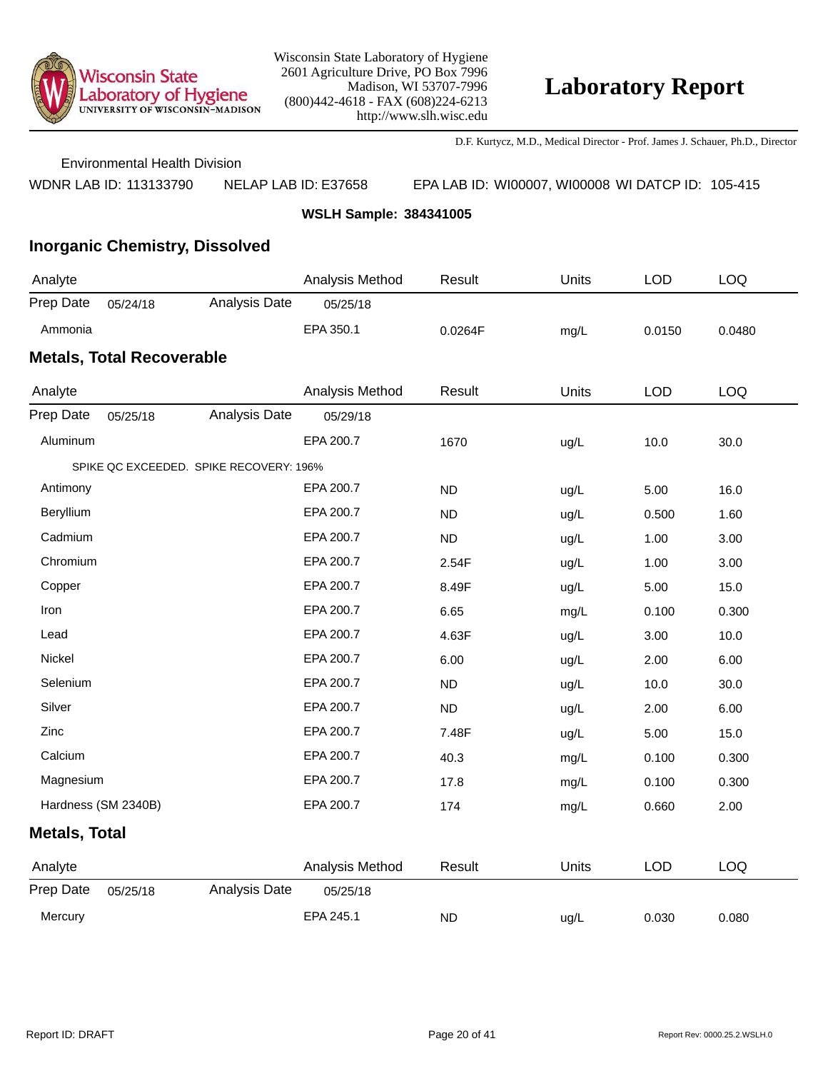Wisconsin State Laboratory of Hygiene
2601 Agriculture Drive, PO Box 7996
Madison, WI 53707-7996
(800)442-4618 - FAX (608)224-6213
http://www.slh.wisc.edu

# Laboratory Report

D.F. Kurtycz, M.D., Medical Director - Prof. James J. Schauer, Ph.D., Director

Environmental Health Division

WDNR LAB ID: 113133790 NELAP LAB ID: E37658 EPA LAB ID: WI00007, WI00008 WI DATCP ID: 105-415

**WSLH Sample: 384341005**

## Inorganic Chemistry, Dissolved

| Analyte | | | Analysis Method | Result | Units | LOD | LOQ |
|---|---|---|---|---|---|---|---|
| Prep Date | 05/24/18 | Analysis Date | 05/25/18 | | | | |
| Ammonia | | | EPA 350.1 | 0.0264F | mg/L | 0.0150 | 0.0480 |

## Metals, Total Recoverable

| Analyte | | | Analysis Method | Result | Units | LOD | LOQ |
|---|---|---|---|---|---|---|---|
| Prep Date | 05/25/18 | Analysis Date | 05/29/18 | | | | |
| Aluminum | | | EPA 200.7 | 1670 | ug/L | 10.0 | 30.0 |
| SPIKE QC EXCEEDED. SPIKE RECOVERY: 196% | | | | | | | |
| Antimony | | | EPA 200.7 | ND | ug/L | 5.00 | 16.0 |
| Beryllium | | | EPA 200.7 | ND | ug/L | 0.500 | 1.60 |
| Cadmium | | | EPA 200.7 | ND | ug/L | 1.00 | 3.00 |
| Chromium | | | EPA 200.7 | 2.54F | ug/L | 1.00 | 3.00 |
| Copper | | | EPA 200.7 | 8.49F | ug/L | 5.00 | 15.0 |
| Iron | | | EPA 200.7 | 6.65 | mg/L | 0.100 | 0.300 |
| Lead | | | EPA 200.7 | 4.63F | ug/L | 3.00 | 10.0 |
| Nickel | | | EPA 200.7 | 6.00 | ug/L | 2.00 | 6.00 |
| Selenium | | | EPA 200.7 | ND | ug/L | 10.0 | 30.0 |
| Silver | | | EPA 200.7 | ND | ug/L | 2.00 | 6.00 |
| Zinc | | | EPA 200.7 | 7.48F | ug/L | 5.00 | 15.0 |
| Calcium | | | EPA 200.7 | 40.3 | mg/L | 0.100 | 0.300 |
| Magnesium | | | EPA 200.7 | 17.8 | mg/L | 0.100 | 0.300 |
| Hardness (SM 2340B) | | | EPA 200.7 | 174 | mg/L | 0.660 | 2.00 |

## Metals, Total

| Analyte | | | Analysis Method | Result | Units | LOD | LOQ |
|---|---|---|---|---|---|---|---|
| Prep Date | 05/25/18 | Analysis Date | 05/25/18 | | | | |
| Mercury | | | EPA 245.1 | ND | ug/L | 0.030 | 0.080 |

Report ID: DRAFT

Report Rev: 0000.25.2.WSLH.0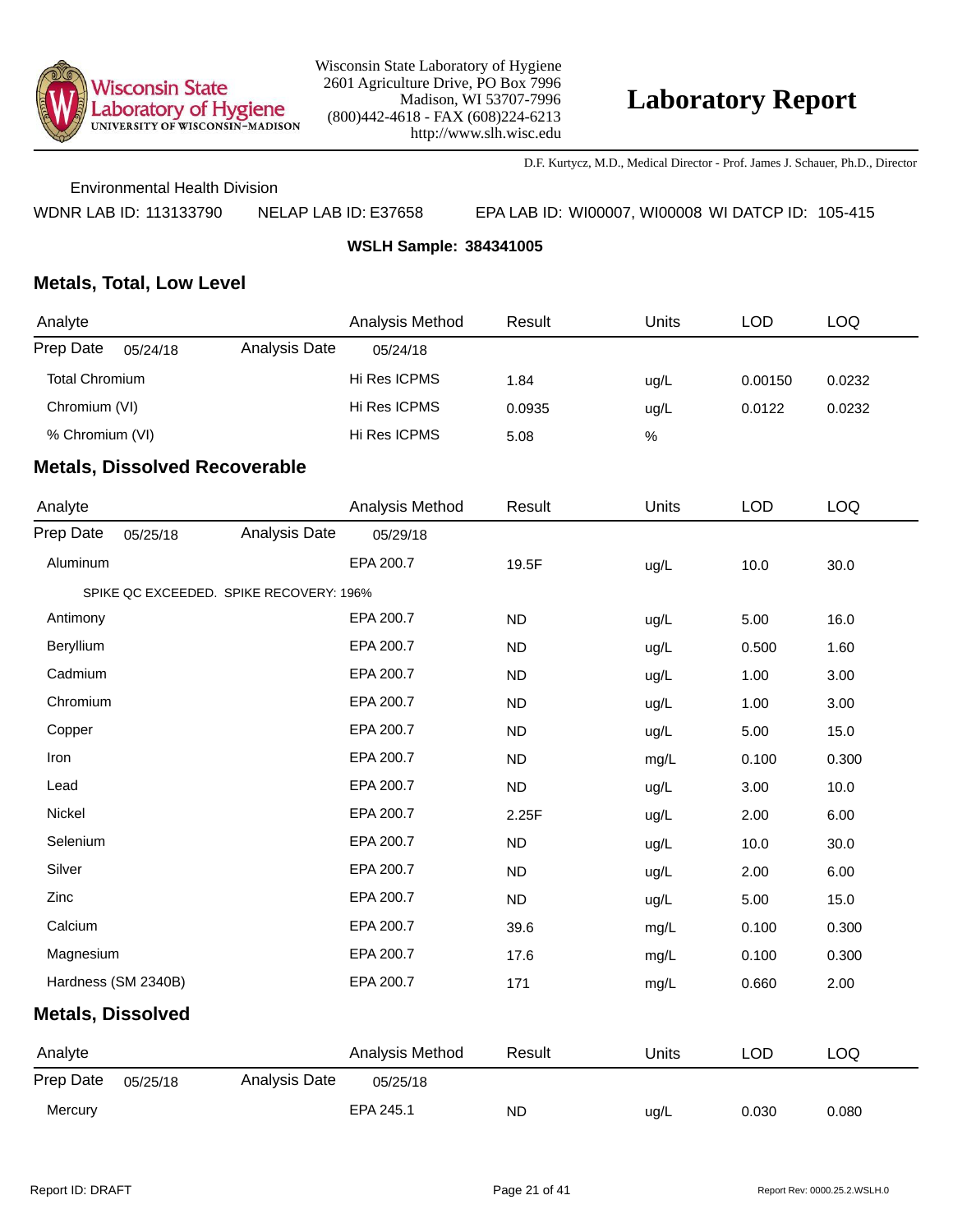Wisconsin State Laboratory of Hygiene
2601 Agriculture Drive, PO Box 7996
Madison, WI 53707-7996
(800)442-4618 - FAX (608)224-6213
http://www.slh.wisc.edu

# Laboratory Report

D.F. Kurtycz, M.D., Medical Director - Prof. James J. Schauer, Ph.D., Director

Environmental Health Division

WDNR LAB ID: 113133790 NELAP LAB ID: E37658 EPA LAB ID: WI00007, WI00008 WI DATCP ID: 105-415

**WSLH Sample: 384341005**

## Metals, Total, Low Level

| Analyte | Analysis Method | Result | Units | LOD | LOQ |
|---|---|---|---|---|---|
| Prep Date 05/24/18 Analysis Date | 05/24/18 | | | | |
| Total Chromium | Hi Res ICPMS | 1.84 | ug/L | 0.00150 | 0.0232 |
| Chromium (VI) | Hi Res ICPMS | 0.0935 | ug/L | 0.0122 | 0.0232 |
| % Chromium (VI) | Hi Res ICPMS | 5.08 | % | | |

## Metals, Dissolved Recoverable

| Analyte | Analysis Method | Result | Units | LOD | LOQ |
|---|---|---|---|---|---|
| Prep Date 05/25/18 Analysis Date | 05/29/18 | | | | |
| Aluminum | EPA 200.7 | 19.5F | ug/L | 10.0 | 30.0 |
| SPIKE QC EXCEEDED. SPIKE RECOVERY: 196% | | | | | |
| Antimony | EPA 200.7 | ND | ug/L | 5.00 | 16.0 |
| Beryllium | EPA 200.7 | ND | ug/L | 0.500 | 1.60 |
| Cadmium | EPA 200.7 | ND | ug/L | 1.00 | 3.00 |
| Chromium | EPA 200.7 | ND | ug/L | 1.00 | 3.00 |
| Copper | EPA 200.7 | ND | ug/L | 5.00 | 15.0 |
| Iron | EPA 200.7 | ND | mg/L | 0.100 | 0.300 |
| Lead | EPA 200.7 | ND | ug/L | 3.00 | 10.0 |
| Nickel | EPA 200.7 | 2.25F | ug/L | 2.00 | 6.00 |
| Selenium | EPA 200.7 | ND | ug/L | 10.0 | 30.0 |
| Silver | EPA 200.7 | ND | ug/L | 2.00 | 6.00 |
| Zinc | EPA 200.7 | ND | ug/L | 5.00 | 15.0 |
| Calcium | EPA 200.7 | 39.6 | mg/L | 0.100 | 0.300 |
| Magnesium | EPA 200.7 | 17.6 | mg/L | 0.100 | 0.300 |
| Hardness (SM 2340B) | EPA 200.7 | 171 | mg/L | 0.660 | 2.00 |

## Metals, Dissolved

| Analyte | Analysis Method | Result | Units | LOD | LOQ |
|---|---|---|---|---|---|
| Prep Date 05/25/18 Analysis Date | 05/25/18 | | | | |
| Mercury | EPA 245.1 | ND | ug/L | 0.030 | 0.080 |

Report ID: DRAFT

Report Rev: 0000.25.2.WSLH.0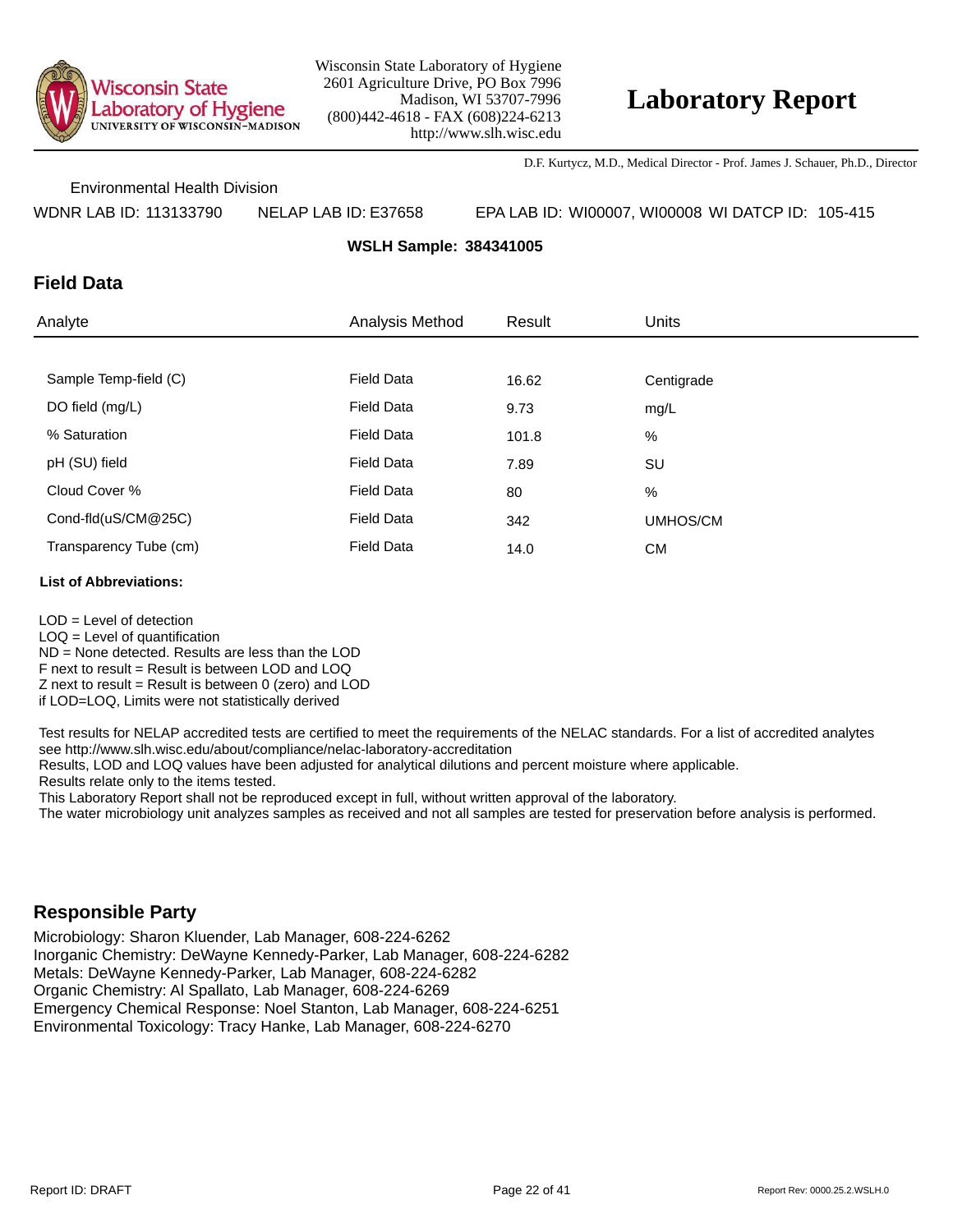Wisconsin State Laboratory of Hygiene
2601 Agriculture Drive, PO Box 7996
Madison, WI 53707-7996
(800)442-4618 - FAX (608)224-6213
http://www.slh.wisc.edu

# Laboratory Report

D.F. Kurtycz, M.D., Medical Director - Prof. James J. Schauer, Ph.D., Director

Environmental Health Division

WDNR LAB ID: 113133790 NELAP LAB ID: E37658 EPA LAB ID: WI00007, WI00008 WI DATCP ID: 105-415

**WSLH Sample: 384341005**

## Field Data

| Analyte | Analysis Method | Result | Units |
|---|---|---|---|
| Sample Temp-field (C) | Field Data | 16.62 | Centigrade |
| DO field (mg/L) | Field Data | 9.73 | mg/L |
| % Saturation | Field Data | 101.8 | % |
| pH (SU) field | Field Data | 7.89 | SU |
| Cloud Cover % | Field Data | 80 | % |
| Cond-fld(uS/CM@25C) | Field Data | 342 | UMHOS/CM |
| Transparency Tube (cm) | Field Data | 14.0 | CM |

**List of Abbreviations:**

LOD = Level of detection
LOQ = Level of quantification
ND = None detected. Results are less than the LOD
F next to result = Result is between LOD and LOQ
Z next to result = Result is between 0 (zero) and LOD
if LOD=LOQ, Limits were not statistically derived

Test results for NELAP accredited tests are certified to meet the requirements of the NELAC standards. For a list of accredited analytes see http://www.slh.wisc.edu/about/compliance/nelac-laboratory-accreditation
Results, LOD and LOQ values have been adjusted for analytical dilutions and percent moisture where applicable.
Results relate only to the items tested.
This Laboratory Report shall not be reproduced except in full, without written approval of the laboratory.
The water microbiology unit analyzes samples as received and not all samples are tested for preservation before analysis is performed.

## Responsible Party

Microbiology: Sharon Kluender, Lab Manager, 608-224-6262
Inorganic Chemistry: DeWayne Kennedy-Parker, Lab Manager, 608-224-6282
Metals: DeWayne Kennedy-Parker, Lab Manager, 608-224-6282
Organic Chemistry: Al Spallato, Lab Manager, 608-224-6269
Emergency Chemical Response: Noel Stanton, Lab Manager, 608-224-6251
Environmental Toxicology: Tracy Hanke, Lab Manager, 608-224-6270

Report ID: DRAFT Report Rev: 0000.25.2.WSLH.0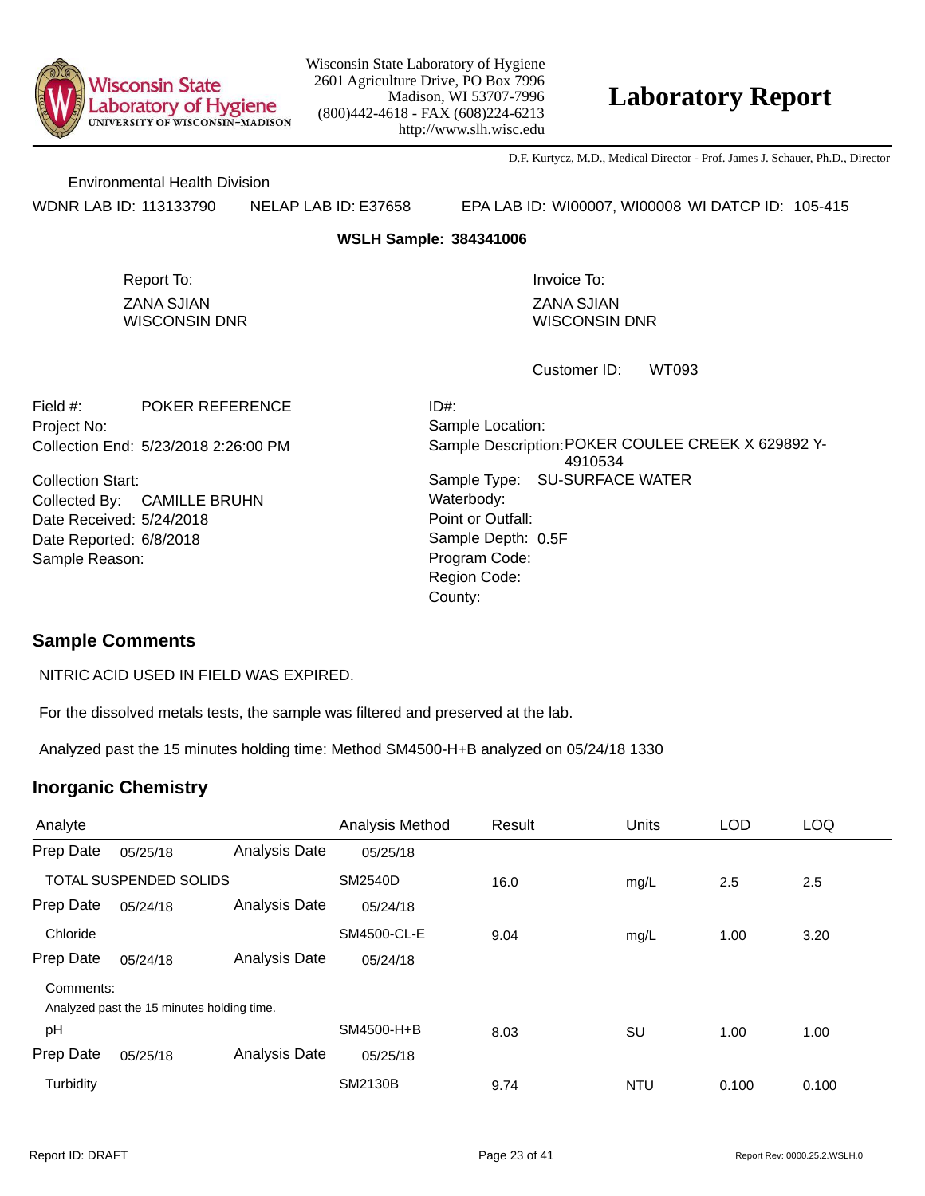Wisconsin State Laboratory of Hygiene
2601 Agriculture Drive, PO Box 7996
Madison, WI 53707-7996
(800)442-4618 - FAX (608)224-6213
http://www.slh.wisc.edu

# Laboratory Report

D.F. Kurtycz, M.D., Medical Director - Prof. James J. Schauer, Ph.D., Director

Environmental Health Division

WDNR LAB ID: 113133790 NELAP LAB ID: E37658 EPA LAB ID: WI00007, WI00008 WI DATCP ID: 105-415

**WSLH Sample: 384341006**

Report To:
ZANA SJIAN
WISCONSIN DNR

Invoice To:
ZANA SJIAN
WISCONSIN DNR

Customer ID: WT093

Field #: POKER REFERENCE
Project No:
Collection End: 5/23/2018 2:26:00 PM
Collection Start:
Collected By: CAMILLE BRUHN
Date Received: 5/24/2018
Date Reported: 6/8/2018
Sample Reason:

ID#:
Sample Location:
Sample Description: POKER COULEE CREEK X 629892 Y-4910534
Sample Type: SU-SURFACE WATER
Waterbody:
Point or Outfall:
Sample Depth: 0.5F
Program Code:
Region Code:
County:

## Sample Comments

NITRIC ACID USED IN FIELD WAS EXPIRED.

For the dissolved metals tests, the sample was filtered and preserved at the lab.

Analyzed past the 15 minutes holding time: Method SM4500-H+B analyzed on 05/24/18 1330

## Inorganic Chemistry

| Analyte | | | Analysis Method | Result | Units | LOD | LOQ |
|---|---|---|---|---|---|---|---|
| Prep Date | 05/25/18 | Analysis Date | 05/25/18 | | | | |
| TOTAL SUSPENDED SOLIDS | | | SM2540D | 16.0 | mg/L | 2.5 | 2.5 |
| Prep Date | 05/24/18 | Analysis Date | 05/24/18 | | | | |
| Chloride | | | SM4500-CL-E | 9.04 | mg/L | 1.00 | 3.20 |
| Prep Date | 05/24/18 | Analysis Date | 05/24/18 | | | | |
| Comments: Analyzed past the 15 minutes holding time. | | | | | | | |
| pH | | | SM4500-H+B | 8.03 | SU | 1.00 | 1.00 |
| Prep Date | 05/25/18 | Analysis Date | 05/25/18 | | | | |
| Turbidity | | | SM2130B | 9.74 | NTU | 0.100 | 0.100 |

Report ID: DRAFT

Report Rev: 0000.25.2.WSLH.0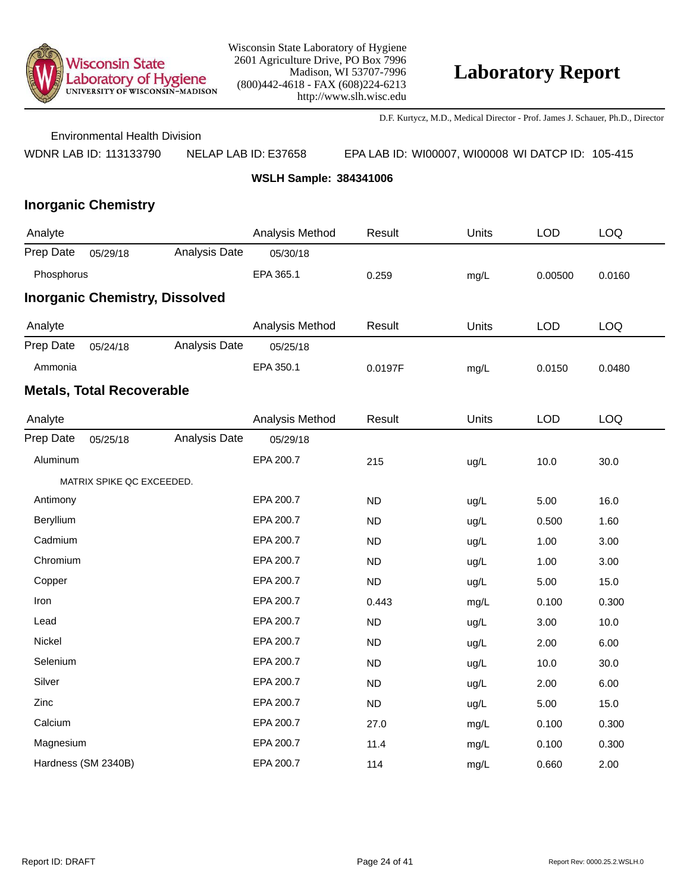Wisconsin State Laboratory of Hygiene
2601 Agriculture Drive, PO Box 7996
Madison, WI 53707-7996
(800)442-4618 - FAX (608)224-6213
http://www.slh.wisc.edu

# Laboratory Report

D.F. Kurtycz, M.D., Medical Director - Prof. James J. Schauer, Ph.D., Director

Environmental Health Division

WDNR LAB ID: 113133790 NELAP LAB ID: E37658 EPA LAB ID: WI00007, WI00008 WI DATCP ID: 105-415

**WSLH Sample: 384341006**

## Inorganic Chemistry

| Analyte | | | Analysis Method | Result | Units | LOD | LOQ |
|---|---|---|---|---|---|---|---|
| Prep Date | 05/29/18 | Analysis Date | 05/30/18 | | | | |
| Phosphorus | | | EPA 365.1 | 0.259 | mg/L | 0.00500 | 0.0160 |

## Inorganic Chemistry, Dissolved

| Analyte | | | Analysis Method | Result | Units | LOD | LOQ |
|---|---|---|---|---|---|---|---|
| Prep Date | 05/24/18 | Analysis Date | 05/25/18 | | | | |
| Ammonia | | | EPA 350.1 | 0.0197F | mg/L | 0.0150 | 0.0480 |

## Metals, Total Recoverable

| Analyte | | | Analysis Method | Result | Units | LOD | LOQ |
|---|---|---|---|---|---|---|---|
| Prep Date | 05/25/18 | Analysis Date | 05/29/18 | | | | |
| Aluminum | | | EPA 200.7 | 215 | ug/L | 10.0 | 30.0 |
| MATRIX SPIKE QC EXCEEDED. | | | | | | | |
| Antimony | | | EPA 200.7 | ND | ug/L | 5.00 | 16.0 |
| Beryllium | | | EPA 200.7 | ND | ug/L | 0.500 | 1.60 |
| Cadmium | | | EPA 200.7 | ND | ug/L | 1.00 | 3.00 |
| Chromium | | | EPA 200.7 | ND | ug/L | 1.00 | 3.00 |
| Copper | | | EPA 200.7 | ND | ug/L | 5.00 | 15.0 |
| Iron | | | EPA 200.7 | 0.443 | mg/L | 0.100 | 0.300 |
| Lead | | | EPA 200.7 | ND | ug/L | 3.00 | 10.0 |
| Nickel | | | EPA 200.7 | ND | ug/L | 2.00 | 6.00 |
| Selenium | | | EPA 200.7 | ND | ug/L | 10.0 | 30.0 |
| Silver | | | EPA 200.7 | ND | ug/L | 2.00 | 6.00 |
| Zinc | | | EPA 200.7 | ND | ug/L | 5.00 | 15.0 |
| Calcium | | | EPA 200.7 | 27.0 | mg/L | 0.100 | 0.300 |
| Magnesium | | | EPA 200.7 | 11.4 | mg/L | 0.100 | 0.300 |
| Hardness (SM 2340B) | | | EPA 200.7 | 114 | mg/L | 0.660 | 2.00 |

Report ID: DRAFT

Report Rev: 0000.25.2.WSLH.0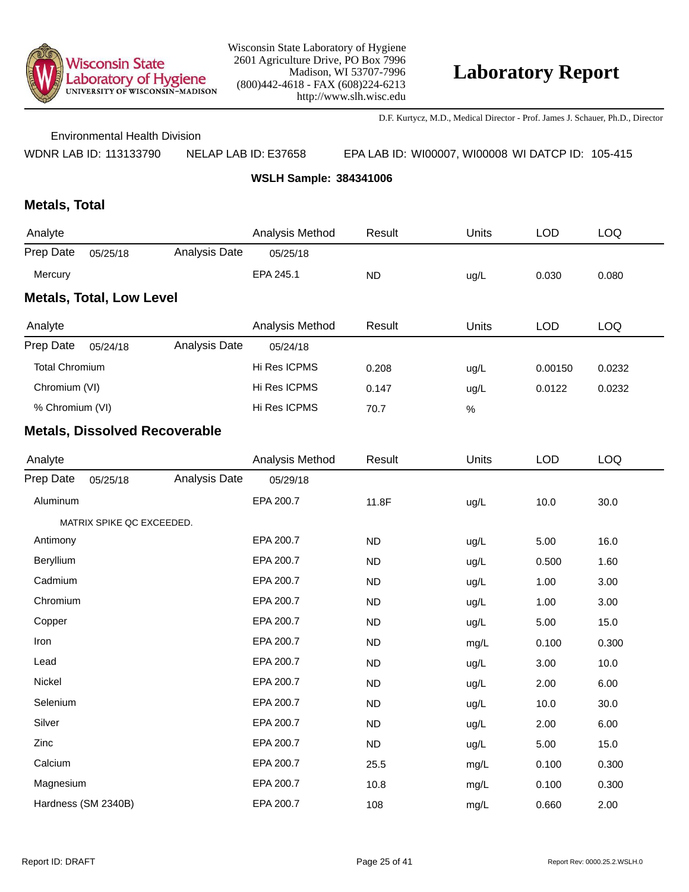**Wisconsin State Laboratory of Hygiene**
**UNIVERSITY OF WISCONSIN–MADISON**

Wisconsin State Laboratory of Hygiene
2601 Agriculture Drive, PO Box 7996
Madison, WI 53707-7996
(800)442-4618 - FAX (608)224-6213
http://www.slh.wisc.edu

# Laboratory Report

D.F. Kurtycz, M.D., Medical Director - Prof. James J. Schauer, Ph.D., Director

Environmental Health Division

WDNR LAB ID: 113133790 NELAP LAB ID: E37658 EPA LAB ID: WI00007, WI00008 WI DATCP ID: 105-415

**WSLH Sample: 384341006**

## Metals, Total

| Analyte | | | Analysis Method | Result | Units | LOD | LOQ |
|---|---|---|---|---|---|---|---|
| Prep Date | 05/25/18 | Analysis Date | 05/25/18 | | | | |
| Mercury | | | EPA 245.1 | ND | ug/L | 0.030 | 0.080 |

## Metals, Total, Low Level

| Analyte | | | Analysis Method | Result | Units | LOD | LOQ |
|---|---|---|---|---|---|---|---|
| Prep Date | 05/24/18 | Analysis Date | 05/24/18 | | | | |
| Total Chromium | | | Hi Res ICPMS | 0.208 | ug/L | 0.00150 | 0.0232 |
| Chromium (VI) | | | Hi Res ICPMS | 0.147 | ug/L | 0.0122 | 0.0232 |
| % Chromium (VI) | | | Hi Res ICPMS | 70.7 | % | | |

## Metals, Dissolved Recoverable

| Analyte | | | Analysis Method | Result | Units | LOD | LOQ |
|---|---|---|---|---|---|---|---|
| Prep Date | 05/25/18 | Analysis Date | 05/29/18 | | | | |
| Aluminum | | | EPA 200.7 | 11.8F | ug/L | 10.0 | 30.0 |
| MATRIX SPIKE QC EXCEEDED. | | | | | | | |
| Antimony | | | EPA 200.7 | ND | ug/L | 5.00 | 16.0 |
| Beryllium | | | EPA 200.7 | ND | ug/L | 0.500 | 1.60 |
| Cadmium | | | EPA 200.7 | ND | ug/L | 1.00 | 3.00 |
| Chromium | | | EPA 200.7 | ND | ug/L | 1.00 | 3.00 |
| Copper | | | EPA 200.7 | ND | ug/L | 5.00 | 15.0 |
| Iron | | | EPA 200.7 | ND | mg/L | 0.100 | 0.300 |
| Lead | | | EPA 200.7 | ND | ug/L | 3.00 | 10.0 |
| Nickel | | | EPA 200.7 | ND | ug/L | 2.00 | 6.00 |
| Selenium | | | EPA 200.7 | ND | ug/L | 10.0 | 30.0 |
| Silver | | | EPA 200.7 | ND | ug/L | 2.00 | 6.00 |
| Zinc | | | EPA 200.7 | ND | ug/L | 5.00 | 15.0 |
| Calcium | | | EPA 200.7 | 25.5 | mg/L | 0.100 | 0.300 |
| Magnesium | | | EPA 200.7 | 10.8 | mg/L | 0.100 | 0.300 |
| Hardness (SM 2340B) | | | EPA 200.7 | 108 | mg/L | 0.660 | 2.00 |

Report ID: DRAFT

Report Rev: 0000.25.2.WSLH.0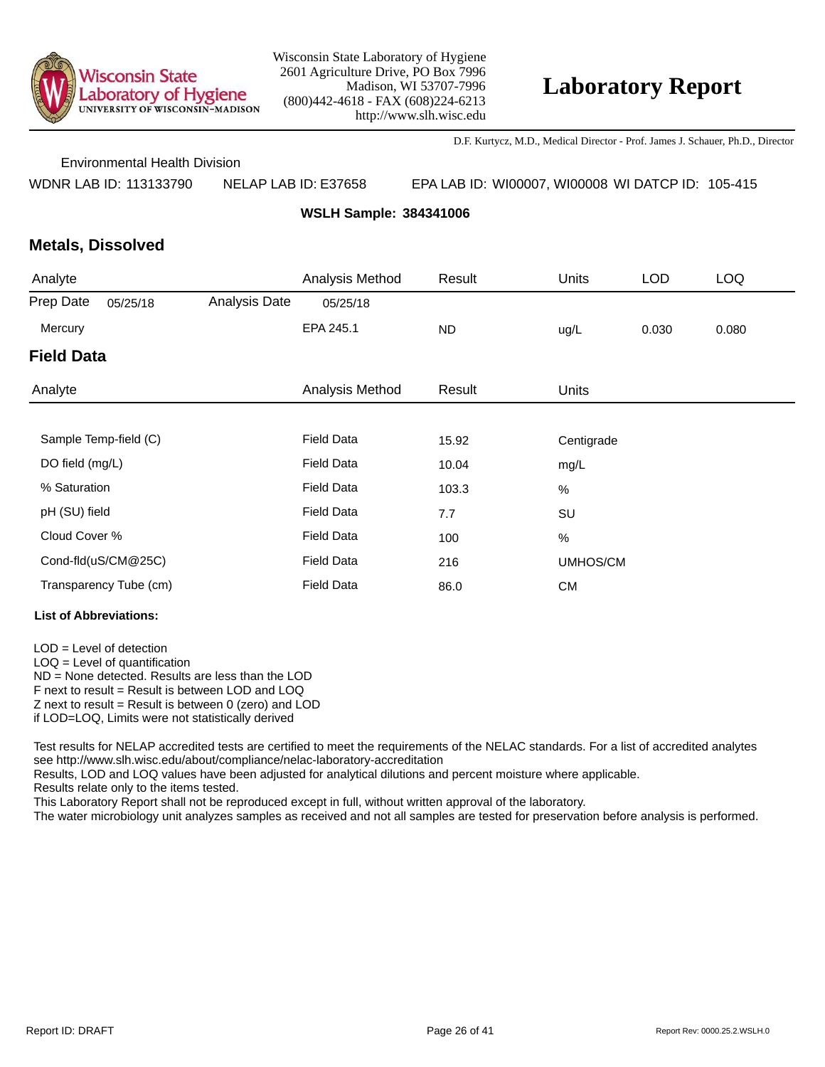Wisconsin State Laboratory of Hygiene
UNIVERSITY OF WISCONSIN–MADISON

Wisconsin State Laboratory of Hygiene
2601 Agriculture Drive, PO Box 7996
Madison, WI 53707-7996
(800)442-4618 - FAX (608)224-6213
http://www.slh.wisc.edu

# Laboratory Report

D.F. Kurtycz, M.D., Medical Director - Prof. James J. Schauer, Ph.D., Director

Environmental Health Division

WDNR LAB ID: 113133790 NELAP LAB ID: E37658 EPA LAB ID: WI00007, WI00008 WI DATCP ID: 105-415

**WSLH Sample: 384341006**

## Metals, Dissolved

| Analyte | | Analysis Method | Result | Units | LOD | LOQ |
|---|---|---|---|---|---|---|
| Prep Date 05/25/18 | Analysis Date | 05/25/18 | | | | |
| Mercury | | EPA 245.1 | ND | ug/L | 0.030 | 0.080 |

## Field Data

| Analyte | Analysis Method | Result | Units |
|---|---|---|---|
| Sample Temp-field (C) | Field Data | 15.92 | Centigrade |
| DO field (mg/L) | Field Data | 10.04 | mg/L |
| % Saturation | Field Data | 103.3 | % |
| pH (SU) field | Field Data | 7.7 | SU |
| Cloud Cover % | Field Data | 100 | % |
| Cond-fld(uS/CM@25C) | Field Data | 216 | UMHOS/CM |
| Transparency Tube (cm) | Field Data | 86.0 | CM |

**List of Abbreviations:**

LOD = Level of detection
LOQ = Level of quantification
ND = None detected. Results are less than the LOD
F next to result = Result is between LOD and LOQ
Z next to result = Result is between 0 (zero) and LOD
if LOD=LOQ, Limits were not statistically derived

Test results for NELAP accredited tests are certified to meet the requirements of the NELAC standards. For a list of accredited analytes see http://www.slh.wisc.edu/about/compliance/nelac-laboratory-accreditation
Results, LOD and LOQ values have been adjusted for analytical dilutions and percent moisture where applicable.
Results relate only to the items tested.
This Laboratory Report shall not be reproduced except in full, without written approval of the laboratory.
The water microbiology unit analyzes samples as received and not all samples are tested for preservation before analysis is performed.

Report ID: DRAFT

Report Rev: 0000.25.2.WSLH.0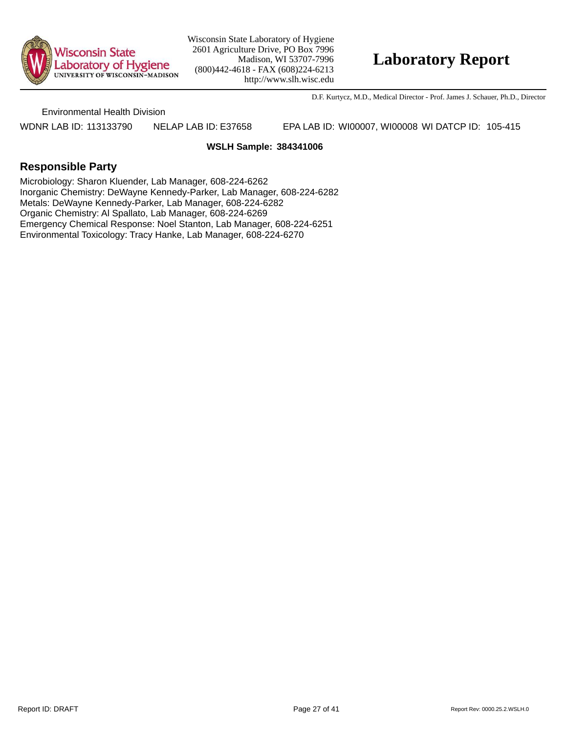Wisconsin State Laboratory of Hygiene
2601 Agriculture Drive, PO Box 7996
Madison, WI 53707-7996
(800)442-4618 - FAX (608)224-6213
http://www.slh.wisc.edu

# Laboratory Report

D.F. Kurtycz, M.D., Medical Director - Prof. James J. Schauer, Ph.D., Director

Environmental Health Division

WDNR LAB ID: 113133790 NELAP LAB ID: E37658 EPA LAB ID: WI00007, WI00008 WI DATCP ID: 105-415

**WSLH Sample: 384341006**

## Responsible Party

Microbiology: Sharon Kluender, Lab Manager, 608-224-6262
Inorganic Chemistry: DeWayne Kennedy-Parker, Lab Manager, 608-224-6282
Metals: DeWayne Kennedy-Parker, Lab Manager, 608-224-6282
Organic Chemistry: Al Spallato, Lab Manager, 608-224-6269
Emergency Chemical Response: Noel Stanton, Lab Manager, 608-224-6251
Environmental Toxicology: Tracy Hanke, Lab Manager, 608-224-6270

Report ID: DRAFT Report Rev: 0000.25.2.WSLH.0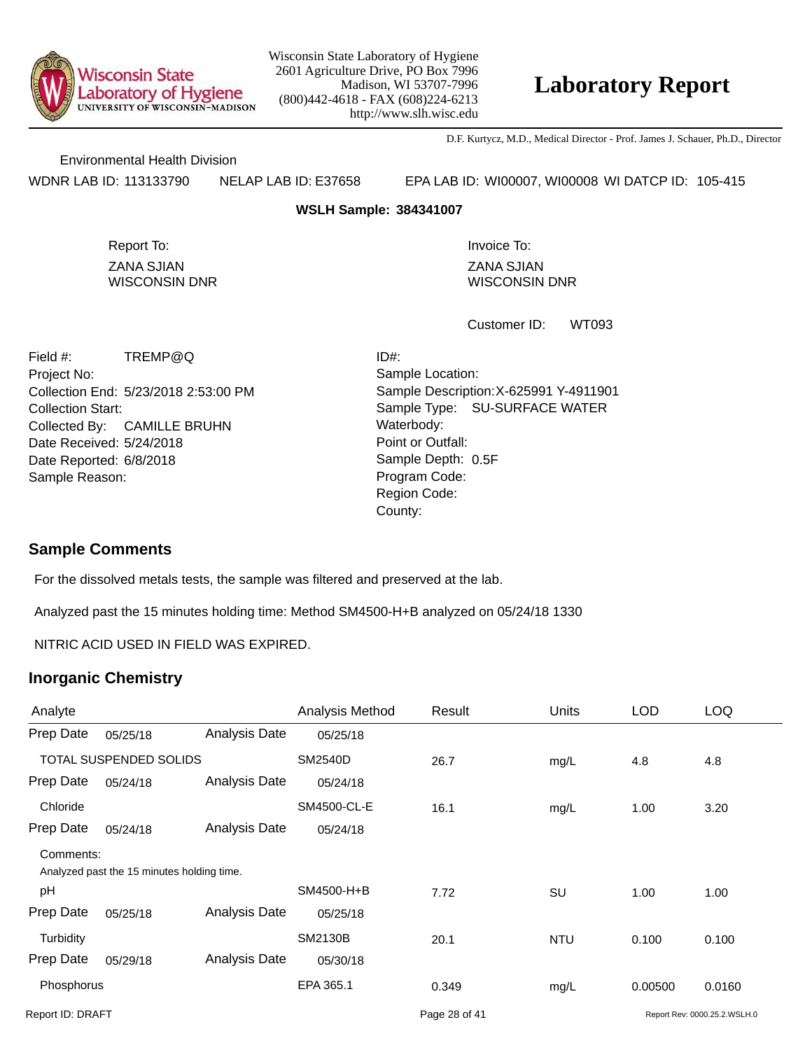Wisconsin State Laboratory of Hygiene
2601 Agriculture Drive, PO Box 7996
Madison, WI 53707-7996
(800)442-4618 - FAX (608)224-6213
http://www.slh.wisc.edu

# Laboratory Report

D.F. Kurtycz, M.D., Medical Director - Prof. James J. Schauer, Ph.D., Director

Environmental Health Division

WDNR LAB ID: 113133790 NELAP LAB ID: E37658 EPA LAB ID: WI00007, WI00008 WI DATCP ID: 105-415

**WSLH Sample: 384341007**

Report To:
ZANA SJIAN
WISCONSIN DNR

Invoice To:
ZANA SJIAN
WISCONSIN DNR

Customer ID: WT093

Field #: TREMP@Q
Project No:
Collection End: 5/23/2018 2:53:00 PM
Collection Start:
Collected By: CAMILLE BRUHN
Date Received: 5/24/2018
Date Reported: 6/8/2018
Sample Reason:

ID#:
Sample Location:
Sample Description: X-625991 Y-4911901
Sample Type: SU-SURFACE WATER
Waterbody:
Point or Outfall:
Sample Depth: 0.5F
Program Code:
Region Code:
County:

## Sample Comments

For the dissolved metals tests, the sample was filtered and preserved at the lab.

Analyzed past the 15 minutes holding time: Method SM4500-H+B analyzed on 05/24/18 1330

NITRIC ACID USED IN FIELD WAS EXPIRED.

## Inorganic Chemistry

| Analyte | | | Analysis Method | Result | Units | LOD | LOQ |
|---|---|---|---|---|---|---|---|
| Prep Date | 05/25/18 | Analysis Date | 05/25/18 | | | | |
| TOTAL SUSPENDED SOLIDS | | | SM2540D | 26.7 | mg/L | 4.8 | 4.8 |
| Prep Date | 05/24/18 | Analysis Date | 05/24/18 | | | | |
| Chloride | | | SM4500-CL-E | 16.1 | mg/L | 1.00 | 3.20 |
| Prep Date | 05/24/18 | Analysis Date | 05/24/18 | | | | |
| Comments: Analyzed past the 15 minutes holding time. | | | | | | | |
| pH | | | SM4500-H+B | 7.72 | SU | 1.00 | 1.00 |
| Prep Date | 05/25/18 | Analysis Date | 05/25/18 | | | | |
| Turbidity | | | SM2130B | 20.1 | NTU | 0.100 | 0.100 |
| Prep Date | 05/29/18 | Analysis Date | 05/30/18 | | | | |
| Phosphorus | | | EPA 365.1 | 0.349 | mg/L | 0.00500 | 0.0160 |

Report ID: DRAFT

Report Rev: 0000.25.2.WSLH.0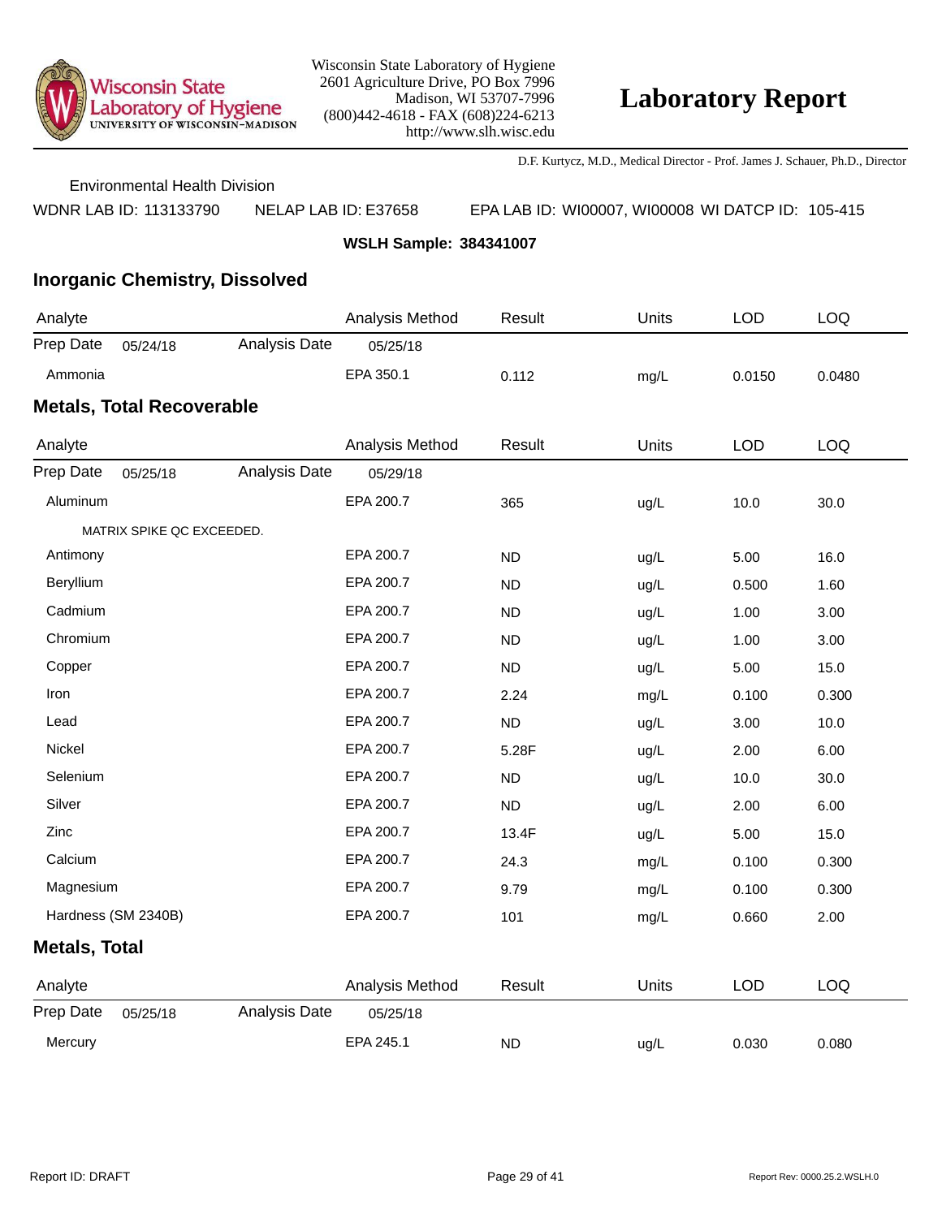Wisconsin State Laboratory of Hygiene
2601 Agriculture Drive, PO Box 7996
Madison, WI 53707-7996
(800)442-4618 - FAX (608)224-6213
http://www.slh.wisc.edu

# Laboratory Report

D.F. Kurtycz, M.D., Medical Director - Prof. James J. Schauer, Ph.D., Director

Environmental Health Division

WDNR LAB ID: 113133790 NELAP LAB ID: E37658 EPA LAB ID: WI00007, WI00008 WI DATCP ID: 105-415

**WSLH Sample: 384341007**

## Inorganic Chemistry, Dissolved

| Analyte | Analysis Method | Result | Units | LOD | LOQ |
|---|---|---|---|---|---|
| Prep Date 05/24/18 Analysis Date | 05/25/18 | | | | |
| Ammonia | EPA 350.1 | 0.112 | mg/L | 0.0150 | 0.0480 |

## Metals, Total Recoverable

| Analyte | Analysis Method | Result | Units | LOD | LOQ |
|---|---|---|---|---|---|
| Prep Date 05/25/18 Analysis Date | 05/29/18 | | | | |
| Aluminum | EPA 200.7 | 365 | ug/L | 10.0 | 30.0 |
| MATRIX SPIKE QC EXCEEDED. | | | | | |
| Antimony | EPA 200.7 | ND | ug/L | 5.00 | 16.0 |
| Beryllium | EPA 200.7 | ND | ug/L | 0.500 | 1.60 |
| Cadmium | EPA 200.7 | ND | ug/L | 1.00 | 3.00 |
| Chromium | EPA 200.7 | ND | ug/L | 1.00 | 3.00 |
| Copper | EPA 200.7 | ND | ug/L | 5.00 | 15.0 |
| Iron | EPA 200.7 | 2.24 | mg/L | 0.100 | 0.300 |
| Lead | EPA 200.7 | ND | ug/L | 3.00 | 10.0 |
| Nickel | EPA 200.7 | 5.28F | ug/L | 2.00 | 6.00 |
| Selenium | EPA 200.7 | ND | ug/L | 10.0 | 30.0 |
| Silver | EPA 200.7 | ND | ug/L | 2.00 | 6.00 |
| Zinc | EPA 200.7 | 13.4F | ug/L | 5.00 | 15.0 |
| Calcium | EPA 200.7 | 24.3 | mg/L | 0.100 | 0.300 |
| Magnesium | EPA 200.7 | 9.79 | mg/L | 0.100 | 0.300 |
| Hardness (SM 2340B) | EPA 200.7 | 101 | mg/L | 0.660 | 2.00 |

## Metals, Total

| Analyte | Analysis Method | Result | Units | LOD | LOQ |
|---|---|---|---|---|---|
| Prep Date 05/25/18 Analysis Date | 05/25/18 | | | | |
| Mercury | EPA 245.1 | ND | ug/L | 0.030 | 0.080 |

Report ID: DRAFT

Report Rev: 0000.25.2.WSLH.0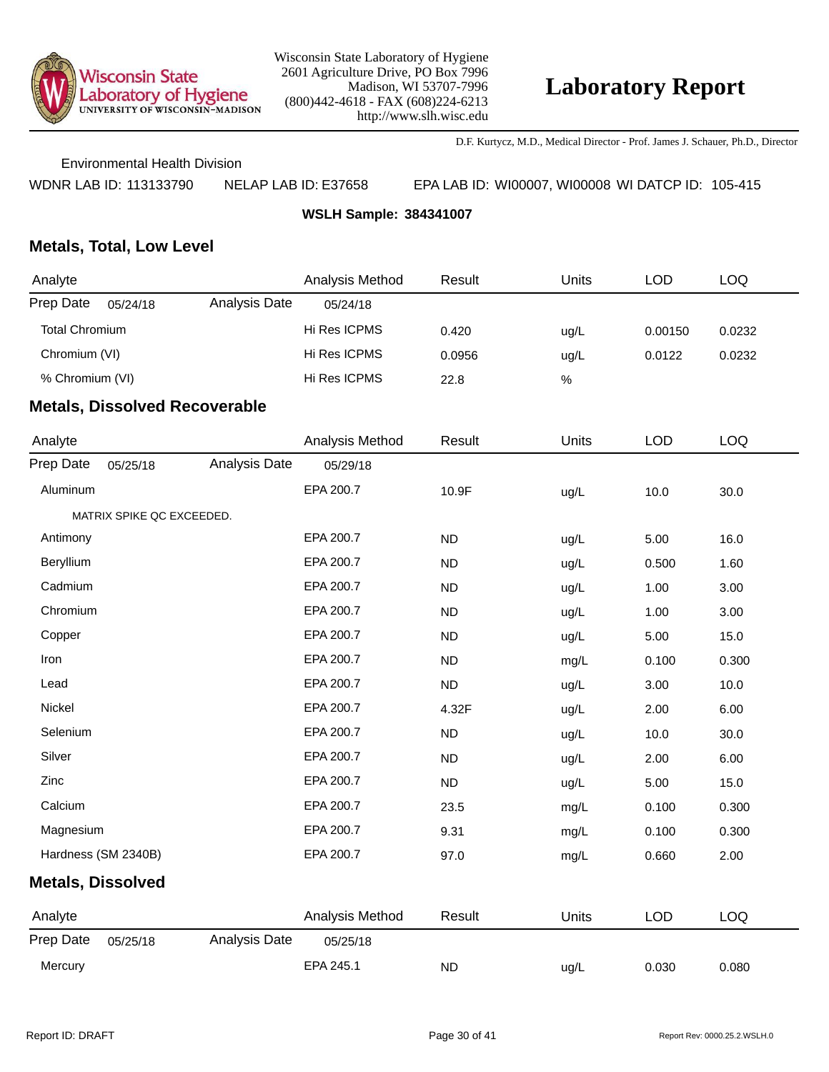Wisconsin State Laboratory of Hygiene
2601 Agriculture Drive, PO Box 7996
Madison, WI 53707-7996
(800)442-4618 - FAX (608)224-6213
http://www.slh.wisc.edu

# Laboratory Report

D.F. Kurtycz, M.D., Medical Director - Prof. James J. Schauer, Ph.D., Director

Environmental Health Division

WDNR LAB ID: 113133790    NELAP LAB ID: E37658    EPA LAB ID: WI00007, WI00008  WI DATCP ID: 105-415

**WSLH Sample: 384341007**

## Metals, Total, Low Level

| Analyte | | Analysis Method | Result | Units | LOD | LOQ |
|---|---|---|---|---|---|---|
| Prep Date 05/24/18 | Analysis Date | 05/24/18 | | | | |
| Total Chromium | | Hi Res ICPMS | 0.420 | ug/L | 0.00150 | 0.0232 |
| Chromium (VI) | | Hi Res ICPMS | 0.0956 | ug/L | 0.0122 | 0.0232 |
| % Chromium (VI) | | Hi Res ICPMS | 22.8 | % | | |

## Metals, Dissolved Recoverable

| Analyte | | Analysis Method | Result | Units | LOD | LOQ |
|---|---|---|---|---|---|---|
| Prep Date 05/25/18 | Analysis Date | 05/29/18 | | | | |
| Aluminum | | EPA 200.7 | 10.9F | ug/L | 10.0 | 30.0 |
| MATRIX SPIKE QC EXCEEDED. | | | | | | |
| Antimony | | EPA 200.7 | ND | ug/L | 5.00 | 16.0 |
| Beryllium | | EPA 200.7 | ND | ug/L | 0.500 | 1.60 |
| Cadmium | | EPA 200.7 | ND | ug/L | 1.00 | 3.00 |
| Chromium | | EPA 200.7 | ND | ug/L | 1.00 | 3.00 |
| Copper | | EPA 200.7 | ND | ug/L | 5.00 | 15.0 |
| Iron | | EPA 200.7 | ND | mg/L | 0.100 | 0.300 |
| Lead | | EPA 200.7 | ND | ug/L | 3.00 | 10.0 |
| Nickel | | EPA 200.7 | 4.32F | ug/L | 2.00 | 6.00 |
| Selenium | | EPA 200.7 | ND | ug/L | 10.0 | 30.0 |
| Silver | | EPA 200.7 | ND | ug/L | 2.00 | 6.00 |
| Zinc | | EPA 200.7 | ND | ug/L | 5.00 | 15.0 |
| Calcium | | EPA 200.7 | 23.5 | mg/L | 0.100 | 0.300 |
| Magnesium | | EPA 200.7 | 9.31 | mg/L | 0.100 | 0.300 |
| Hardness (SM 2340B) | | EPA 200.7 | 97.0 | mg/L | 0.660 | 2.00 |

## Metals, Dissolved

| Analyte | | Analysis Method | Result | Units | LOD | LOQ |
|---|---|---|---|---|---|---|
| Prep Date 05/25/18 | Analysis Date | 05/25/18 | | | | |
| Mercury | | EPA 245.1 | ND | ug/L | 0.030 | 0.080 |

Report ID: DRAFT    Report Rev: 0000.25.2.WSLH.0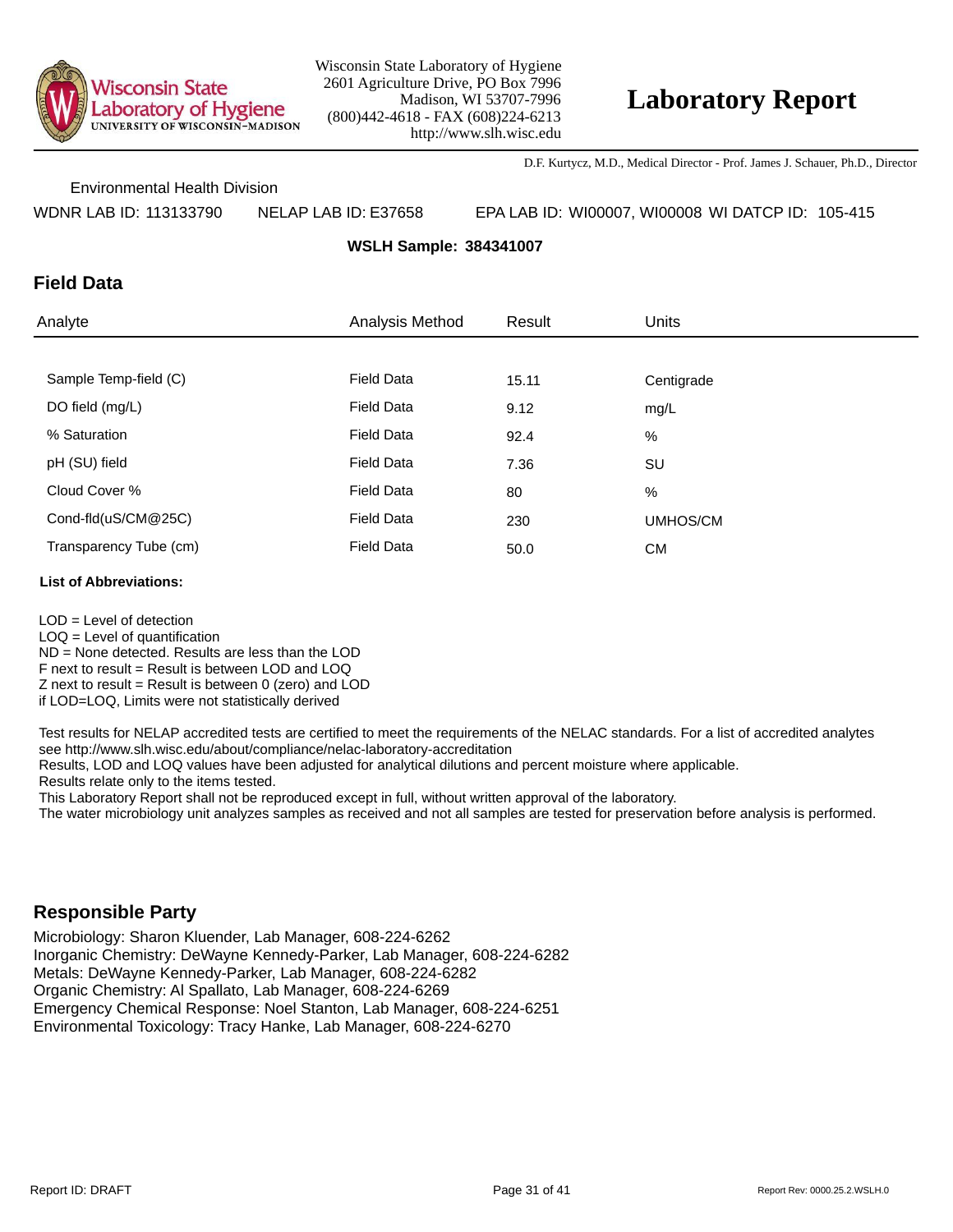Wisconsin State Laboratory of Hygiene
2601 Agriculture Drive, PO Box 7996
Madison, WI 53707-7996
(800)442-4618 - FAX (608)224-6213
http://www.slh.wisc.edu

# Laboratory Report

D.F. Kurtycz, M.D., Medical Director - Prof. James J. Schauer, Ph.D., Director

Environmental Health Division

WDNR LAB ID: 113133790 NELAP LAB ID: E37658 EPA LAB ID: WI00007, WI00008 WI DATCP ID: 105-415

**WSLH Sample: 384341007**

## Field Data

| Analyte | Analysis Method | Result | Units |
|---|---|---|---|
| Sample Temp-field (C) | Field Data | 15.11 | Centigrade |
| DO field (mg/L) | Field Data | 9.12 | mg/L |
| % Saturation | Field Data | 92.4 | % |
| pH (SU) field | Field Data | 7.36 | SU |
| Cloud Cover % | Field Data | 80 | % |
| Cond-fld(uS/CM@25C) | Field Data | 230 | UMHOS/CM |
| Transparency Tube (cm) | Field Data | 50.0 | CM |

**List of Abbreviations:**

LOD = Level of detection
LOQ = Level of quantification
ND = None detected. Results are less than the LOD
F next to result = Result is between LOD and LOQ
Z next to result = Result is between 0 (zero) and LOD
if LOD=LOQ, Limits were not statistically derived

Test results for NELAP accredited tests are certified to meet the requirements of the NELAC standards. For a list of accredited analytes see http://www.slh.wisc.edu/about/compliance/nelac-laboratory-accreditation
Results, LOD and LOQ values have been adjusted for analytical dilutions and percent moisture where applicable.
Results relate only to the items tested.
This Laboratory Report shall not be reproduced except in full, without written approval of the laboratory.
The water microbiology unit analyzes samples as received and not all samples are tested for preservation before analysis is performed.

## Responsible Party

Microbiology: Sharon Kluender, Lab Manager, 608-224-6262
Inorganic Chemistry: DeWayne Kennedy-Parker, Lab Manager, 608-224-6282
Metals: DeWayne Kennedy-Parker, Lab Manager, 608-224-6282
Organic Chemistry: Al Spallato, Lab Manager, 608-224-6269
Emergency Chemical Response: Noel Stanton, Lab Manager, 608-224-6251
Environmental Toxicology: Tracy Hanke, Lab Manager, 608-224-6270

Report ID: DRAFT Report Rev: 0000.25.2.WSLH.0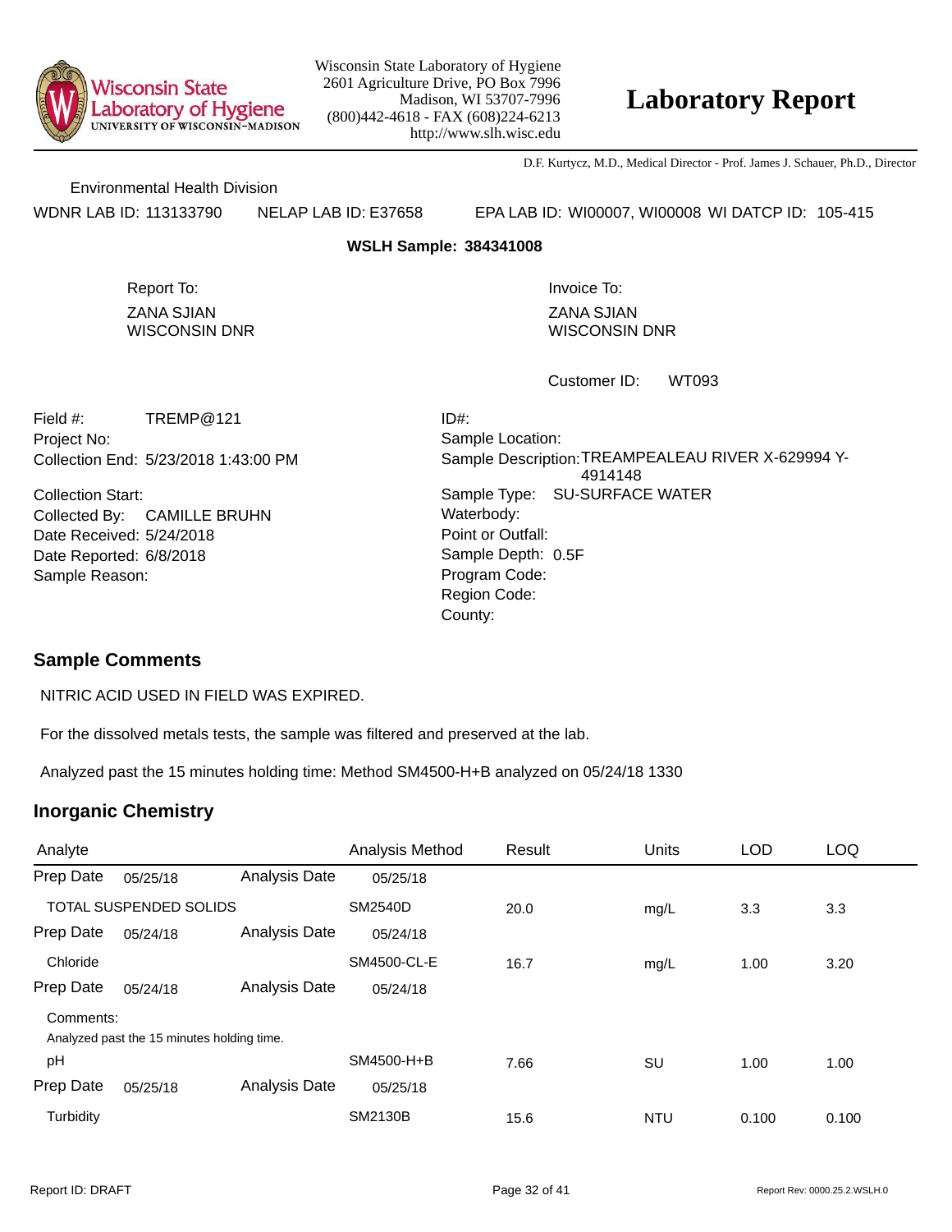Wisconsin State Laboratory of Hygiene
2601 Agriculture Drive, PO Box 7996
Madison, WI 53707-7996
(800)442-4618 - FAX (608)224-6213
http://www.slh.wisc.edu

# Laboratory Report

D.F. Kurtycz, M.D., Medical Director - Prof. James J. Schauer, Ph.D., Director

Environmental Health Division

WDNR LAB ID: 113133790 NELAP LAB ID: E37658 EPA LAB ID: WI00007, WI00008 WI DATCP ID: 105-415

**WSLH Sample: 384341008**

Report To:
ZANA SJIAN
WISCONSIN DNR

Invoice To:
ZANA SJIAN
WISCONSIN DNR

Customer ID: WT093

Field #: TREMP@121
Project No:
Collection End: 5/23/2018 1:43:00 PM

Collection Start:
Collected By: CAMILLE BRUHN
Date Received: 5/24/2018
Date Reported: 6/8/2018
Sample Reason:

ID#:
Sample Location:
Sample Description: TREAMPEALEAU RIVER X-629994 Y-4914148
Sample Type: SU-SURFACE WATER
Waterbody:
Point or Outfall:
Sample Depth: 0.5F
Program Code:
Region Code:
County:

## Sample Comments

NITRIC ACID USED IN FIELD WAS EXPIRED.

For the dissolved metals tests, the sample was filtered and preserved at the lab.

Analyzed past the 15 minutes holding time: Method SM4500-H+B analyzed on 05/24/18 1330

## Inorganic Chemistry

| Analyte | Analysis Method | Result | Units | LOD | LOQ |
|---|---|---|---|---|---|
| Prep Date 05/25/18 Analysis Date 05/25/18 | | | | | |
| TOTAL SUSPENDED SOLIDS | SM2540D | 20.0 | mg/L | 3.3 | 3.3 |
| Prep Date 05/24/18 Analysis Date 05/24/18 | | | | | |
| Chloride | SM4500-CL-E | 16.7 | mg/L | 1.00 | 3.20 |
| Prep Date 05/24/18 Analysis Date 05/24/18 | | | | | |
| Comments: Analyzed past the 15 minutes holding time. | | | | | |
| pH | SM4500-H+B | 7.66 | SU | 1.00 | 1.00 |
| Prep Date 05/25/18 Analysis Date 05/25/18 | | | | | |
| Turbidity | SM2130B | 15.6 | NTU | 0.100 | 0.100 |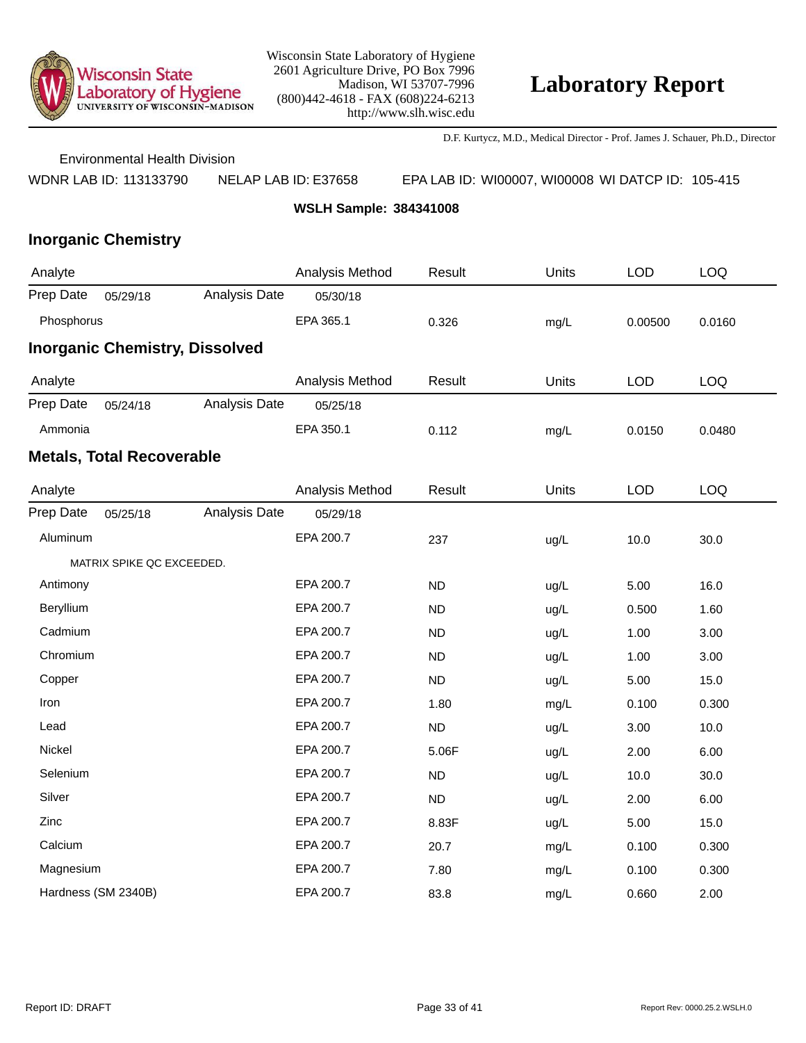Wisconsin State Laboratory of Hygiene
University of Wisconsin–Madison

Wisconsin State Laboratory of Hygiene
2601 Agriculture Drive, PO Box 7996
Madison, WI 53707-7996
(800)442-4618 - FAX (608)224-6213
http://www.slh.wisc.edu

# Laboratory Report

D.F. Kurtycz, M.D., Medical Director - Prof. James J. Schauer, Ph.D., Director

Environmental Health Division

WDNR LAB ID: 113133790 NELAP LAB ID: E37658 EPA LAB ID: WI00007, WI00008 WI DATCP ID: 105-415

**WSLH Sample: 384341008**

## Inorganic Chemistry

| Analyte | | | Analysis Method | Result | Units | LOD | LOQ |
|---|---|---|---|---|---|---|---|
| Prep Date | 05/29/18 | Analysis Date | 05/30/18 | | | | |
| Phosphorus | | | EPA 365.1 | 0.326 | mg/L | 0.00500 | 0.0160 |

## Inorganic Chemistry, Dissolved

| Analyte | | | Analysis Method | Result | Units | LOD | LOQ |
|---|---|---|---|---|---|---|---|
| Prep Date | 05/24/18 | Analysis Date | 05/25/18 | | | | |
| Ammonia | | | EPA 350.1 | 0.112 | mg/L | 0.0150 | 0.0480 |

## Metals, Total Recoverable

| Analyte | | | Analysis Method | Result | Units | LOD | LOQ |
|---|---|---|---|---|---|---|---|
| Prep Date | 05/25/18 | Analysis Date | 05/29/18 | | | | |
| Aluminum | | | EPA 200.7 | 237 | ug/L | 10.0 | 30.0 |
| MATRIX SPIKE QC EXCEEDED. | | | | | | | |
| Antimony | | | EPA 200.7 | ND | ug/L | 5.00 | 16.0 |
| Beryllium | | | EPA 200.7 | ND | ug/L | 0.500 | 1.60 |
| Cadmium | | | EPA 200.7 | ND | ug/L | 1.00 | 3.00 |
| Chromium | | | EPA 200.7 | ND | ug/L | 1.00 | 3.00 |
| Copper | | | EPA 200.7 | ND | ug/L | 5.00 | 15.0 |
| Iron | | | EPA 200.7 | 1.80 | mg/L | 0.100 | 0.300 |
| Lead | | | EPA 200.7 | ND | ug/L | 3.00 | 10.0 |
| Nickel | | | EPA 200.7 | 5.06F | ug/L | 2.00 | 6.00 |
| Selenium | | | EPA 200.7 | ND | ug/L | 10.0 | 30.0 |
| Silver | | | EPA 200.7 | ND | ug/L | 2.00 | 6.00 |
| Zinc | | | EPA 200.7 | 8.83F | ug/L | 5.00 | 15.0 |
| Calcium | | | EPA 200.7 | 20.7 | mg/L | 0.100 | 0.300 |
| Magnesium | | | EPA 200.7 | 7.80 | mg/L | 0.100 | 0.300 |
| Hardness (SM 2340B) | | | EPA 200.7 | 83.8 | mg/L | 0.660 | 2.00 |

Report ID: DRAFT

Report Rev: 0000.25.2.WSLH.0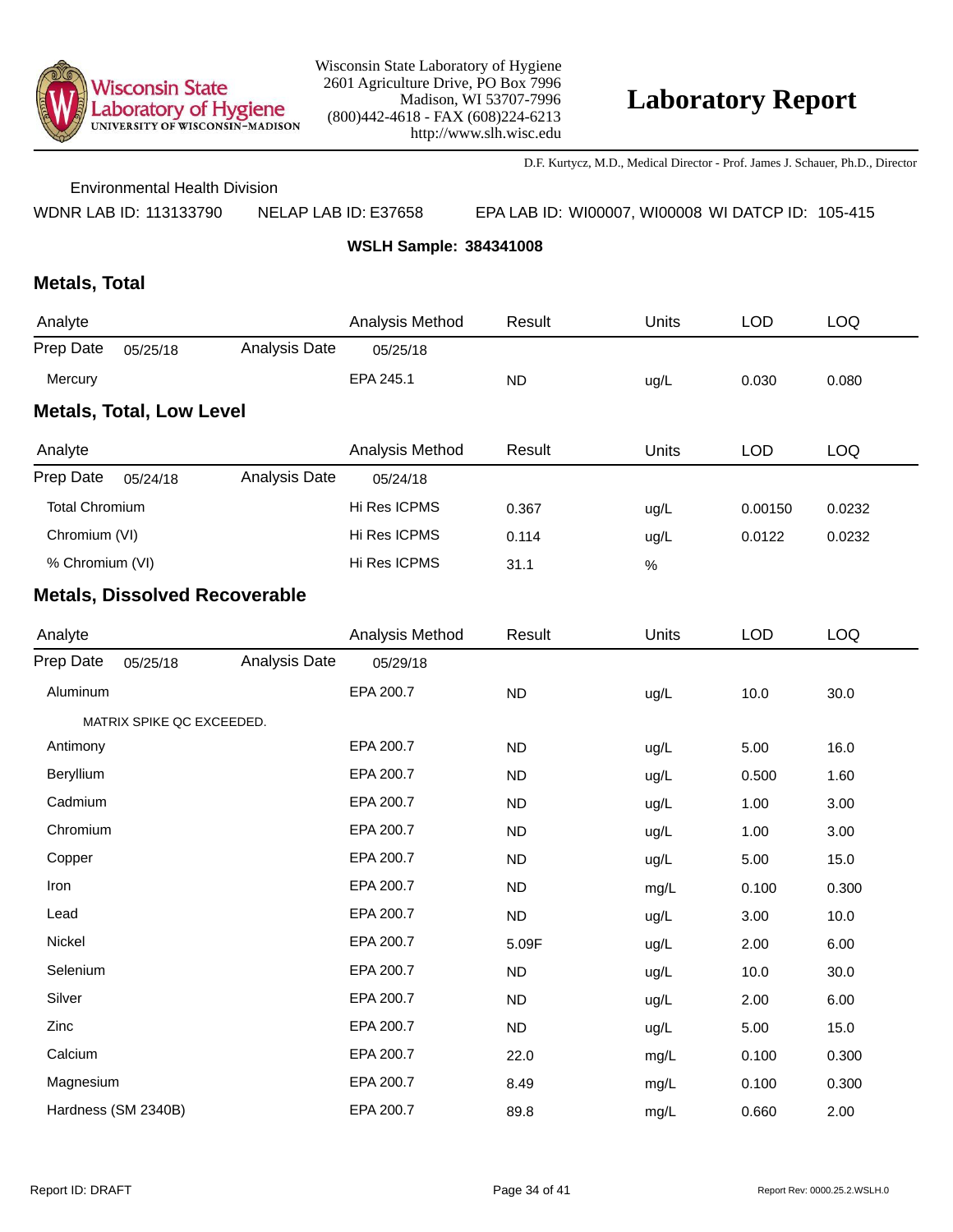Wisconsin State Laboratory of Hygiene
UNIVERSITY OF WISCONSIN–MADISON

Wisconsin State Laboratory of Hygiene
2601 Agriculture Drive, PO Box 7996
Madison, WI 53707-7996
(800)442-4618 - FAX (608)224-6213
http://www.slh.wisc.edu

# Laboratory Report

D.F. Kurtycz, M.D., Medical Director - Prof. James J. Schauer, Ph.D., Director

Environmental Health Division

WDNR LAB ID: 113133790 NELAP LAB ID: E37658 EPA LAB ID: WI00007, WI00008 WI DATCP ID: 105-415

**WSLH Sample: 384341008**

## Metals, Total

| Analyte | | | Analysis Method | Result | Units | LOD | LOQ |
|---|---|---|---|---|---|---|---|
| Prep Date | 05/25/18 | Analysis Date | 05/25/18 | | | | |
| Mercury | | | EPA 245.1 | ND | ug/L | 0.030 | 0.080 |

## Metals, Total, Low Level

| Analyte | | | Analysis Method | Result | Units | LOD | LOQ |
|---|---|---|---|---|---|---|---|
| Prep Date | 05/24/18 | Analysis Date | 05/24/18 | | | | |
| Total Chromium | | | Hi Res ICPMS | 0.367 | ug/L | 0.00150 | 0.0232 |
| Chromium (VI) | | | Hi Res ICPMS | 0.114 | ug/L | 0.0122 | 0.0232 |
| % Chromium (VI) | | | Hi Res ICPMS | 31.1 | % | | |

## Metals, Dissolved Recoverable

| Analyte | | | Analysis Method | Result | Units | LOD | LOQ |
|---|---|---|---|---|---|---|---|
| Prep Date | 05/25/18 | Analysis Date | 05/29/18 | | | | |
| Aluminum | | | EPA 200.7 | ND | ug/L | 10.0 | 30.0 |
| MATRIX SPIKE QC EXCEEDED. | | | | | | | |
| Antimony | | | EPA 200.7 | ND | ug/L | 5.00 | 16.0 |
| Beryllium | | | EPA 200.7 | ND | ug/L | 0.500 | 1.60 |
| Cadmium | | | EPA 200.7 | ND | ug/L | 1.00 | 3.00 |
| Chromium | | | EPA 200.7 | ND | ug/L | 1.00 | 3.00 |
| Copper | | | EPA 200.7 | ND | ug/L | 5.00 | 15.0 |
| Iron | | | EPA 200.7 | ND | mg/L | 0.100 | 0.300 |
| Lead | | | EPA 200.7 | ND | ug/L | 3.00 | 10.0 |
| Nickel | | | EPA 200.7 | 5.09F | ug/L | 2.00 | 6.00 |
| Selenium | | | EPA 200.7 | ND | ug/L | 10.0 | 30.0 |
| Silver | | | EPA 200.7 | ND | ug/L | 2.00 | 6.00 |
| Zinc | | | EPA 200.7 | ND | ug/L | 5.00 | 15.0 |
| Calcium | | | EPA 200.7 | 22.0 | mg/L | 0.100 | 0.300 |
| Magnesium | | | EPA 200.7 | 8.49 | mg/L | 0.100 | 0.300 |
| Hardness (SM 2340B) | | | EPA 200.7 | 89.8 | mg/L | 0.660 | 2.00 |

Report ID: DRAFT

Report Rev: 0000.25.2.WSLH.0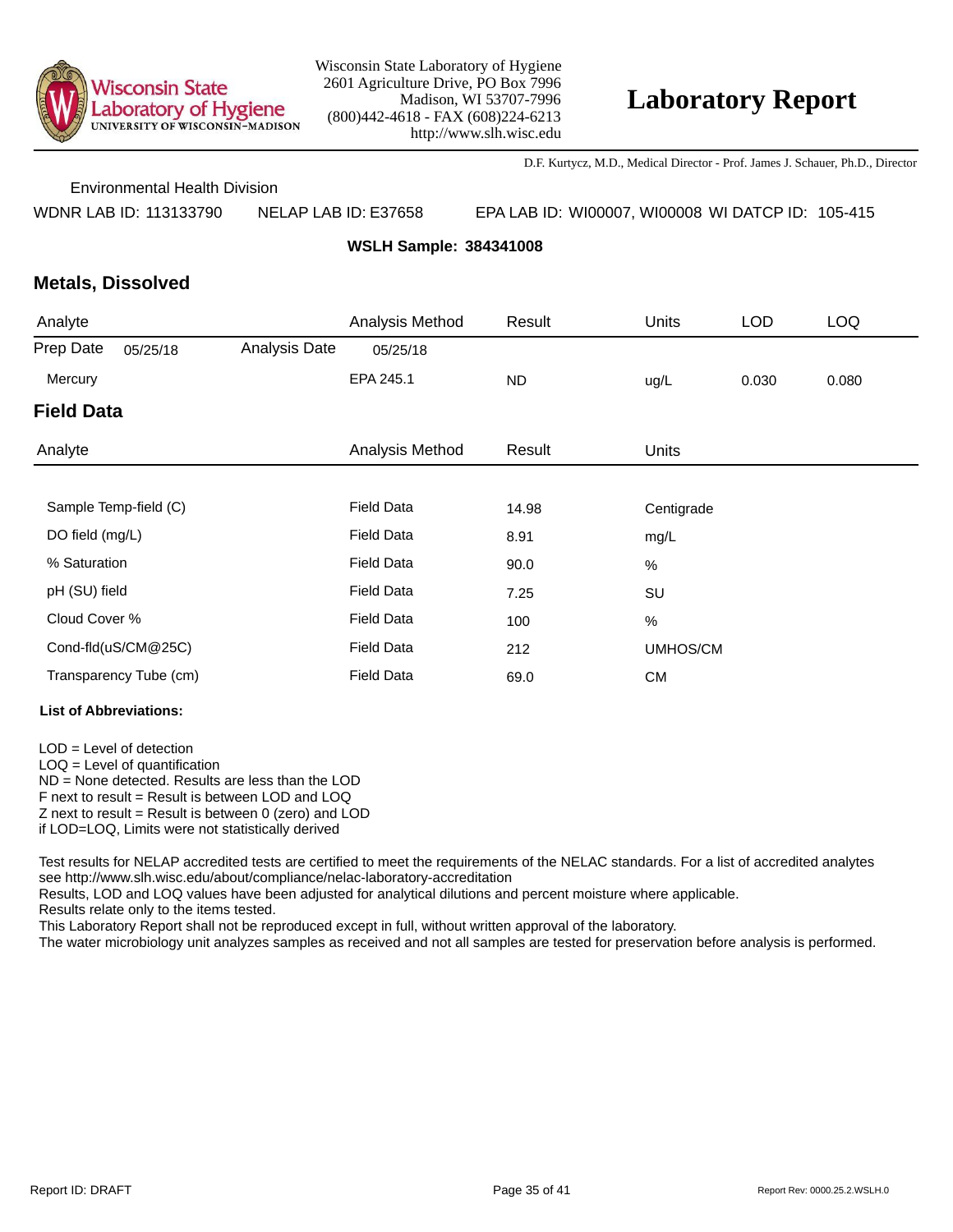Wisconsin State Laboratory of Hygiene
2601 Agriculture Drive, PO Box 7996
Madison, WI 53707-7996
(800)442-4618 - FAX (608)224-6213
http://www.slh.wisc.edu

# Laboratory Report

D.F. Kurtycz, M.D., Medical Director - Prof. James J. Schauer, Ph.D., Director

Environmental Health Division

WDNR LAB ID: 113133790 NELAP LAB ID: E37658 EPA LAB ID: WI00007, WI00008 WI DATCP ID: 105-415

**WSLH Sample: 384341008**

## Metals, Dissolved

| Analyte | | | Analysis Method | Result | Units | LOD | LOQ |
|---|---|---|---|---|---|---|---|
| Prep Date | 05/25/18 | Analysis Date | 05/25/18 | | | | |
| Mercury | | | EPA 245.1 | ND | ug/L | 0.030 | 0.080 |

## Field Data

| Analyte | Analysis Method | Result | Units |
|---|---|---|---|
| Sample Temp-field (C) | Field Data | 14.98 | Centigrade |
| DO field (mg/L) | Field Data | 8.91 | mg/L |
| % Saturation | Field Data | 90.0 | % |
| pH (SU) field | Field Data | 7.25 | SU |
| Cloud Cover % | Field Data | 100 | % |
| Cond-fld(uS/CM@25C) | Field Data | 212 | UMHOS/CM |
| Transparency Tube (cm) | Field Data | 69.0 | CM |

**List of Abbreviations:**

LOD = Level of detection
LOQ = Level of quantification
ND = None detected. Results are less than the LOD
F next to result = Result is between LOD and LOQ
Z next to result = Result is between 0 (zero) and LOD
if LOD=LOQ, Limits were not statistically derived

Test results for NELAP accredited tests are certified to meet the requirements of the NELAC standards. For a list of accredited analytes see http://www.slh.wisc.edu/about/compliance/nelac-laboratory-accreditation
Results, LOD and LOQ values have been adjusted for analytical dilutions and percent moisture where applicable.
Results relate only to the items tested.
This Laboratory Report shall not be reproduced except in full, without written approval of the laboratory.
The water microbiology unit analyzes samples as received and not all samples are tested for preservation before analysis is performed.

Report ID: DRAFT

Report Rev: 0000.25.2.WSLH.0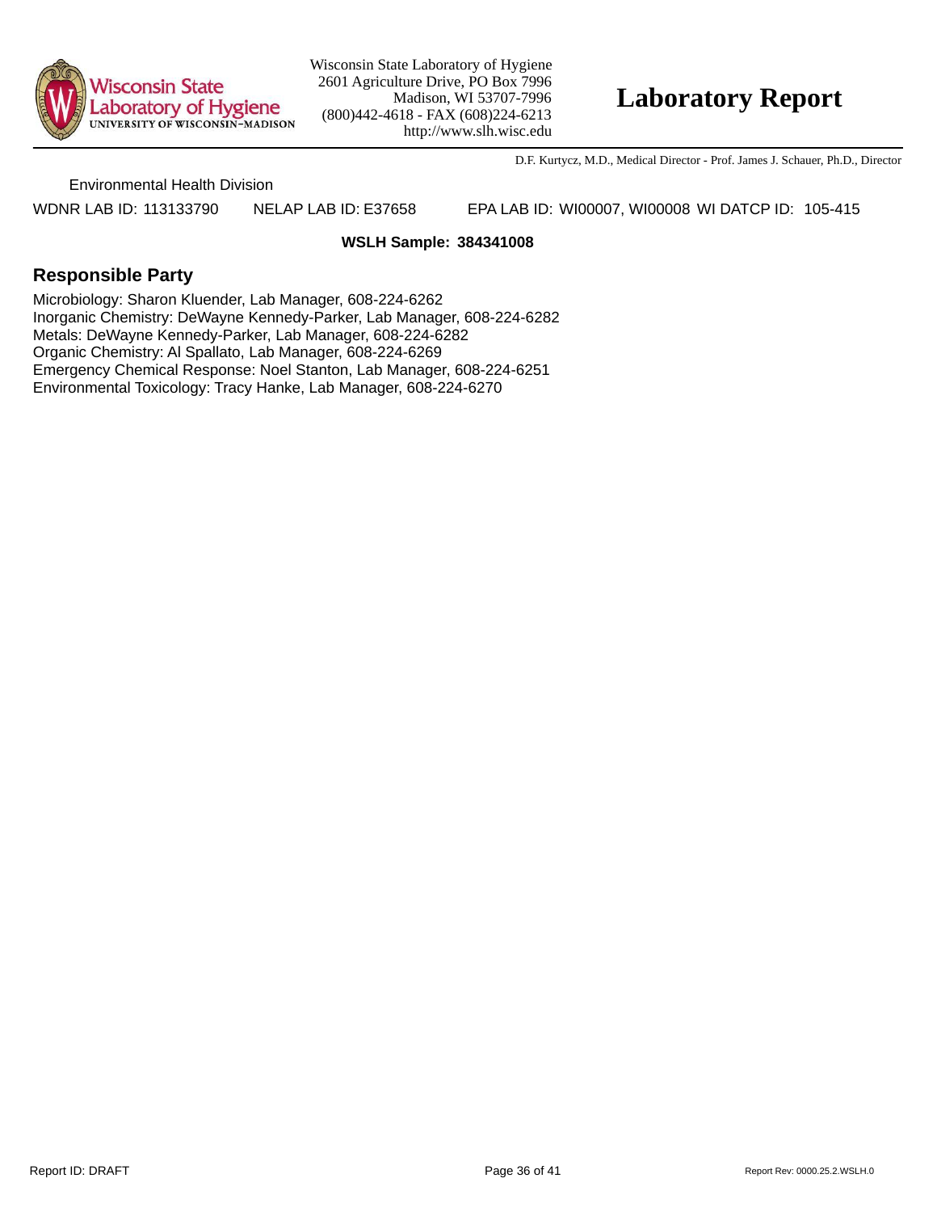Wisconsin State Laboratory of Hygiene
2601 Agriculture Drive, PO Box 7996
Madison, WI 53707-7996
(800)442-4618 - FAX (608)224-6213
http://www.slh.wisc.edu

# Laboratory Report

D.F. Kurtycz, M.D., Medical Director - Prof. James J. Schauer, Ph.D., Director

Environmental Health Division

WDNR LAB ID: 113133790 NELAP LAB ID: E37658 EPA LAB ID: WI00007, WI00008 WI DATCP ID: 105-415

**WSLH Sample: 384341008**

## Responsible Party

Microbiology: Sharon Kluender, Lab Manager, 608-224-6262
Inorganic Chemistry: DeWayne Kennedy-Parker, Lab Manager, 608-224-6282
Metals: DeWayne Kennedy-Parker, Lab Manager, 608-224-6282
Organic Chemistry: Al Spallato, Lab Manager, 608-224-6269
Emergency Chemical Response: Noel Stanton, Lab Manager, 608-224-6251
Environmental Toxicology: Tracy Hanke, Lab Manager, 608-224-6270

Report ID: DRAFT

Report Rev: 0000.25.2.WSLH.0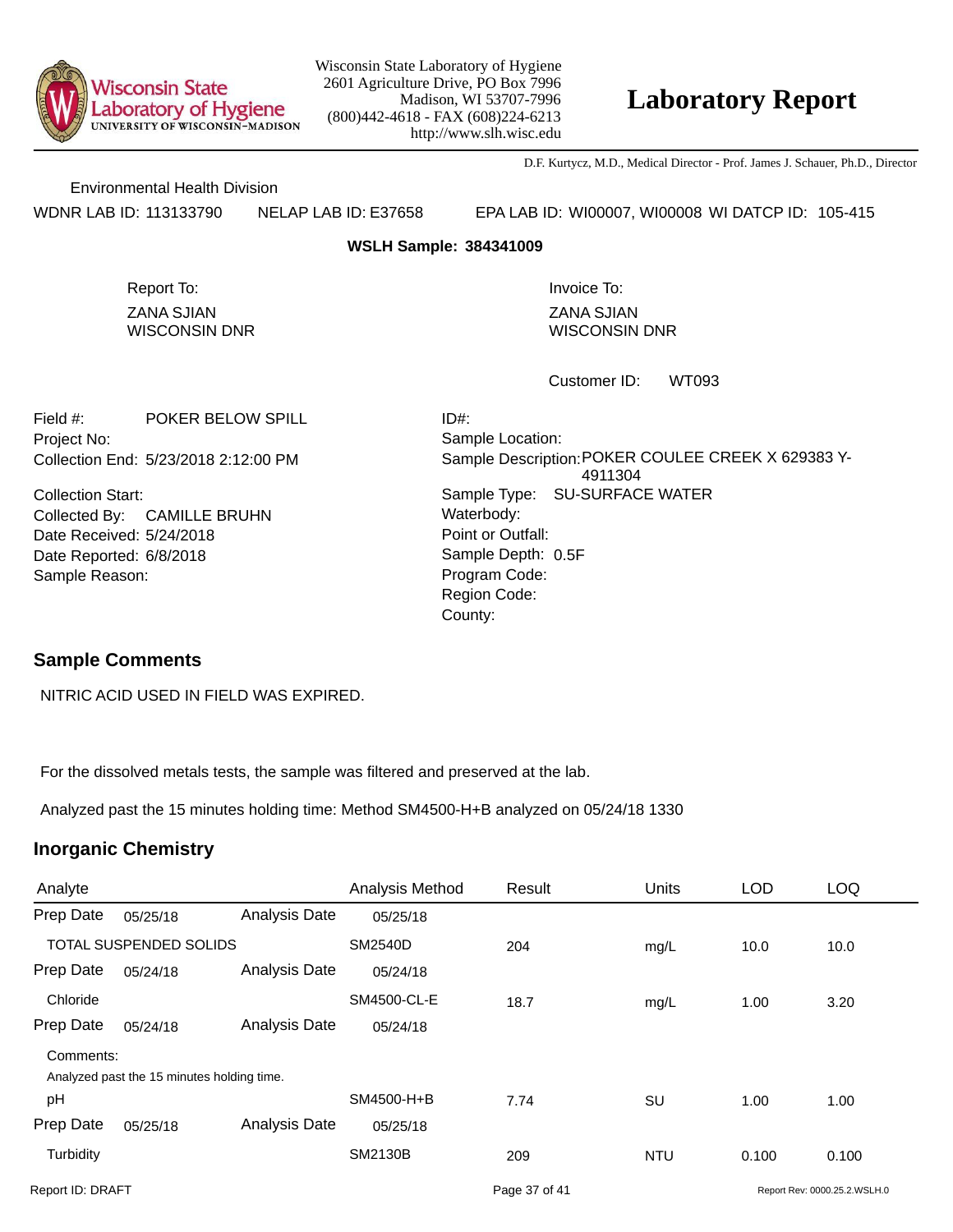Wisconsin State Laboratory of Hygiene
2601 Agriculture Drive, PO Box 7996
Madison, WI 53707-7996
(800)442-4618 - FAX (608)224-6213
http://www.slh.wisc.edu

# Laboratory Report

D.F. Kurtycz, M.D., Medical Director - Prof. James J. Schauer, Ph.D., Director

Environmental Health Division

WDNR LAB ID: 113133790 NELAP LAB ID: E37658 EPA LAB ID: WI00007, WI00008 WI DATCP ID: 105-415

**WSLH Sample: 384341009**

Report To:
ZANA SJIAN
WISCONSIN DNR

Invoice To:
ZANA SJIAN
WISCONSIN DNR

Customer ID: WT093

Field #: POKER BELOW SPILL
Project No:
Collection End: 5/23/2018 2:12:00 PM
Collection Start:
Collected By: CAMILLE BRUHN
Date Received: 5/24/2018
Date Reported: 6/8/2018
Sample Reason:

ID#:
Sample Location:
Sample Description: POKER COULEE CREEK X 629383 Y-4911304
Sample Type: SU-SURFACE WATER
Waterbody:
Point or Outfall:
Sample Depth: 0.5F
Program Code:
Region Code:
County:

## Sample Comments

NITRIC ACID USED IN FIELD WAS EXPIRED.

For the dissolved metals tests, the sample was filtered and preserved at the lab.

Analyzed past the 15 minutes holding time: Method SM4500-H+B analyzed on 05/24/18 1330

## Inorganic Chemistry

| Analyte | | | Analysis Method | Result | Units | LOD | LOQ |
|---|---|---|---|---|---|---|---|
| Prep Date | 05/25/18 | Analysis Date | 05/25/18 | | | | |
| TOTAL SUSPENDED SOLIDS | | | SM2540D | 204 | mg/L | 10.0 | 10.0 |
| Prep Date | 05/24/18 | Analysis Date | 05/24/18 | | | | |
| Chloride | | | SM4500-CL-E | 18.7 | mg/L | 1.00 | 3.20 |
| Prep Date | 05/24/18 | Analysis Date | 05/24/18 | | | | |
| Comments: Analyzed past the 15 minutes holding time. | | | | | | | |
| pH | | | SM4500-H+B | 7.74 | SU | 1.00 | 1.00 |
| Prep Date | 05/25/18 | Analysis Date | 05/25/18 | | | | |
| Turbidity | | | SM2130B | 209 | NTU | 0.100 | 0.100 |

Report ID: DRAFT

Report Rev: 0000.25.2.WSLH.0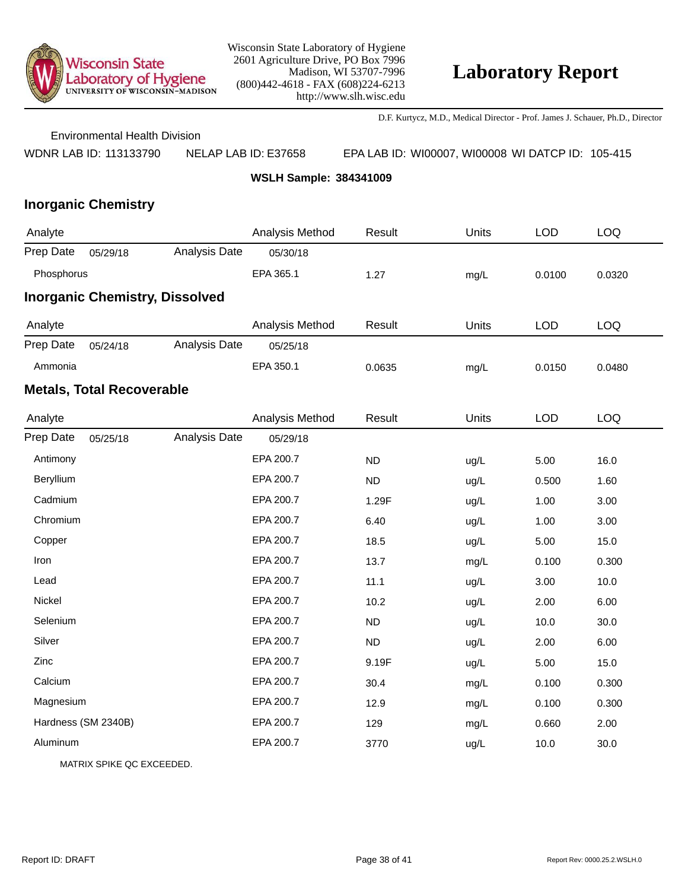Wisconsin State Laboratory of Hygiene
UNIVERSITY OF WISCONSIN–MADISON

Wisconsin State Laboratory of Hygiene
2601 Agriculture Drive, PO Box 7996
Madison, WI 53707-7996
(800)442-4618 - FAX (608)224-6213
http://www.slh.wisc.edu

# Laboratory Report

D.F. Kurtycz, M.D., Medical Director - Prof. James J. Schauer, Ph.D., Director

Environmental Health Division

WDNR LAB ID: 113133790 NELAP LAB ID: E37658 EPA LAB ID: WI00007, WI00008 WI DATCP ID: 105-415

**WSLH Sample: 384341009**

## Inorganic Chemistry

| Analyte | | | Analysis Method | Result | Units | LOD | LOQ |
|---|---|---|---|---|---|---|---|
| Prep Date | 05/29/18 | Analysis Date | 05/30/18 | | | | |
| Phosphorus | | | EPA 365.1 | 1.27 | mg/L | 0.0100 | 0.0320 |

## Inorganic Chemistry, Dissolved

| Analyte | | | Analysis Method | Result | Units | LOD | LOQ |
|---|---|---|---|---|---|---|---|
| Prep Date | 05/24/18 | Analysis Date | 05/25/18 | | | | |
| Ammonia | | | EPA 350.1 | 0.0635 | mg/L | 0.0150 | 0.0480 |

## Metals, Total Recoverable

| Analyte | | | Analysis Method | Result | Units | LOD | LOQ |
|---|---|---|---|---|---|---|---|
| Prep Date | 05/25/18 | Analysis Date | 05/29/18 | | | | |
| Antimony | | | EPA 200.7 | ND | ug/L | 5.00 | 16.0 |
| Beryllium | | | EPA 200.7 | ND | ug/L | 0.500 | 1.60 |
| Cadmium | | | EPA 200.7 | 1.29F | ug/L | 1.00 | 3.00 |
| Chromium | | | EPA 200.7 | 6.40 | ug/L | 1.00 | 3.00 |
| Copper | | | EPA 200.7 | 18.5 | ug/L | 5.00 | 15.0 |
| Iron | | | EPA 200.7 | 13.7 | mg/L | 0.100 | 0.300 |
| Lead | | | EPA 200.7 | 11.1 | ug/L | 3.00 | 10.0 |
| Nickel | | | EPA 200.7 | 10.2 | ug/L | 2.00 | 6.00 |
| Selenium | | | EPA 200.7 | ND | ug/L | 10.0 | 30.0 |
| Silver | | | EPA 200.7 | ND | ug/L | 2.00 | 6.00 |
| Zinc | | | EPA 200.7 | 9.19F | ug/L | 5.00 | 15.0 |
| Calcium | | | EPA 200.7 | 30.4 | mg/L | 0.100 | 0.300 |
| Magnesium | | | EPA 200.7 | 12.9 | mg/L | 0.100 | 0.300 |
| Hardness (SM 2340B) | | | EPA 200.7 | 129 | mg/L | 0.660 | 2.00 |
| Aluminum | | | EPA 200.7 | 3770 | ug/L | 10.0 | 30.0 |

MATRIX SPIKE QC EXCEEDED.

Report ID: DRAFT

Report Rev: 0000.25.2.WSLH.0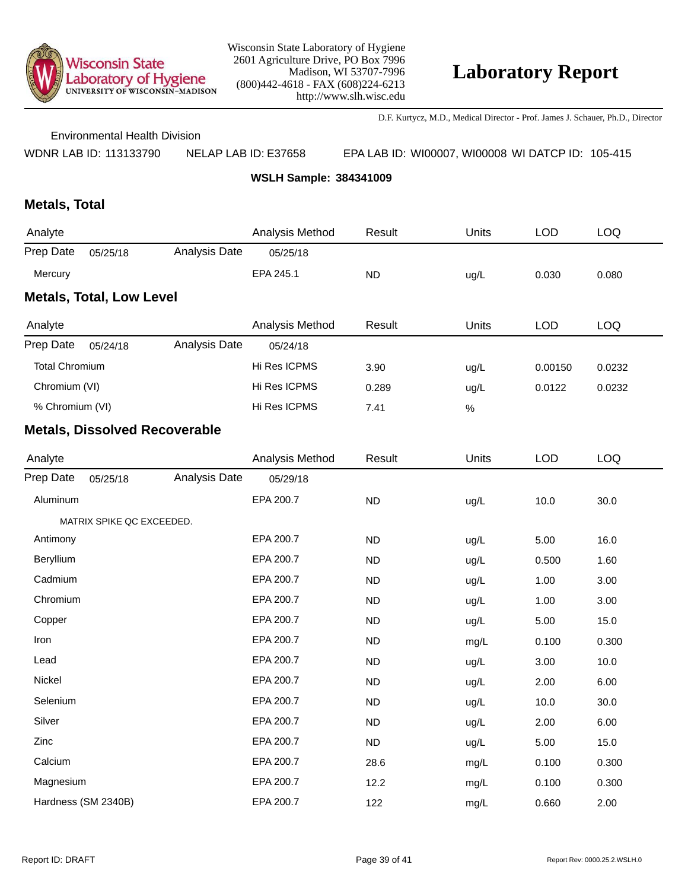**Wisconsin State Laboratory of Hygiene**
**UNIVERSITY OF WISCONSIN–MADISON**

Wisconsin State Laboratory of Hygiene
2601 Agriculture Drive, PO Box 7996
Madison, WI 53707-7996
(800)442-4618 - FAX (608)224-6213
http://www.slh.wisc.edu

# Laboratory Report

D.F. Kurtycz, M.D., Medical Director - Prof. James J. Schauer, Ph.D., Director

Environmental Health Division

WDNR LAB ID: 113133790 NELAP LAB ID: E37658 EPA LAB ID: WI00007, WI00008 WI DATCP ID: 105-415

**WSLH Sample: 384341009**

## Metals, Total

| Analyte | | | Analysis Method | Result | Units | LOD | LOQ |
|---|---|---|---|---|---|---|---|
| Prep Date | 05/25/18 | Analysis Date | 05/25/18 | | | | |
| Mercury | | | EPA 245.1 | ND | ug/L | 0.030 | 0.080 |

## Metals, Total, Low Level

| Analyte | | | Analysis Method | Result | Units | LOD | LOQ |
|---|---|---|---|---|---|---|---|
| Prep Date | 05/24/18 | Analysis Date | 05/24/18 | | | | |
| Total Chromium | | | Hi Res ICPMS | 3.90 | ug/L | 0.00150 | 0.0232 |
| Chromium (VI) | | | Hi Res ICPMS | 0.289 | ug/L | 0.0122 | 0.0232 |
| % Chromium (VI) | | | Hi Res ICPMS | 7.41 | % | | |

## Metals, Dissolved Recoverable

| Analyte | | | Analysis Method | Result | Units | LOD | LOQ |
|---|---|---|---|---|---|---|---|
| Prep Date | 05/25/18 | Analysis Date | 05/29/18 | | | | |
| Aluminum | | | EPA 200.7 | ND | ug/L | 10.0 | 30.0 |
| MATRIX SPIKE QC EXCEEDED. | | | | | | | |
| Antimony | | | EPA 200.7 | ND | ug/L | 5.00 | 16.0 |
| Beryllium | | | EPA 200.7 | ND | ug/L | 0.500 | 1.60 |
| Cadmium | | | EPA 200.7 | ND | ug/L | 1.00 | 3.00 |
| Chromium | | | EPA 200.7 | ND | ug/L | 1.00 | 3.00 |
| Copper | | | EPA 200.7 | ND | ug/L | 5.00 | 15.0 |
| Iron | | | EPA 200.7 | ND | mg/L | 0.100 | 0.300 |
| Lead | | | EPA 200.7 | ND | ug/L | 3.00 | 10.0 |
| Nickel | | | EPA 200.7 | ND | ug/L | 2.00 | 6.00 |
| Selenium | | | EPA 200.7 | ND | ug/L | 10.0 | 30.0 |
| Silver | | | EPA 200.7 | ND | ug/L | 2.00 | 6.00 |
| Zinc | | | EPA 200.7 | ND | ug/L | 5.00 | 15.0 |
| Calcium | | | EPA 200.7 | 28.6 | mg/L | 0.100 | 0.300 |
| Magnesium | | | EPA 200.7 | 12.2 | mg/L | 0.100 | 0.300 |
| Hardness (SM 2340B) | | | EPA 200.7 | 122 | mg/L | 0.660 | 2.00 |

Report ID: DRAFT

Report Rev: 0000.25.2.WSLH.0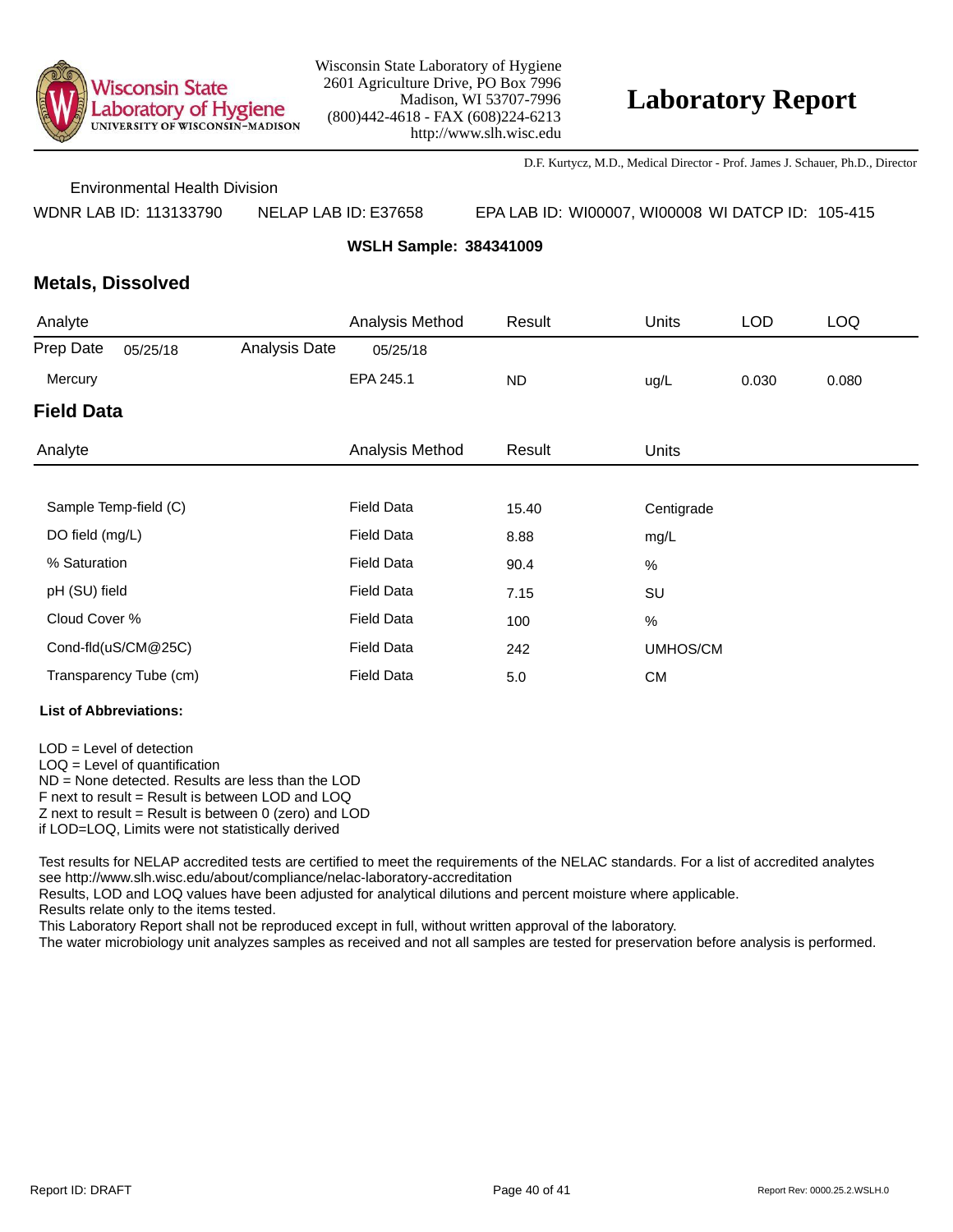Wisconsin State Laboratory of Hygiene
UNIVERSITY OF WISCONSIN–MADISON

Wisconsin State Laboratory of Hygiene
2601 Agriculture Drive, PO Box 7996
Madison, WI 53707-7996
(800)442-4618 - FAX (608)224-6213
http://www.slh.wisc.edu

# Laboratory Report

D.F. Kurtycz, M.D., Medical Director - Prof. James J. Schauer, Ph.D., Director

Environmental Health Division

WDNR LAB ID: 113133790 NELAP LAB ID: E37658 EPA LAB ID: WI00007, WI00008 WI DATCP ID: 105-415

**WSLH Sample: 384341009**

## Metals, Dissolved

| Analyte | | Analysis Method | Result | Units | LOD | LOQ |
|---|---|---|---|---|---|---|
| Prep Date 05/25/18 | Analysis Date | 05/25/18 | | | | |
| Mercury | | EPA 245.1 | ND | ug/L | 0.030 | 0.080 |

## Field Data

| Analyte | Analysis Method | Result | Units |
|---|---|---|---|
| Sample Temp-field (C) | Field Data | 15.40 | Centigrade |
| DO field (mg/L) | Field Data | 8.88 | mg/L |
| % Saturation | Field Data | 90.4 | % |
| pH (SU) field | Field Data | 7.15 | SU |
| Cloud Cover % | Field Data | 100 | % |
| Cond-fld(uS/CM@25C) | Field Data | 242 | UMHOS/CM |
| Transparency Tube (cm) | Field Data | 5.0 | CM |

**List of Abbreviations:**

LOD = Level of detection
LOQ = Level of quantification
ND = None detected. Results are less than the LOD
F next to result = Result is between LOD and LOQ
Z next to result = Result is between 0 (zero) and LOD
if LOD=LOQ, Limits were not statistically derived

Test results for NELAP accredited tests are certified to meet the requirements of the NELAC standards. For a list of accredited analytes see http://www.slh.wisc.edu/about/compliance/nelac-laboratory-accreditation
Results, LOD and LOQ values have been adjusted for analytical dilutions and percent moisture where applicable.
Results relate only to the items tested.
This Laboratory Report shall not be reproduced except in full, without written approval of the laboratory.
The water microbiology unit analyzes samples as received and not all samples are tested for preservation before analysis is performed.

Report ID: DRAFT

Report Rev: 0000.25.2.WSLH.0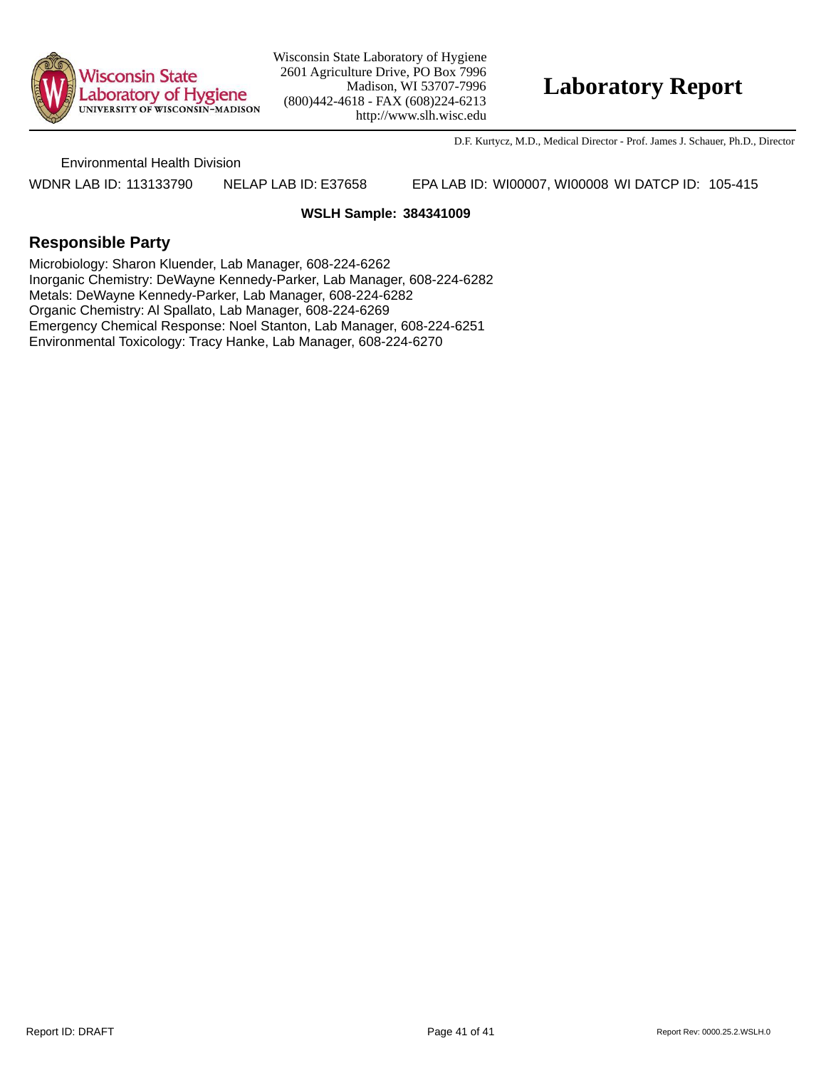Wisconsin State Laboratory of Hygiene
2601 Agriculture Drive, PO Box 7996
Madison, WI 53707-7996
(800)442-4618 - FAX (608)224-6213
http://www.slh.wisc.edu

# Laboratory Report

D.F. Kurtycz, M.D., Medical Director - Prof. James J. Schauer, Ph.D., Director

Environmental Health Division

WDNR LAB ID: 113133790 NELAP LAB ID: E37658 EPA LAB ID: WI00007, WI00008 WI DATCP ID: 105-415

**WSLH Sample: 384341009**

## Responsible Party

Microbiology: Sharon Kluender, Lab Manager, 608-224-6262
Inorganic Chemistry: DeWayne Kennedy-Parker, Lab Manager, 608-224-6282
Metals: DeWayne Kennedy-Parker, Lab Manager, 608-224-6282
Organic Chemistry: Al Spallato, Lab Manager, 608-224-6269
Emergency Chemical Response: Noel Stanton, Lab Manager, 608-224-6251
Environmental Toxicology: Tracy Hanke, Lab Manager, 608-224-6270

Report ID: DRAFT Report Rev: 0000.25.2.WSLH.0